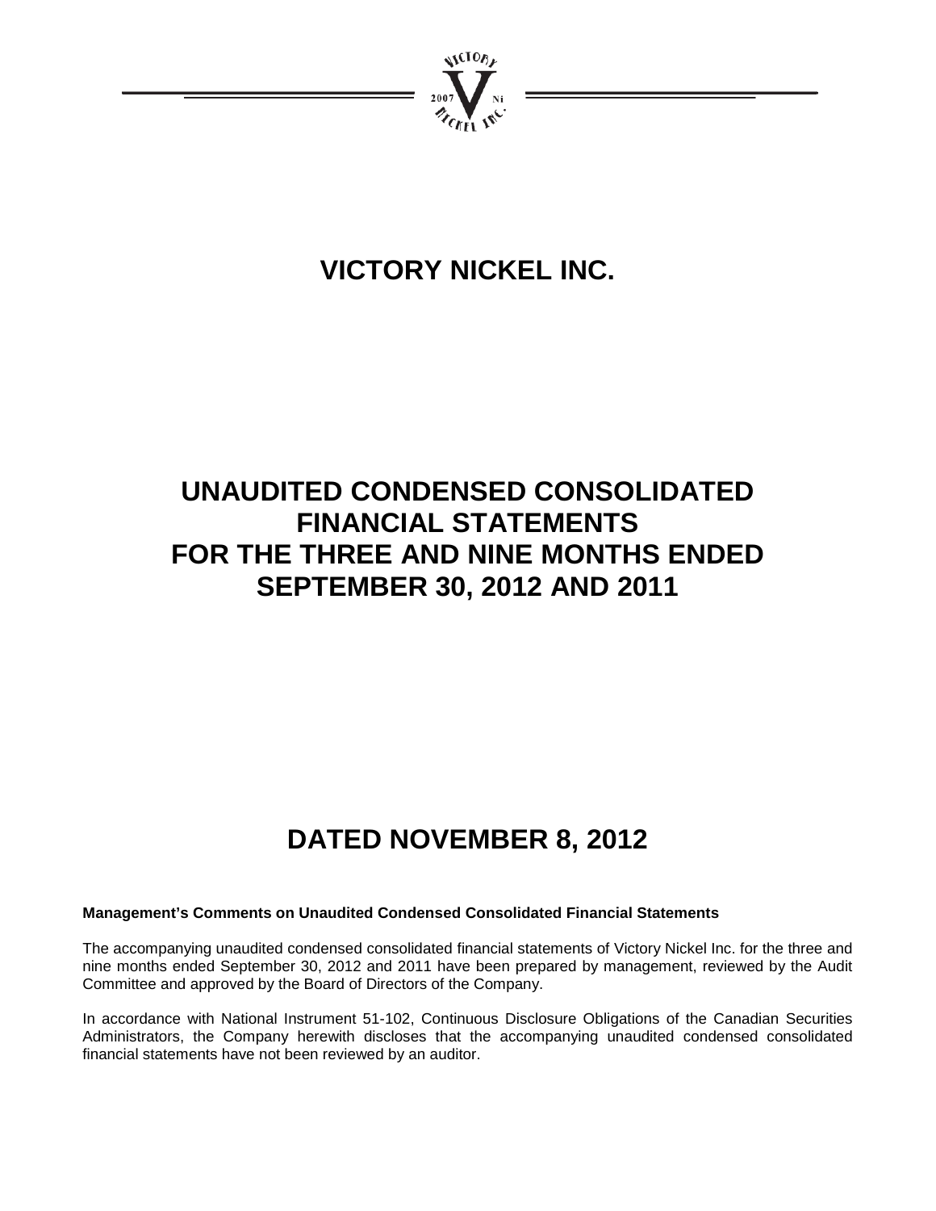# VICTORY NICKEL INC.

# UNAUDITED CONDENSED CONSOLIDATED FINANCIAL STATEMENTS FOR THE THREE AND NINE MONTHS ENDED SEPTEMBER 30, 2012 AND 2011

# DATED NOVEMBER 8, 2012

**Management's Comments on Unaudited Condensed Consolidated Financial Statements**

The accompanying unaudited condensed consolidated financial statements of Victory Nickel Inc. for the three and nine months ended September 30, 2012 and 2011 have been prepared by management, reviewed by the Audit Committee and approved by the Board of Directors of the Company.

In accordance with National Instrument 51-102, Continuous Disclosure Obligations of the Canadian Securities Administrators, the Company herewith discloses that the accompanying unaudited condensed consolidated financial statements have not been reviewed by an auditor.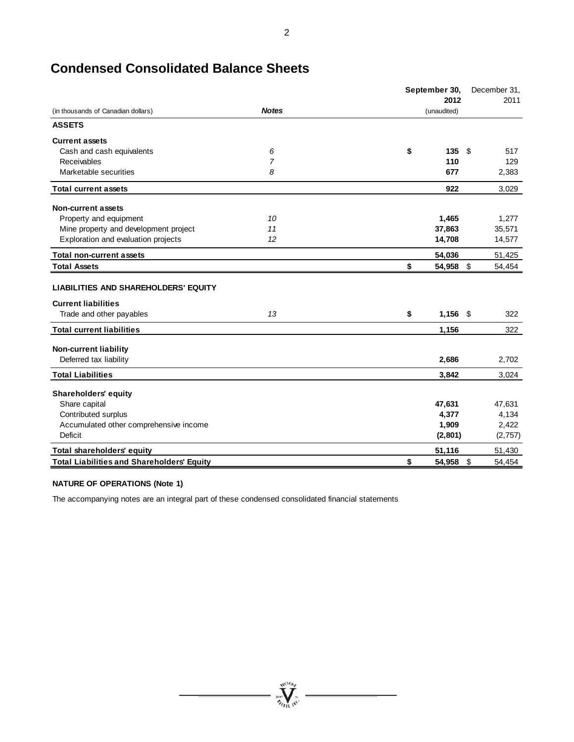# Condensed Consolidated Balance Sheets

| (in thousands of Canadian dollars) | *Notes* | **September 30, 2012** (unaudited) | December 31, 2011 |
|---|---|---|---|
| **ASSETS** | | | |
| **Current assets** | | | |
| Cash and cash equivalents | *6* | **$ 135** | $ 517 |
| Receivables | *7* | **110** | 129 |
| Marketable securities | *8* | **677** | 2,383 |
| **Total current assets** | | **922** | 3,029 |
| **Non-current assets** | | | |
| Property and equipment | *10* | **1,465** | 1,277 |
| Mine property and development project | *11* | **37,863** | 35,571 |
| Exploration and evaluation projects | *12* | **14,708** | 14,577 |
| **Total non-current assets** | | **54,036** | 51,425 |
| **Total Assets** | | **$ 54,958** | $ 54,454 |
| **LIABILITIES AND SHAREHOLDERS' EQUITY** | | | |
| **Current liabilities** | | | |
| Trade and other payables | *13* | **$ 1,156** | $ 322 |
| **Total current liabilities** | | **1,156** | 322 |
| **Non-current liability** | | | |
| Deferred tax liability | | **2,686** | 2,702 |
| **Total Liabilities** | | **3,842** | 3,024 |
| **Shareholders' equity** | | | |
| Share capital | | **47,631** | 47,631 |
| Contributed surplus | | **4,377** | 4,134 |
| Accumulated other comprehensive income | | **1,909** | 2,422 |
| Deficit | | **(2,801)** | (2,757) |
| **Total shareholders' equity** | | **51,116** | 51,430 |
| **Total Liabilities and Shareholders' Equity** | | **$ 54,958** | $ 54,454 |

**NATURE OF OPERATIONS (Note 1)**

The accompanying notes are an integral part of these condensed consolidated financial statements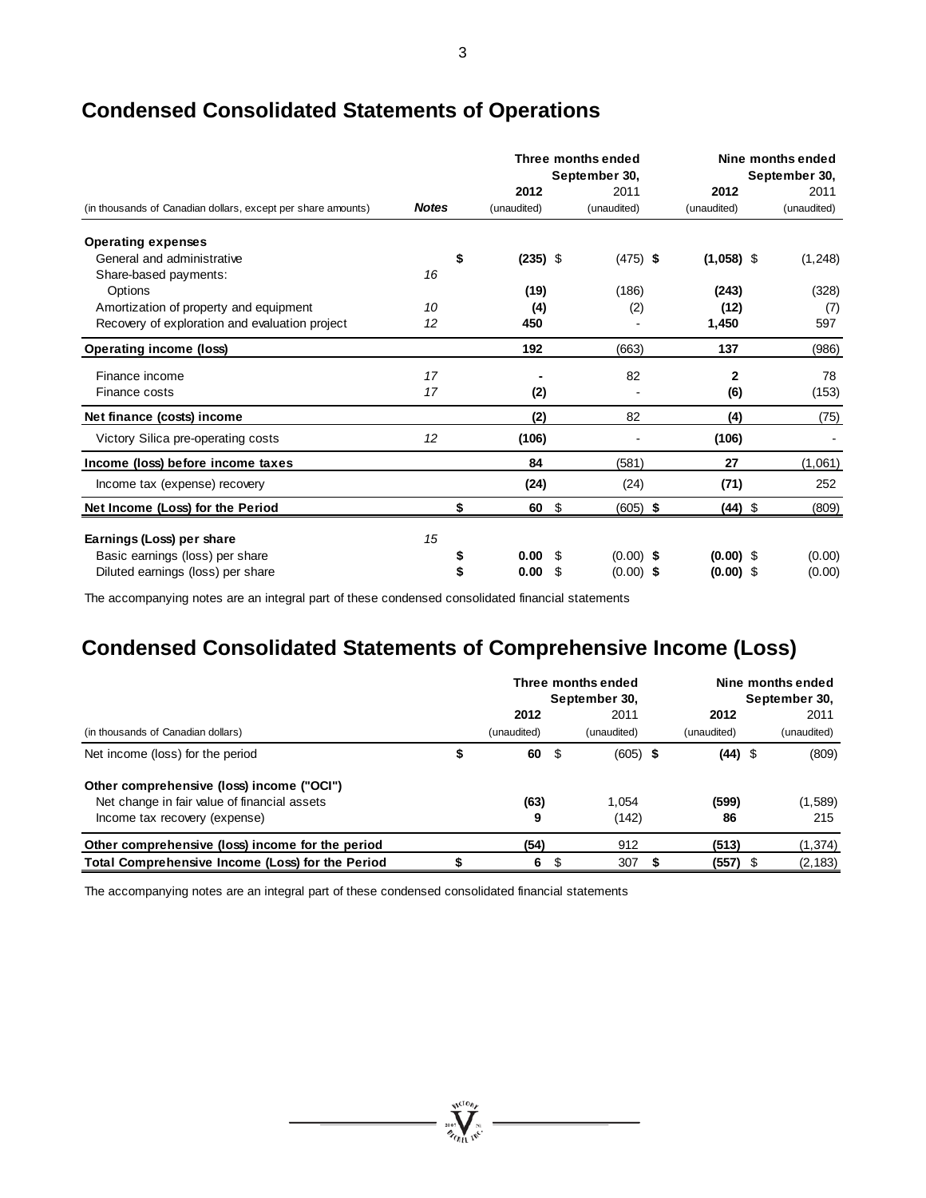# Condensed Consolidated Statements of Operations

| (in thousands of Canadian dollars, except per share amounts) | Notes | Three months ended September 30, 2012 (unaudited) | Three months ended September 30, 2011 (unaudited) | Nine months ended September 30, 2012 (unaudited) | Nine months ended September 30, 2011 (unaudited) |
|---|---|---|---|---|---|
| **Operating expenses** | | | | | |
| General and administrative | | **$ (235)** | $ (475) | **$ (1,058)** | $ (1,248) |
| Share-based payments: | 16 | | | | |
| Options | | **(19)** | (186) | **(243)** | (328) |
| Amortization of property and equipment | 10 | **(4)** | (2) | **(12)** | (7) |
| Recovery of exploration and evaluation project | 12 | **450** | - | **1,450** | 597 |
| **Operating income (loss)** | | **192** | (663) | **137** | (986) |
| Finance income | 17 | **-** | 82 | **2** | 78 |
| Finance costs | 17 | **(2)** | - | **(6)** | (153) |
| **Net finance (costs) income** | | **(2)** | 82 | **(4)** | (75) |
| Victory Silica pre-operating costs | 12 | **(106)** | - | **(106)** | - |
| **Income (loss) before income taxes** | | **84** | (581) | **27** | (1,061) |
| Income tax (expense) recovery | | **(24)** | (24) | **(71)** | 252 |
| **Net Income (Loss) for the Period** | | **$ 60** | $ (605) | **$ (44)** | $ (809) |
| **Earnings (Loss) per share** | 15 | | | | |
| Basic earnings (loss) per share | | **$ 0.00** | $ (0.00) | **$ (0.00)** | $ (0.00) |
| Diluted earnings (loss) per share | | **$ 0.00** | $ (0.00) | **$ (0.00)** | $ (0.00) |

The accompanying notes are an integral part of these condensed consolidated financial statements

# Condensed Consolidated Statements of Comprehensive Income (Loss)

| (in thousands of Canadian dollars) | Three months ended September 30, 2012 (unaudited) | Three months ended September 30, 2011 (unaudited) | Nine months ended September 30, 2012 (unaudited) | Nine months ended September 30, 2011 (unaudited) |
|---|---|---|---|---|
| Net income (loss) for the period | **$ 60** | $ (605) | **$ (44)** | $ (809) |
| **Other comprehensive (loss) income ("OCI")** | | | | |
| Net change in fair value of financial assets | **(63)** | 1,054 | **(599)** | (1,589) |
| Income tax recovery (expense) | **9** | (142) | **86** | 215 |
| **Other comprehensive (loss) income for the period** | **(54)** | 912 | **(513)** | (1,374) |
| **Total Comprehensive Income (Loss) for the Period** | **$ 6** | $ 307 | **$ (557)** | $ (2,183) |

The accompanying notes are an integral part of these condensed consolidated financial statements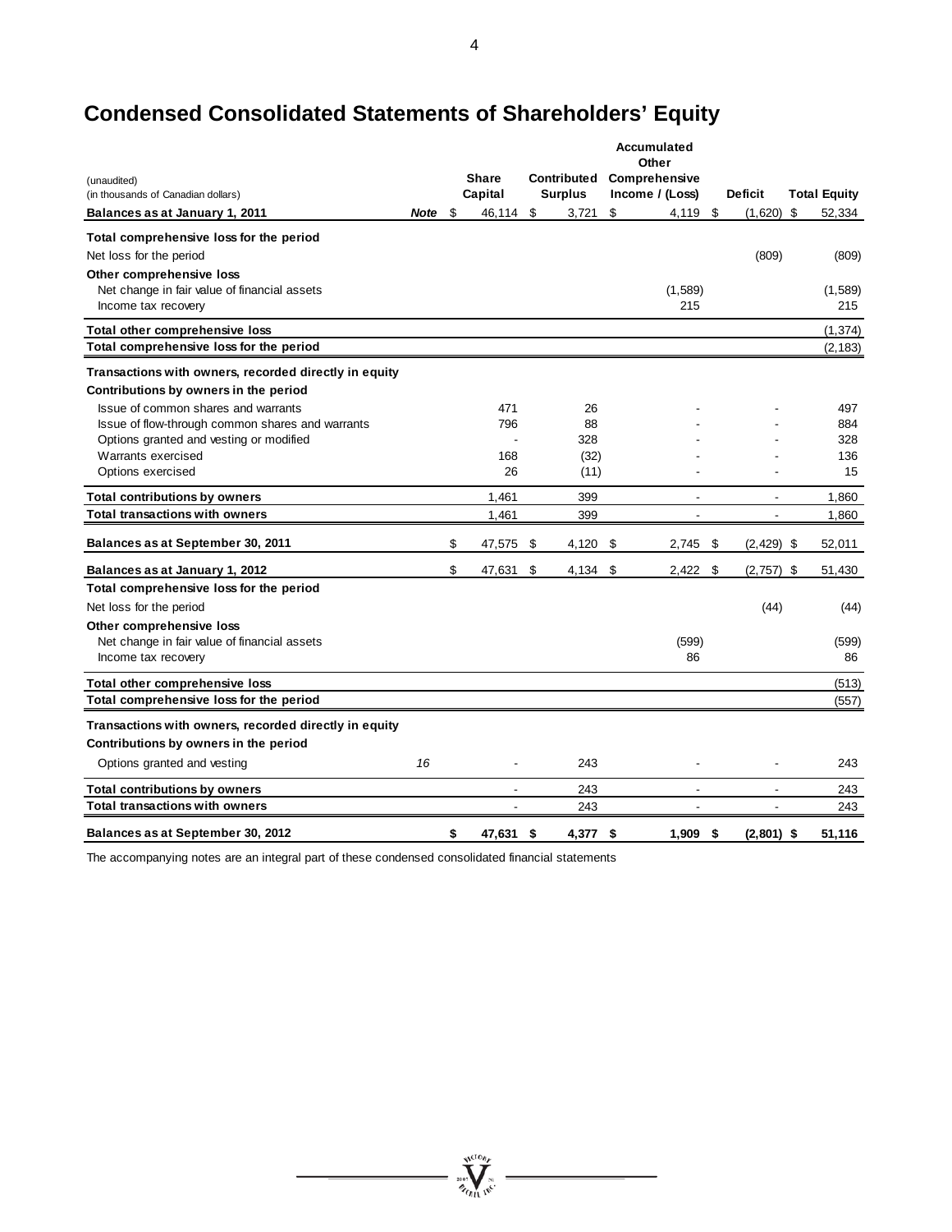# Condensed Consolidated Statements of Shareholders' Equity

| (unaudited)<br>(in thousands of Canadian dollars) | Note | Share Capital | Contributed Surplus | Accumulated Other Comprehensive Income / (Loss) | Deficit | Total Equity |
|---|---|---|---|---|---|---|
| **Balances as at January 1, 2011** | | $ 46,114 | $ 3,721 | $ 4,119 | $ (1,620) | $ 52,334 |
| **Total comprehensive loss for the period** | | | | | | |
| Net loss for the period | | | | | (809) | (809) |
| **Other comprehensive loss** | | | | | | |
| Net change in fair value of financial assets | | | | (1,589) | | (1,589) |
| Income tax recovery | | | | 215 | | 215 |
| **Total other comprehensive loss** | | | | | | (1,374) |
| **Total comprehensive loss for the period** | | | | | | (2,183) |
| **Transactions with owners, recorded directly in equity** | | | | | | |
| **Contributions by owners in the period** | | | | | | |
| Issue of common shares and warrants | | 471 | 26 | - | - | 497 |
| Issue of flow-through common shares and warrants | | 796 | 88 | - | - | 884 |
| Options granted and vesting or modified | | - | 328 | - | - | 328 |
| Warrants exercised | | 168 | (32) | - | - | 136 |
| Options exercised | | 26 | (11) | - | - | 15 |
| **Total contributions by owners** | | 1,461 | 399 | - | - | 1,860 |
| **Total transactions with owners** | | 1,461 | 399 | - | - | 1,860 |
| **Balances as at September 30, 2011** | | $ 47,575 | $ 4,120 | $ 2,745 | $ (2,429) | $ 52,011 |
| **Balances as at January 1, 2012** | | $ 47,631 | $ 4,134 | $ 2,422 | $ (2,757) | $ 51,430 |
| **Total comprehensive loss for the period** | | | | | | |
| Net loss for the period | | | | | (44) | (44) |
| **Other comprehensive loss** | | | | | | |
| Net change in fair value of financial assets | | | | (599) | | (599) |
| Income tax recovery | | | | 86 | | 86 |
| **Total other comprehensive loss** | | | | | | (513) |
| **Total comprehensive loss for the period** | | | | | | (557) |
| **Transactions with owners, recorded directly in equity** | | | | | | |
| **Contributions by owners in the period** | | | | | | |
| Options granted and vesting | 16 | - | 243 | - | - | 243 |
| **Total contributions by owners** | | - | 243 | - | - | 243 |
| **Total transactions with owners** | | - | 243 | - | - | 243 |
| **Balances as at September 30, 2012** | | **$ 47,631** | **$ 4,377** | **$ 1,909** | **$ (2,801)** | **$ 51,116** |

The accompanying notes are an integral part of these condensed consolidated financial statements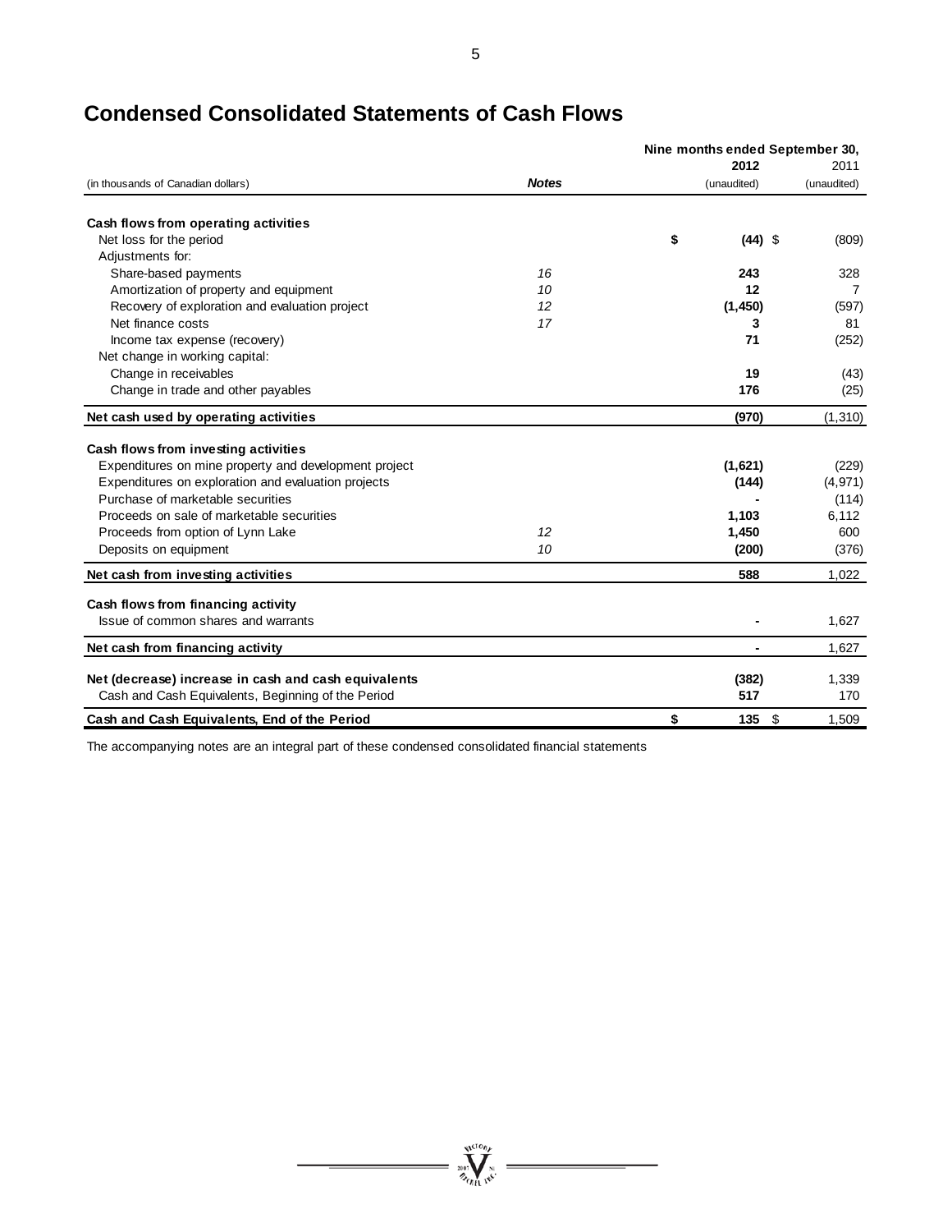# Condensed Consolidated Statements of Cash Flows

| (in thousands of Canadian dollars) | *Notes* | Nine months ended September 30, 2012 (unaudited) | 2011 (unaudited) |
|---|---|---|---|
| **Cash flows from operating activities** | | | |
| Net loss for the period | | **$ (44)** | $ (809) |
| Adjustments for: | | | |
| Share-based payments | *16* | **243** | 328 |
| Amortization of property and equipment | *10* | **12** | 7 |
| Recovery of exploration and evaluation project | *12* | **(1,450)** | (597) |
| Net finance costs | *17* | **3** | 81 |
| Income tax expense (recovery) | | **71** | (252) |
| Net change in working capital: | | | |
| Change in receivables | | **19** | (43) |
| Change in trade and other payables | | **176** | (25) |
| **Net cash used by operating activities** | | **(970)** | (1,310) |
| **Cash flows from investing activities** | | | |
| Expenditures on mine property and development project | | **(1,621)** | (229) |
| Expenditures on exploration and evaluation projects | | **(144)** | (4,971) |
| Purchase of marketable securities | | **-** | (114) |
| Proceeds on sale of marketable securities | | **1,103** | 6,112 |
| Proceeds from option of Lynn Lake | *12* | **1,450** | 600 |
| Deposits on equipment | *10* | **(200)** | (376) |
| **Net cash from investing activities** | | **588** | 1,022 |
| **Cash flows from financing activity** | | | |
| Issue of common shares and warrants | | **-** | 1,627 |
| **Net cash from financing activity** | | **-** | 1,627 |
| **Net (decrease) increase in cash and cash equivalents** | | **(382)** | 1,339 |
| Cash and Cash Equivalents, Beginning of the Period | | **517** | 170 |
| **Cash and Cash Equivalents, End of the Period** | | **$ 135** | $ 1,509 |

The accompanying notes are an integral part of these condensed consolidated financial statements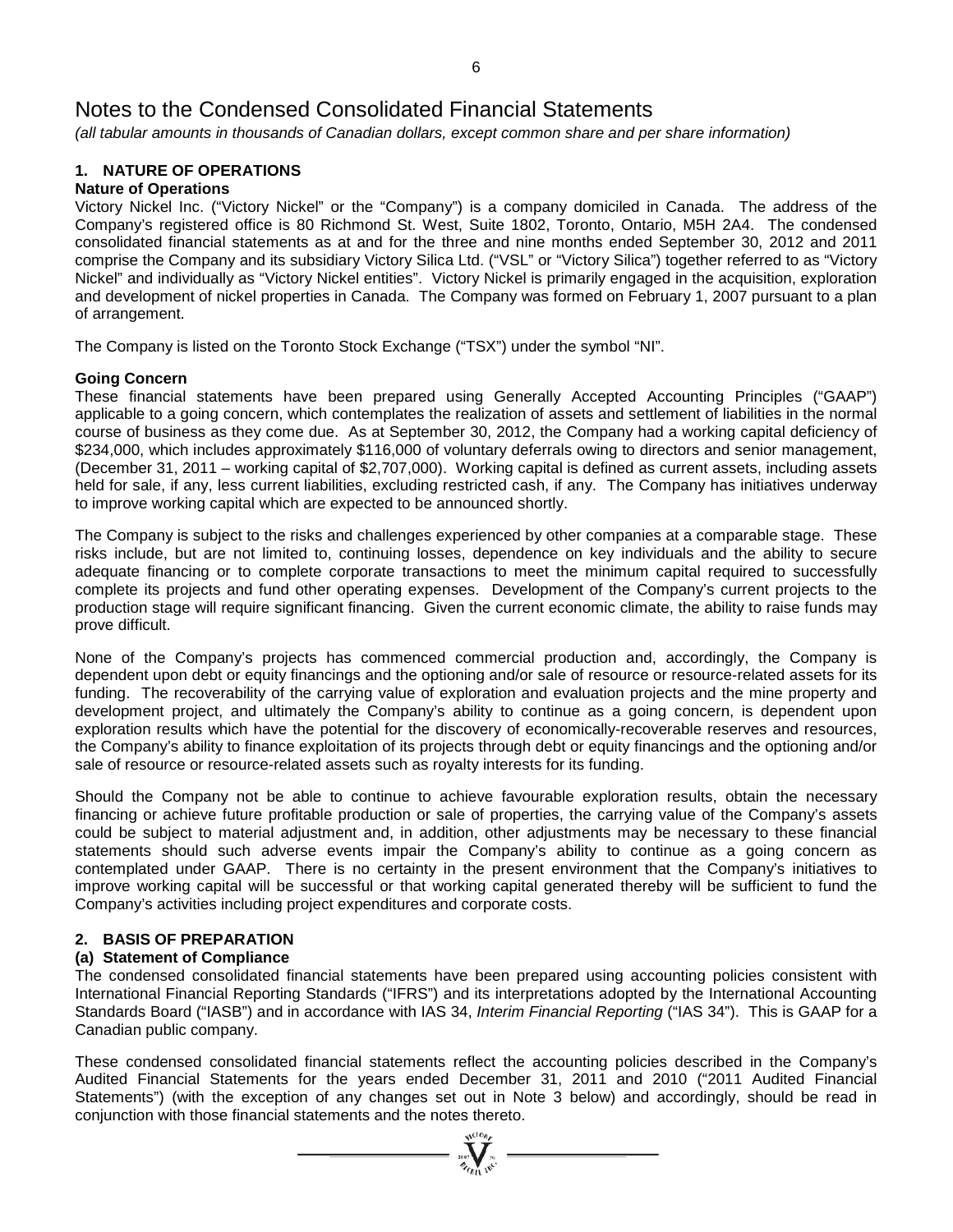# Notes to the Condensed Consolidated Financial Statements

*(all tabular amounts in thousands of Canadian dollars, except common share and per share information)*

## 1. NATURE OF OPERATIONS

### Nature of Operations

Victory Nickel Inc. ("Victory Nickel" or the "Company") is a company domiciled in Canada. The address of the Company's registered office is 80 Richmond St. West, Suite 1802, Toronto, Ontario, M5H 2A4. The condensed consolidated financial statements as at and for the three and nine months ended September 30, 2012 and 2011 comprise the Company and its subsidiary Victory Silica Ltd. ("VSL" or "Victory Silica") together referred to as "Victory Nickel" and individually as "Victory Nickel entities". Victory Nickel is primarily engaged in the acquisition, exploration and development of nickel properties in Canada. The Company was formed on February 1, 2007 pursuant to a plan of arrangement.

The Company is listed on the Toronto Stock Exchange ("TSX") under the symbol "NI".

### Going Concern

These financial statements have been prepared using Generally Accepted Accounting Principles ("GAAP") applicable to a going concern, which contemplates the realization of assets and settlement of liabilities in the normal course of business as they come due. As at September 30, 2012, the Company had a working capital deficiency of $234,000, which includes approximately $116,000 of voluntary deferrals owing to directors and senior management, (December 31, 2011 – working capital of $2,707,000). Working capital is defined as current assets, including assets held for sale, if any, less current liabilities, excluding restricted cash, if any. The Company has initiatives underway to improve working capital which are expected to be announced shortly.

The Company is subject to the risks and challenges experienced by other companies at a comparable stage. These risks include, but are not limited to, continuing losses, dependence on key individuals and the ability to secure adequate financing or to complete corporate transactions to meet the minimum capital required to successfully complete its projects and fund other operating expenses. Development of the Company's current projects to the production stage will require significant financing. Given the current economic climate, the ability to raise funds may prove difficult.

None of the Company's projects has commenced commercial production and, accordingly, the Company is dependent upon debt or equity financings and the optioning and/or sale of resource or resource-related assets for its funding. The recoverability of the carrying value of exploration and evaluation projects and the mine property and development project, and ultimately the Company's ability to continue as a going concern, is dependent upon exploration results which have the potential for the discovery of economically-recoverable reserves and resources, the Company's ability to finance exploitation of its projects through debt or equity financings and the optioning and/or sale of resource or resource-related assets such as royalty interests for its funding.

Should the Company not be able to continue to achieve favourable exploration results, obtain the necessary financing or achieve future profitable production or sale of properties, the carrying value of the Company's assets could be subject to material adjustment and, in addition, other adjustments may be necessary to these financial statements should such adverse events impair the Company's ability to continue as a going concern as contemplated under GAAP. There is no certainty in the present environment that the Company's initiatives to improve working capital will be successful or that working capital generated thereby will be sufficient to fund the Company's activities including project expenditures and corporate costs.

## 2. BASIS OF PREPARATION

### (a) Statement of Compliance

The condensed consolidated financial statements have been prepared using accounting policies consistent with International Financial Reporting Standards ("IFRS") and its interpretations adopted by the International Accounting Standards Board ("IASB") and in accordance with IAS 34, *Interim Financial Reporting* ("IAS 34"). This is GAAP for a Canadian public company.

These condensed consolidated financial statements reflect the accounting policies described in the Company's Audited Financial Statements for the years ended December 31, 2011 and 2010 ("2011 Audited Financial Statements") (with the exception of any changes set out in Note 3 below) and accordingly, should be read in conjunction with those financial statements and the notes thereto.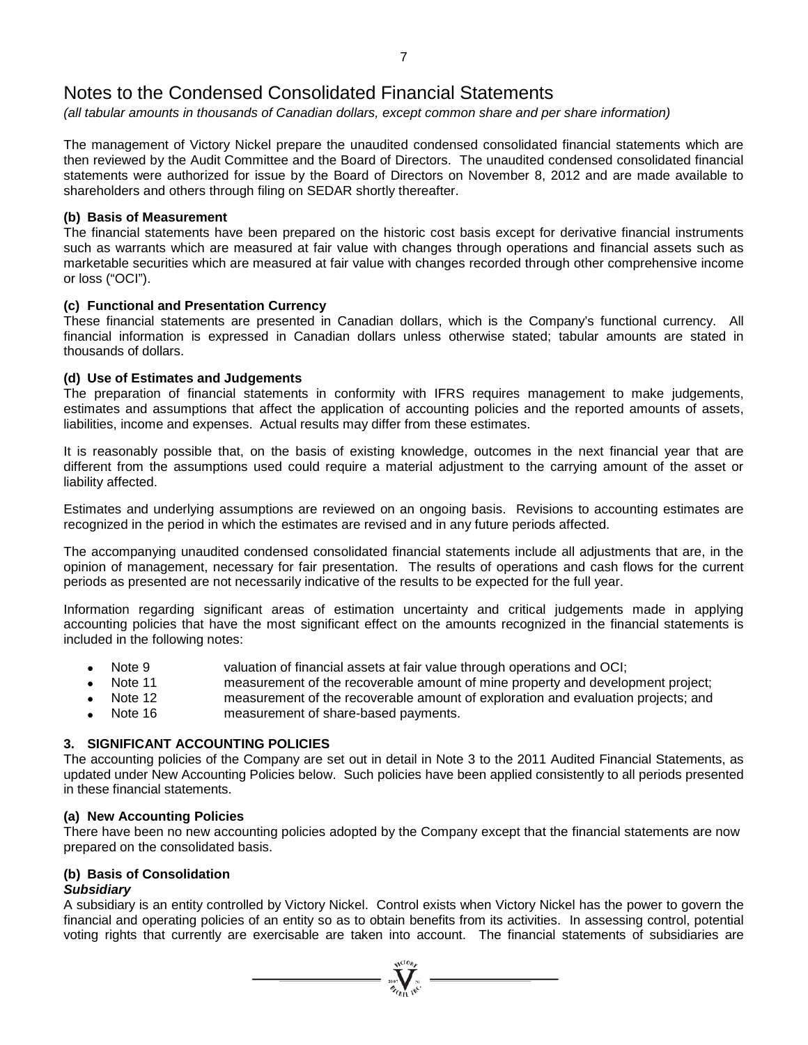# Notes to the Condensed Consolidated Financial Statements

*(all tabular amounts in thousands of Canadian dollars, except common share and per share information)*

The management of Victory Nickel prepare the unaudited condensed consolidated financial statements which are then reviewed by the Audit Committee and the Board of Directors. The unaudited condensed consolidated financial statements were authorized for issue by the Board of Directors on November 8, 2012 and are made available to shareholders and others through filing on SEDAR shortly thereafter.

**(b) Basis of Measurement**

The financial statements have been prepared on the historic cost basis except for derivative financial instruments such as warrants which are measured at fair value with changes through operations and financial assets such as marketable securities which are measured at fair value with changes recorded through other comprehensive income or loss ("OCI").

**(c) Functional and Presentation Currency**

These financial statements are presented in Canadian dollars, which is the Company's functional currency. All financial information is expressed in Canadian dollars unless otherwise stated; tabular amounts are stated in thousands of dollars.

**(d) Use of Estimates and Judgements**

The preparation of financial statements in conformity with IFRS requires management to make judgements, estimates and assumptions that affect the application of accounting policies and the reported amounts of assets, liabilities, income and expenses. Actual results may differ from these estimates.

It is reasonably possible that, on the basis of existing knowledge, outcomes in the next financial year that are different from the assumptions used could require a material adjustment to the carrying amount of the asset or liability affected.

Estimates and underlying assumptions are reviewed on an ongoing basis. Revisions to accounting estimates are recognized in the period in which the estimates are revised and in any future periods affected.

The accompanying unaudited condensed consolidated financial statements include all adjustments that are, in the opinion of management, necessary for fair presentation. The results of operations and cash flows for the current periods as presented are not necessarily indicative of the results to be expected for the full year.

Information regarding significant areas of estimation uncertainty and critical judgements made in applying accounting policies that have the most significant effect on the amounts recognized in the financial statements is included in the following notes:

- Note 9 valuation of financial assets at fair value through operations and OCI;
- Note 11 measurement of the recoverable amount of mine property and development project;
- Note 12 measurement of the recoverable amount of exploration and evaluation projects; and
- Note 16 measurement of share-based payments.

## 3. SIGNIFICANT ACCOUNTING POLICIES

The accounting policies of the Company are set out in detail in Note 3 to the 2011 Audited Financial Statements, as updated under New Accounting Policies below. Such policies have been applied consistently to all periods presented in these financial statements.

**(a) New Accounting Policies**

There have been no new accounting policies adopted by the Company except that the financial statements are now prepared on the consolidated basis.

**(b) Basis of Consolidation**

***Subsidiary***

A subsidiary is an entity controlled by Victory Nickel. Control exists when Victory Nickel has the power to govern the financial and operating policies of an entity so as to obtain benefits from its activities. In assessing control, potential voting rights that currently are exercisable are taken into account. The financial statements of subsidiaries are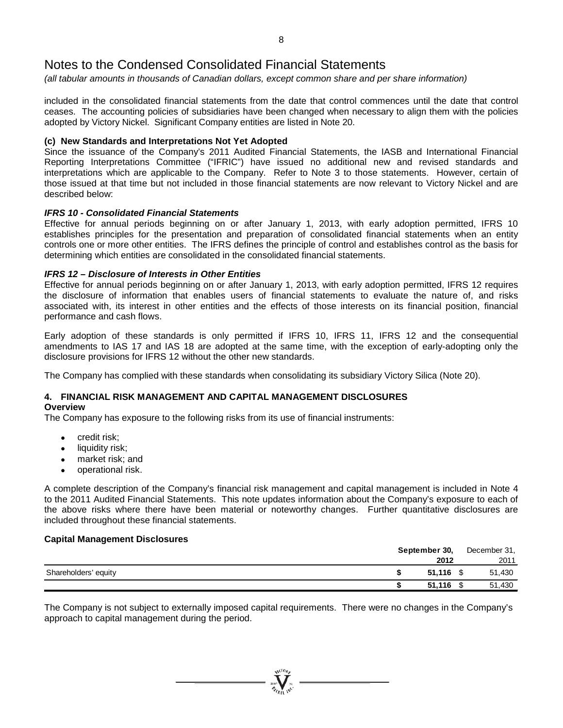# Notes to the Condensed Consolidated Financial Statements

*(all tabular amounts in thousands of Canadian dollars, except common share and per share information)*

included in the consolidated financial statements from the date that control commences until the date that control ceases. The accounting policies of subsidiaries have been changed when necessary to align them with the policies adopted by Victory Nickel. Significant Company entities are listed in Note 20.

### (c) New Standards and Interpretations Not Yet Adopted

Since the issuance of the Company's 2011 Audited Financial Statements, the IASB and International Financial Reporting Interpretations Committee ("IFRIC") have issued no additional new and revised standards and interpretations which are applicable to the Company. Refer to Note 3 to those statements. However, certain of those issued at that time but not included in those financial statements are now relevant to Victory Nickel and are described below:

#### *IFRS 10 - Consolidated Financial Statements*

Effective for annual periods beginning on or after January 1, 2013, with early adoption permitted, IFRS 10 establishes principles for the presentation and preparation of consolidated financial statements when an entity controls one or more other entities. The IFRS defines the principle of control and establishes control as the basis for determining which entities are consolidated in the consolidated financial statements.

#### *IFRS 12 – Disclosure of Interests in Other Entities*

Effective for annual periods beginning on or after January 1, 2013, with early adoption permitted, IFRS 12 requires the disclosure of information that enables users of financial statements to evaluate the nature of, and risks associated with, its interest in other entities and the effects of those interests on its financial position, financial performance and cash flows.

Early adoption of these standards is only permitted if IFRS 10, IFRS 11, IFRS 12 and the consequential amendments to IAS 17 and IAS 18 are adopted at the same time, with the exception of early-adopting only the disclosure provisions for IFRS 12 without the other new standards.

The Company has complied with these standards when consolidating its subsidiary Victory Silica (Note 20).

## 4. FINANCIAL RISK MANAGEMENT AND CAPITAL MANAGEMENT DISCLOSURES

### Overview

The Company has exposure to the following risks from its use of financial instruments:

- credit risk;
- liquidity risk;
- market risk; and
- operational risk.

A complete description of the Company's financial risk management and capital management is included in Note 4 to the 2011 Audited Financial Statements. This note updates information about the Company's exposure to each of the above risks where there have been material or noteworthy changes. Further quantitative disclosures are included throughout these financial statements.

### Capital Management Disclosures

| | September 30, 2012 | December 31, 2011 |
|---|---|---|
| Shareholders' equity | **$ 51,116** | $ 51,430 |
| | **$ 51,116** | $ 51,430 |

The Company is not subject to externally imposed capital requirements. There were no changes in the Company's approach to capital management during the period.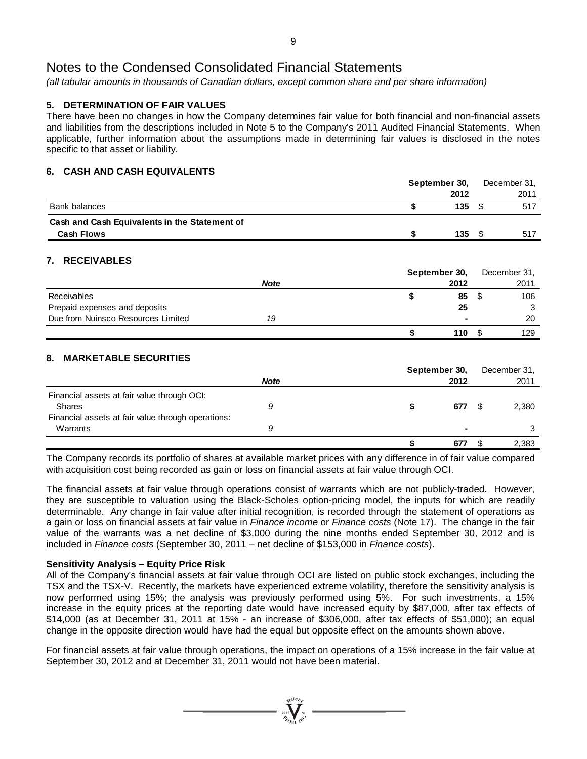# Notes to the Condensed Consolidated Financial Statements

*(all tabular amounts in thousands of Canadian dollars, except common share and per share information)*

## 5. DETERMINATION OF FAIR VALUES

There have been no changes in how the Company determines fair value for both financial and non-financial assets and liabilities from the descriptions included in Note 5 to the Company's 2011 Audited Financial Statements. When applicable, further information about the assumptions made in determining fair values is disclosed in the notes specific to that asset or liability.

## 6. CASH AND CASH EQUIVALENTS

| | **September 30, 2012** | December 31, 2011 |
|---|---|---|
| Bank balances | **$ 135** | $ 517 |
| **Cash and Cash Equivalents in the Statement of Cash Flows** | **$ 135** | $ 517 |

## 7. RECEIVABLES

| | ***Note*** | **September 30, 2012** | December 31, 2011 |
|---|---|---|---|
| Receivables | | **$ 85** | $ 106 |
| Prepaid expenses and deposits | | **25** | 3 |
| Due from Nuinsco Resources Limited | *19* | **-** | 20 |
| | | **$ 110** | $ 129 |

## 8. MARKETABLE SECURITIES

| | ***Note*** | **September 30, 2012** | December 31, 2011 |
|---|---|---|---|
| Financial assets at fair value through OCI: | | | |
| Shares | *9* | **$ 677** | $ 2,380 |
| Financial assets at fair value through operations: | | | |
| Warrants | *9* | **-** | 3 |
| | | **$ 677** | $ 2,383 |

The Company records its portfolio of shares at available market prices with any difference in of fair value compared with acquisition cost being recorded as gain or loss on financial assets at fair value through OCI.

The financial assets at fair value through operations consist of warrants which are not publicly-traded. However, they are susceptible to valuation using the Black-Scholes option-pricing model, the inputs for which are readily determinable. Any change in fair value after initial recognition, is recorded through the statement of operations as a gain or loss on financial assets at fair value in *Finance income* or *Finance costs* (Note 17). The change in the fair value of the warrants was a net decline of $3,000 during the nine months ended September 30, 2012 and is included in *Finance costs* (September 30, 2011 – net decline of $153,000 in *Finance costs*).

**Sensitivity Analysis – Equity Price Risk**

All of the Company's financial assets at fair value through OCI are listed on public stock exchanges, including the TSX and the TSX-V. Recently, the markets have experienced extreme volatility, therefore the sensitivity analysis is now performed using 15%; the analysis was previously performed using 5%. For such investments, a 15% increase in the equity prices at the reporting date would have increased equity by $87,000, after tax effects of $14,000 (as at December 31, 2011 at 15% - an increase of $306,000, after tax effects of $51,000); an equal change in the opposite direction would have had the equal but opposite effect on the amounts shown above.

For financial assets at fair value through operations, the impact on operations of a 15% increase in the fair value at September 30, 2012 and at December 31, 2011 would not have been material.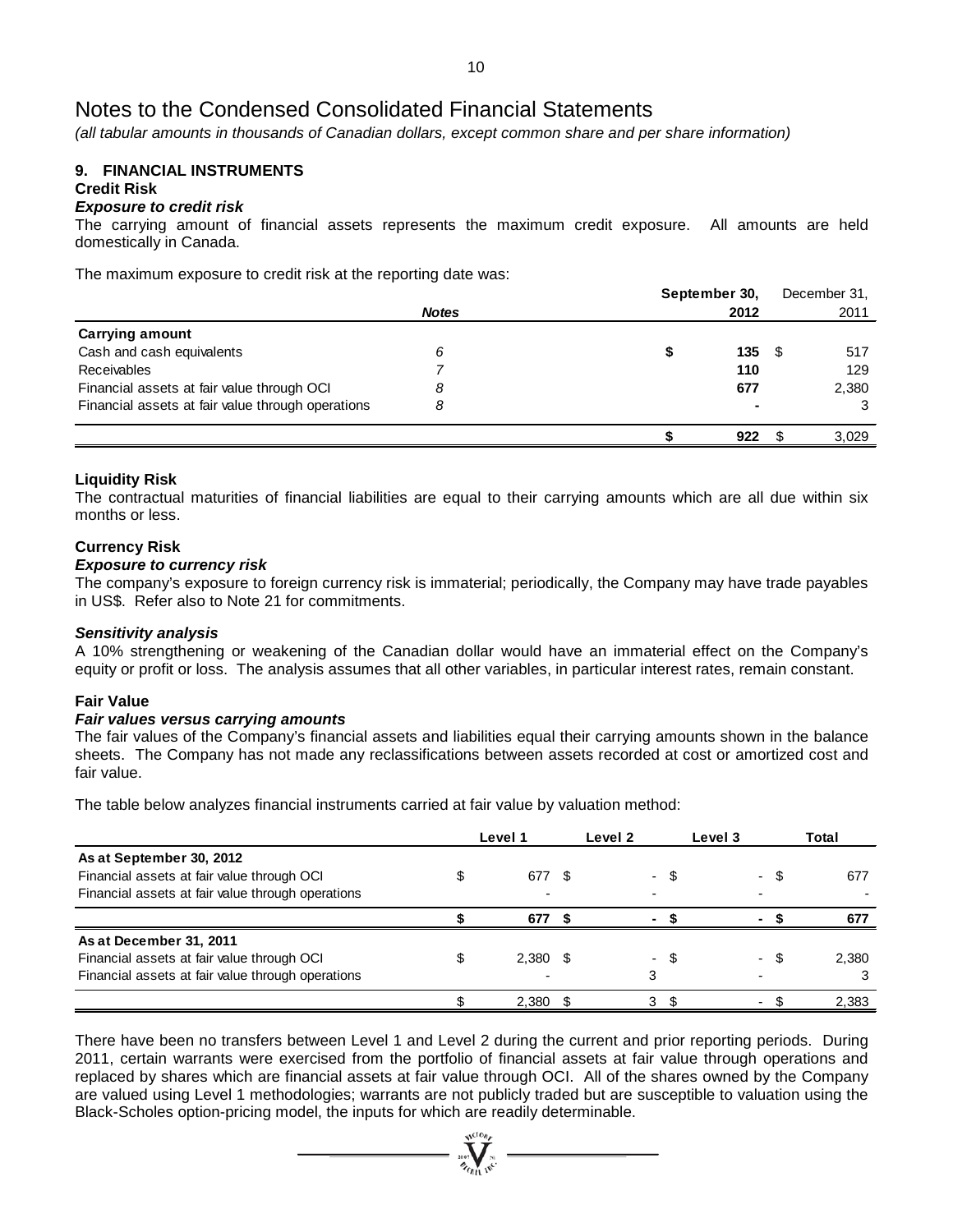# Notes to the Condensed Consolidated Financial Statements

*(all tabular amounts in thousands of Canadian dollars, except common share and per share information)*

## 9. FINANCIAL INSTRUMENTS

### Credit Risk

***Exposure to credit risk***

The carrying amount of financial assets represents the maximum credit exposure. All amounts are held domestically in Canada.

The maximum exposure to credit risk at the reporting date was:

| | Notes | September 30, 2012 | December 31, 2011 |
|---|---|---|---|
| **Carrying amount** | | | |
| Cash and cash equivalents | 6 | $ 135 | $ 517 |
| Receivables | 7 | 110 | 129 |
| Financial assets at fair value through OCI | 8 | 677 | 2,380 |
| Financial assets at fair value through operations | 8 | - | 3 |
| | | $ 922 | $ 3,029 |

### Liquidity Risk

The contractual maturities of financial liabilities are equal to their carrying amounts which are all due within six months or less.

### Currency Risk

***Exposure to currency risk***

The company's exposure to foreign currency risk is immaterial; periodically, the Company may have trade payables in US$. Refer also to Note 21 for commitments.

***Sensitivity analysis***

A 10% strengthening or weakening of the Canadian dollar would have an immaterial effect on the Company's equity or profit or loss. The analysis assumes that all other variables, in particular interest rates, remain constant.

### Fair Value

***Fair values versus carrying amounts***

The fair values of the Company's financial assets and liabilities equal their carrying amounts shown in the balance sheets. The Company has not made any reclassifications between assets recorded at cost or amortized cost and fair value.

The table below analyzes financial instruments carried at fair value by valuation method:

| | Level 1 | Level 2 | Level 3 | Total |
|---|---|---|---|---|
| **As at September 30, 2012** | | | | |
| Financial assets at fair value through OCI | $ 677 | $ - | $ - | $ 677 |
| Financial assets at fair value through operations | - | - | - | - |
| | **$ 677** | **$ -** | **$ -** | **$ 677** |
| **As at December 31, 2011** | | | | |
| Financial assets at fair value through OCI | $ 2,380 | $ - | $ - | $ 2,380 |
| Financial assets at fair value through operations | - | 3 | - | 3 |
| | $ 2,380 | $ 3 | $ - | $ 2,383 |

There have been no transfers between Level 1 and Level 2 during the current and prior reporting periods. During 2011, certain warrants were exercised from the portfolio of financial assets at fair value through operations and replaced by shares which are financial assets at fair value through OCI. All of the shares owned by the Company are valued using Level 1 methodologies; warrants are not publicly traded but are susceptible to valuation using the Black-Scholes option-pricing model, the inputs for which are readily determinable.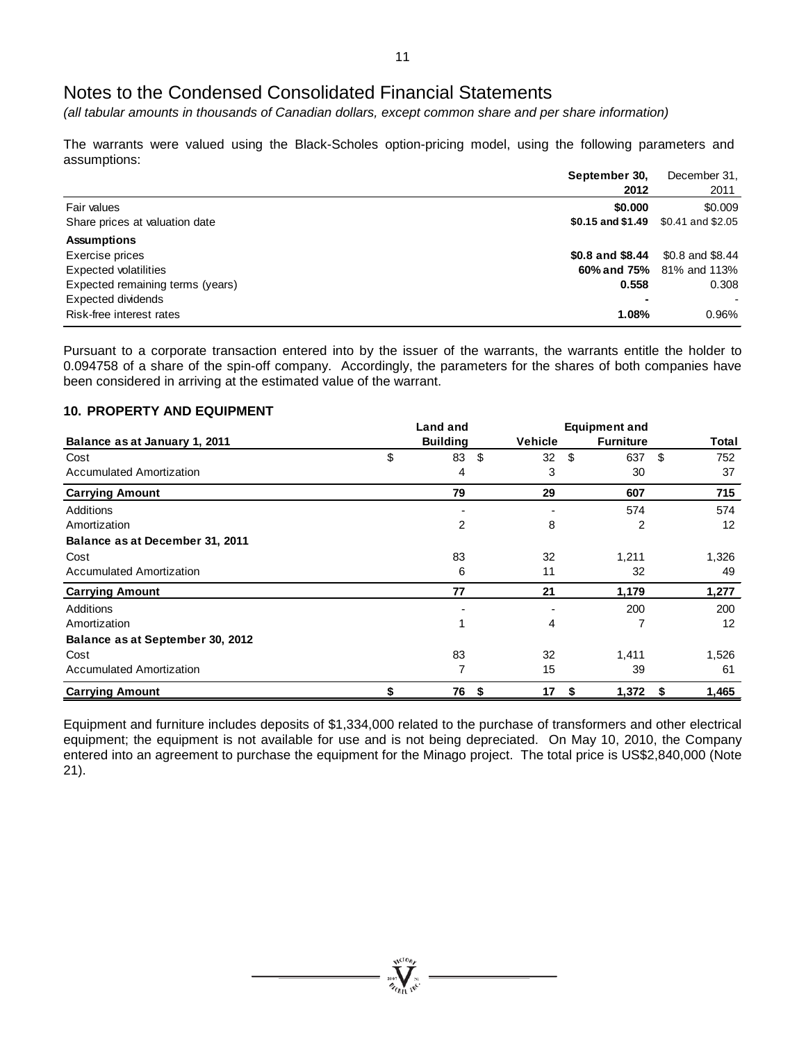# Notes to the Condensed Consolidated Financial Statements

*(all tabular amounts in thousands of Canadian dollars, except common share and per share information)*

The warrants were valued using the Black-Scholes option-pricing model, using the following parameters and assumptions:

| | **September 30, 2012** | December 31, 2011 |
|---|---|---|
| Fair values | **\$0.000** | \$0.009 |
| Share prices at valuation date | **\$0.15 and \$1.49** | \$0.41 and \$2.05 |
| **Assumptions** | | |
| Exercise prices | **\$0.8 and \$8.44** | \$0.8 and \$8.44 |
| Expected volatilities | **60% and 75%** | 81% and 113% |
| Expected remaining terms (years) | **0.558** | 0.308 |
| Expected dividends | **-** | - |
| Risk-free interest rates | **1.08%** | 0.96% |

Pursuant to a corporate transaction entered into by the issuer of the warrants, the warrants entitle the holder to 0.094758 of a share of the spin-off company. Accordingly, the parameters for the shares of both companies have been considered in arriving at the estimated value of the warrant.

## 10. PROPERTY AND EQUIPMENT

| **Balance as at January 1, 2011** | **Land and Building** | **Vehicle** | **Equipment and Furniture** | **Total** |
|---|---|---|---|---|
| Cost | \$ 83 | \$ 32 | \$ 637 | \$ 752 |
| Accumulated Amortization | 4 | 3 | 30 | 37 |
| **Carrying Amount** | **79** | **29** | **607** | **715** |
| Additions | - | - | 574 | 574 |
| Amortization | 2 | 8 | 2 | 12 |
| **Balance as at December 31, 2011** | | | | |
| Cost | 83 | 32 | 1,211 | 1,326 |
| Accumulated Amortization | 6 | 11 | 32 | 49 |
| **Carrying Amount** | **77** | **21** | **1,179** | **1,277** |
| Additions | - | - | 200 | 200 |
| Amortization | 1 | 4 | 7 | 12 |
| **Balance as at September 30, 2012** | | | | |
| Cost | 83 | 32 | 1,411 | 1,526 |
| Accumulated Amortization | 7 | 15 | 39 | 61 |
| **Carrying Amount** | **\$ 76** | **\$ 17** | **\$ 1,372** | **\$ 1,465** |

Equipment and furniture includes deposits of \$1,334,000 related to the purchase of transformers and other electrical equipment; the equipment is not available for use and is not being depreciated. On May 10, 2010, the Company entered into an agreement to purchase the equipment for the Minago project. The total price is US\$2,840,000 (Note 21).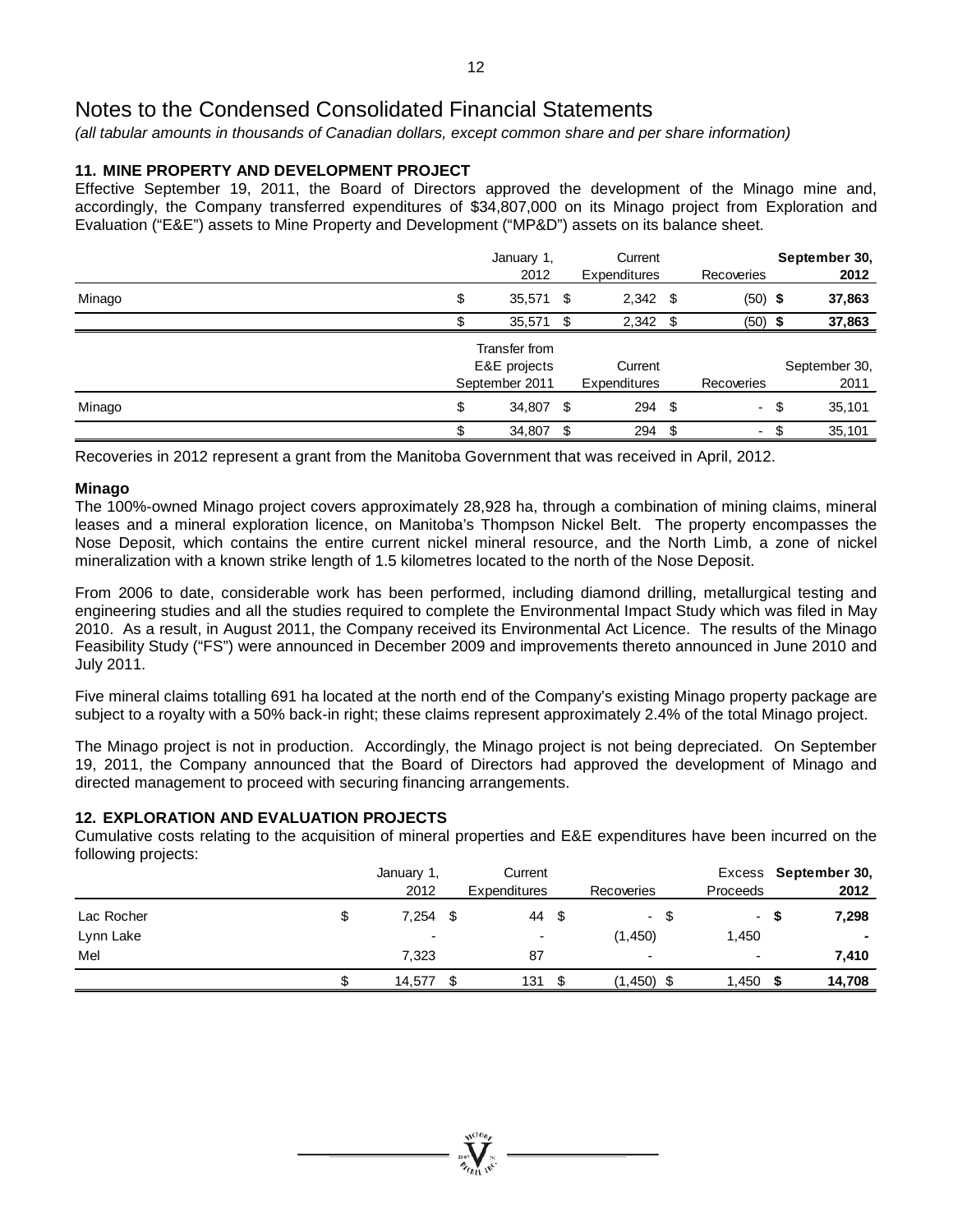# Notes to the Condensed Consolidated Financial Statements

*(all tabular amounts in thousands of Canadian dollars, except common share and per share information)*

### 11. MINE PROPERTY AND DEVELOPMENT PROJECT

Effective September 19, 2011, the Board of Directors approved the development of the Minago mine and, accordingly, the Company transferred expenditures of $34,807,000 on its Minago project from Exploration and Evaluation ("E&E") assets to Mine Property and Development ("MP&D") assets on its balance sheet.

| | January 1, 2012 | Current Expenditures | Recoveries | **September 30, 2012** |
|---|---|---|---|---|
| Minago | $ 35,571 | $ 2,342 | $ (50) | **$ 37,863** |
| | $ 35,571 | $ 2,342 | $ (50) | **$ 37,863** |

| | Transfer from E&E projects September 2011 | Current Expenditures | Recoveries | September 30, 2011 |
|---|---|---|---|---|
| Minago | $ 34,807 | $ 294 | $ - | $ 35,101 |
| | $ 34,807 | $ 294 | $ - | $ 35,101 |

Recoveries in 2012 represent a grant from the Manitoba Government that was received in April, 2012.

**Minago**

The 100%-owned Minago project covers approximately 28,928 ha, through a combination of mining claims, mineral leases and a mineral exploration licence, on Manitoba's Thompson Nickel Belt. The property encompasses the Nose Deposit, which contains the entire current nickel mineral resource, and the North Limb, a zone of nickel mineralization with a known strike length of 1.5 kilometres located to the north of the Nose Deposit.

From 2006 to date, considerable work has been performed, including diamond drilling, metallurgical testing and engineering studies and all the studies required to complete the Environmental Impact Study which was filed in May 2010. As a result, in August 2011, the Company received its Environmental Act Licence. The results of the Minago Feasibility Study ("FS") were announced in December 2009 and improvements thereto announced in June 2010 and July 2011.

Five mineral claims totalling 691 ha located at the north end of the Company's existing Minago property package are subject to a royalty with a 50% back-in right; these claims represent approximately 2.4% of the total Minago project.

The Minago project is not in production. Accordingly, the Minago project is not being depreciated. On September 19, 2011, the Company announced that the Board of Directors had approved the development of Minago and directed management to proceed with securing financing arrangements.

### 12. EXPLORATION AND EVALUATION PROJECTS

Cumulative costs relating to the acquisition of mineral properties and E&E expenditures have been incurred on the following projects:

| | January 1, 2012 | Current Expenditures | Recoveries | Excess Proceeds | **September 30, 2012** |
|---|---|---|---|---|---|
| Lac Rocher | $ 7,254 | $ 44 | $ - | $ - | **$ 7,298** |
| Lynn Lake | - | - | (1,450) | 1,450 | **-** |
| Mel | 7,323 | 87 | - | - | **7,410** |
| | $ 14,577 | $ 131 | $ (1,450) | $ 1,450 | **$ 14,708** |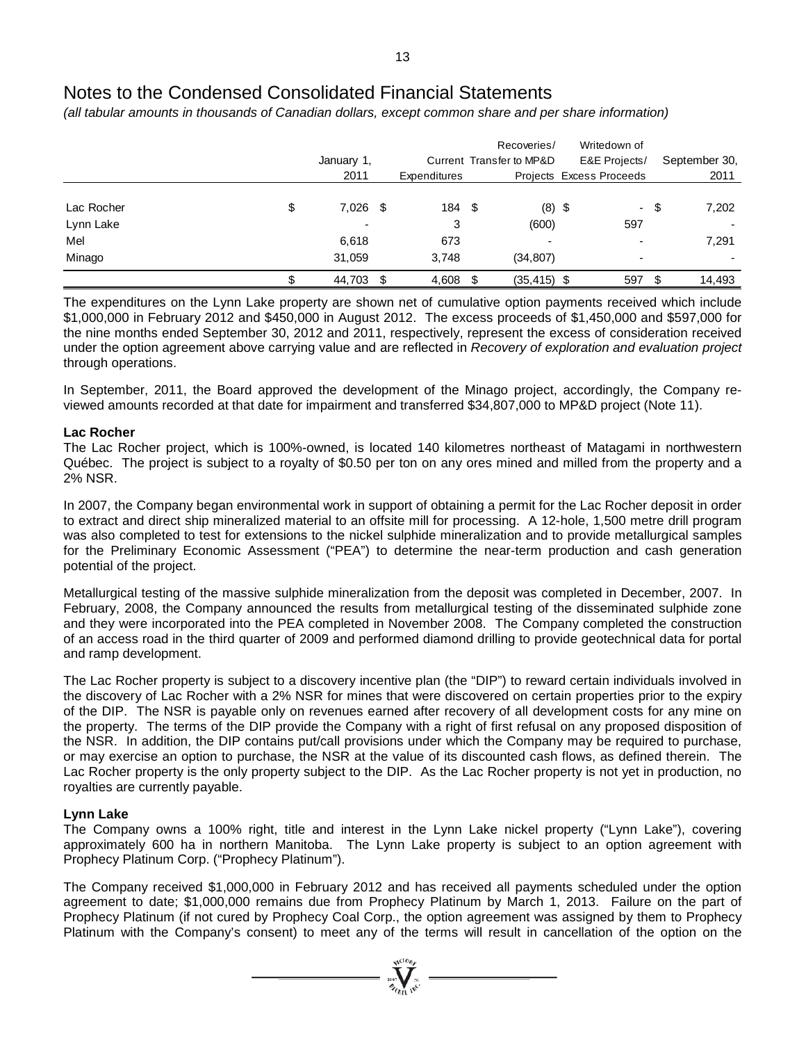# Notes to the Condensed Consolidated Financial Statements

*(all tabular amounts in thousands of Canadian dollars, except common share and per share information)*

| | January 1, 2011 | Expenditures | Recoveries/ Current Transfer to MP&D Projects | Writedown of E&E Projects/ Excess Proceeds | September 30, 2011 |
|---|---|---|---|---|---|
| Lac Rocher | $ 7,026 | $ 184 | $ (8) | $ - | $ 7,202 |
| Lynn Lake | - | 3 | (600) | 597 | - |
| Mel | 6,618 | 673 | - | - | 7,291 |
| Minago | 31,059 | 3,748 | (34,807) | - | - |
| | $ 44,703 | $ 4,608 | $ (35,415) | $ 597 | $ 14,493 |

The expenditures on the Lynn Lake property are shown net of cumulative option payments received which include $1,000,000 in February 2012 and $450,000 in August 2012. The excess proceeds of $1,450,000 and $597,000 for the nine months ended September 30, 2012 and 2011, respectively, represent the excess of consideration received under the option agreement above carrying value and are reflected in *Recovery of exploration and evaluation project* through operations.

In September, 2011, the Board approved the development of the Minago project, accordingly, the Company re-viewed amounts recorded at that date for impairment and transferred $34,807,000 to MP&D project (Note 11).

**Lac Rocher**

The Lac Rocher project, which is 100%-owned, is located 140 kilometres northeast of Matagami in northwestern Québec. The project is subject to a royalty of $0.50 per ton on any ores mined and milled from the property and a 2% NSR.

In 2007, the Company began environmental work in support of obtaining a permit for the Lac Rocher deposit in order to extract and direct ship mineralized material to an offsite mill for processing. A 12-hole, 1,500 metre drill program was also completed to test for extensions to the nickel sulphide mineralization and to provide metallurgical samples for the Preliminary Economic Assessment ("PEA") to determine the near-term production and cash generation potential of the project.

Metallurgical testing of the massive sulphide mineralization from the deposit was completed in December, 2007. In February, 2008, the Company announced the results from metallurgical testing of the disseminated sulphide zone and they were incorporated into the PEA completed in November 2008. The Company completed the construction of an access road in the third quarter of 2009 and performed diamond drilling to provide geotechnical data for portal and ramp development.

The Lac Rocher property is subject to a discovery incentive plan (the "DIP") to reward certain individuals involved in the discovery of Lac Rocher with a 2% NSR for mines that were discovered on certain properties prior to the expiry of the DIP. The NSR is payable only on revenues earned after recovery of all development costs for any mine on the property. The terms of the DIP provide the Company with a right of first refusal on any proposed disposition of the NSR. In addition, the DIP contains put/call provisions under which the Company may be required to purchase, or may exercise an option to purchase, the NSR at the value of its discounted cash flows, as defined therein. The Lac Rocher property is the only property subject to the DIP. As the Lac Rocher property is not yet in production, no royalties are currently payable.

**Lynn Lake**

The Company owns a 100% right, title and interest in the Lynn Lake nickel property ("Lynn Lake"), covering approximately 600 ha in northern Manitoba. The Lynn Lake property is subject to an option agreement with Prophecy Platinum Corp. ("Prophecy Platinum").

The Company received $1,000,000 in February 2012 and has received all payments scheduled under the option agreement to date; $1,000,000 remains due from Prophecy Platinum by March 1, 2013. Failure on the part of Prophecy Platinum (if not cured by Prophecy Coal Corp., the option agreement was assigned by them to Prophecy Platinum with the Company's consent) to meet any of the terms will result in cancellation of the option on the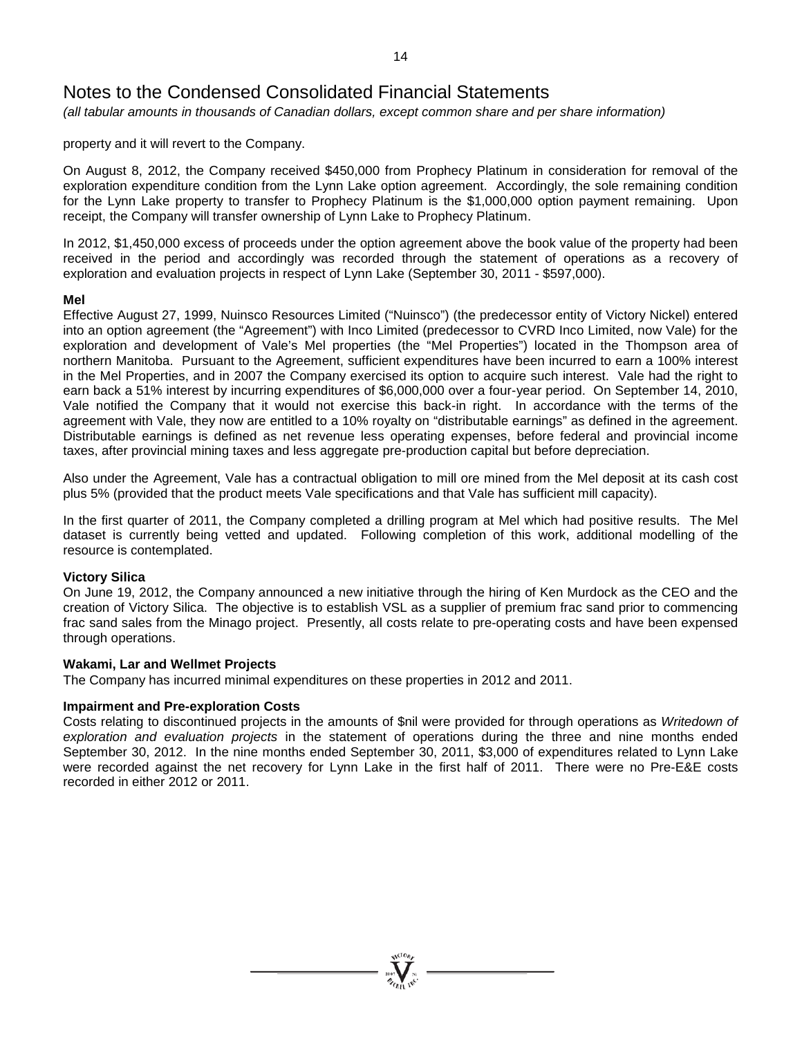# Notes to the Condensed Consolidated Financial Statements

*(all tabular amounts in thousands of Canadian dollars, except common share and per share information)*

property and it will revert to the Company.

On August 8, 2012, the Company received $450,000 from Prophecy Platinum in consideration for removal of the exploration expenditure condition from the Lynn Lake option agreement. Accordingly, the sole remaining condition for the Lynn Lake property to transfer to Prophecy Platinum is the $1,000,000 option payment remaining. Upon receipt, the Company will transfer ownership of Lynn Lake to Prophecy Platinum.

In 2012, $1,450,000 excess of proceeds under the option agreement above the book value of the property had been received in the period and accordingly was recorded through the statement of operations as a recovery of exploration and evaluation projects in respect of Lynn Lake (September 30, 2011 - $597,000).

**Mel**

Effective August 27, 1999, Nuinsco Resources Limited ("Nuinsco") (the predecessor entity of Victory Nickel) entered into an option agreement (the "Agreement") with Inco Limited (predecessor to CVRD Inco Limited, now Vale) for the exploration and development of Vale's Mel properties (the "Mel Properties") located in the Thompson area of northern Manitoba. Pursuant to the Agreement, sufficient expenditures have been incurred to earn a 100% interest in the Mel Properties, and in 2007 the Company exercised its option to acquire such interest. Vale had the right to earn back a 51% interest by incurring expenditures of $6,000,000 over a four-year period. On September 14, 2010, Vale notified the Company that it would not exercise this back-in right. In accordance with the terms of the agreement with Vale, they now are entitled to a 10% royalty on "distributable earnings" as defined in the agreement. Distributable earnings is defined as net revenue less operating expenses, before federal and provincial income taxes, after provincial mining taxes and less aggregate pre-production capital but before depreciation.

Also under the Agreement, Vale has a contractual obligation to mill ore mined from the Mel deposit at its cash cost plus 5% (provided that the product meets Vale specifications and that Vale has sufficient mill capacity).

In the first quarter of 2011, the Company completed a drilling program at Mel which had positive results. The Mel dataset is currently being vetted and updated. Following completion of this work, additional modelling of the resource is contemplated.

**Victory Silica**

On June 19, 2012, the Company announced a new initiative through the hiring of Ken Murdock as the CEO and the creation of Victory Silica. The objective is to establish VSL as a supplier of premium frac sand prior to commencing frac sand sales from the Minago project. Presently, all costs relate to pre-operating costs and have been expensed through operations.

**Wakami, Lar and Wellmet Projects**

The Company has incurred minimal expenditures on these properties in 2012 and 2011.

**Impairment and Pre-exploration Costs**

Costs relating to discontinued projects in the amounts of $nil were provided for through operations as *Writedown of exploration and evaluation projects* in the statement of operations during the three and nine months ended September 30, 2012. In the nine months ended September 30, 2011, $3,000 of expenditures related to Lynn Lake were recorded against the net recovery for Lynn Lake in the first half of 2011. There were no Pre-E&E costs recorded in either 2012 or 2011.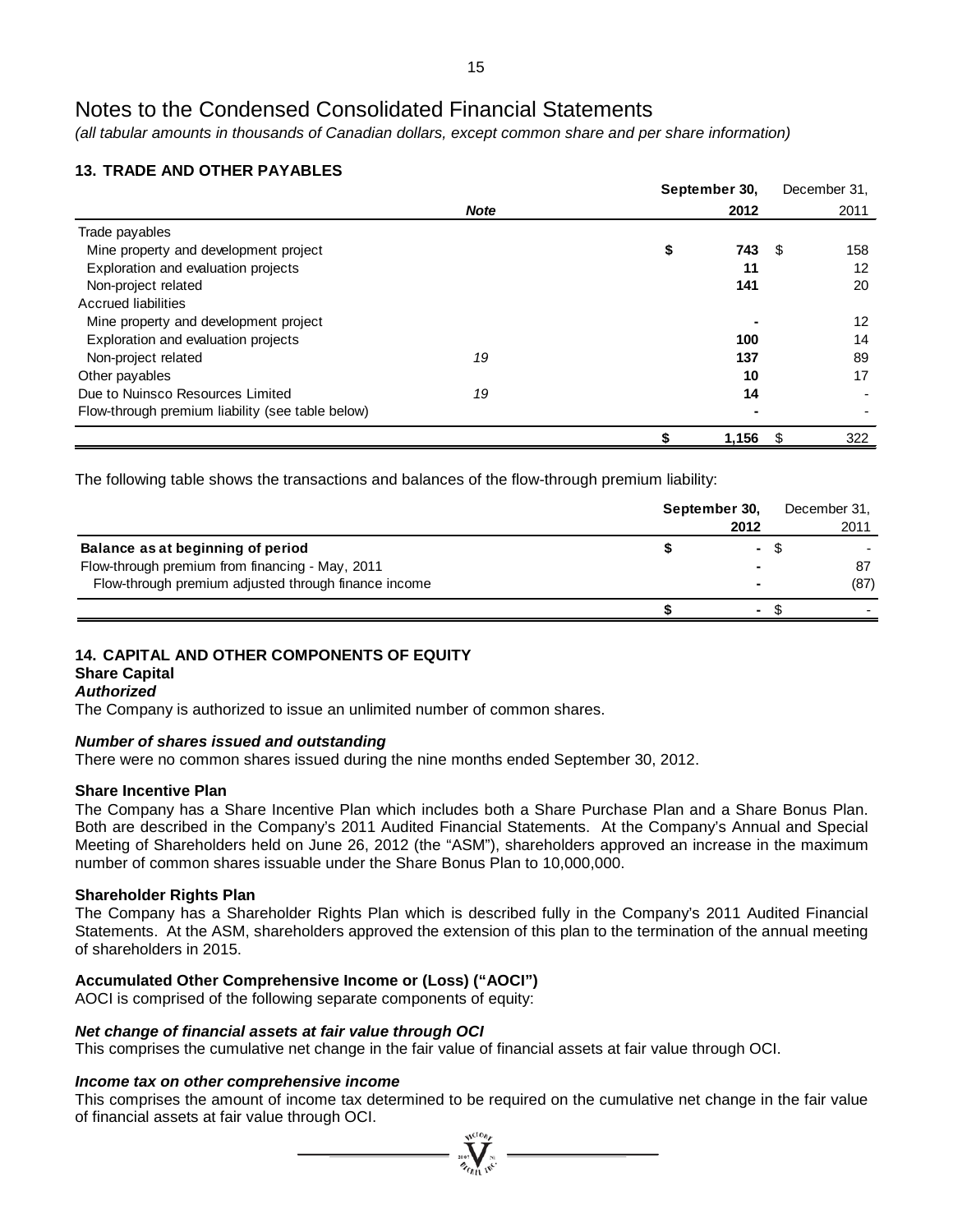# Notes to the Condensed Consolidated Financial Statements

*(all tabular amounts in thousands of Canadian dollars, except common share and per share information)*

## 13. TRADE AND OTHER PAYABLES

| | *Note* | **September 30, 2012** | December 31, 2011 |
|---|---|---|---|
| Trade payables | | | |
| Mine property and development project | | **$ 743** | $ 158 |
| Exploration and evaluation projects | | **11** | 12 |
| Non-project related | | **141** | 20 |
| Accrued liabilities | | | |
| Mine property and development project | | **-** | 12 |
| Exploration and evaluation projects | | **100** | 14 |
| Non-project related | *19* | **137** | 89 |
| Other payables | | **10** | 17 |
| Due to Nuinsco Resources Limited | *19* | **14** | - |
| Flow-through premium liability (see table below) | | **-** | - |
| | | **$ 1,156** | $ 322 |

The following table shows the transactions and balances of the flow-through premium liability:

| | **September 30, 2012** | December 31, 2011 |
|---|---|---|
| **Balance as at beginning of period** | **$ -** | $ - |
| Flow-through premium from financing - May, 2011 | **-** | 87 |
| Flow-through premium adjusted through finance income | **-** | (87) |
| | **$ -** | $ - |

## 14. CAPITAL AND OTHER COMPONENTS OF EQUITY

### Share Capital

***Authorized***

The Company is authorized to issue an unlimited number of common shares.

***Number of shares issued and outstanding***

There were no common shares issued during the nine months ended September 30, 2012.

### Share Incentive Plan

The Company has a Share Incentive Plan which includes both a Share Purchase Plan and a Share Bonus Plan. Both are described in the Company's 2011 Audited Financial Statements. At the Company's Annual and Special Meeting of Shareholders held on June 26, 2012 (the "ASM"), shareholders approved an increase in the maximum number of common shares issuable under the Share Bonus Plan to 10,000,000.

### Shareholder Rights Plan

The Company has a Shareholder Rights Plan which is described fully in the Company's 2011 Audited Financial Statements. At the ASM, shareholders approved the extension of this plan to the termination of the annual meeting of shareholders in 2015.

### Accumulated Other Comprehensive Income or (Loss) ("AOCI")

AOCI is comprised of the following separate components of equity:

***Net change of financial assets at fair value through OCI***

This comprises the cumulative net change in the fair value of financial assets at fair value through OCI.

***Income tax on other comprehensive income***

This comprises the amount of income tax determined to be required on the cumulative net change in the fair value of financial assets at fair value through OCI.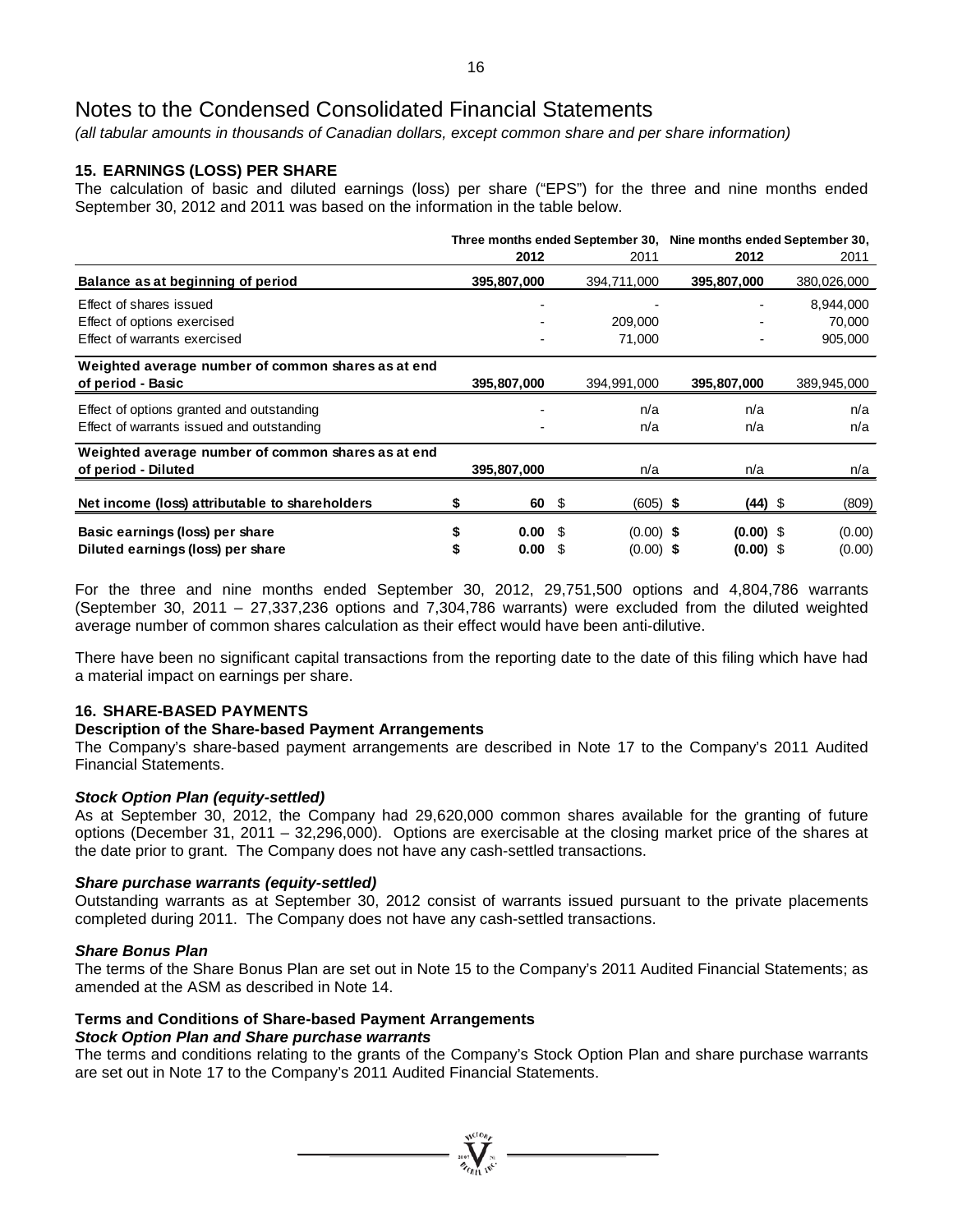# Notes to the Condensed Consolidated Financial Statements

*(all tabular amounts in thousands of Canadian dollars, except common share and per share information)*

## 15. EARNINGS (LOSS) PER SHARE

The calculation of basic and diluted earnings (loss) per share ("EPS") for the three and nine months ended September 30, 2012 and 2011 was based on the information in the table below.

| | Three months ended September 30, | | Nine months ended September 30, | |
|---|---|---|---|---|
| | **2012** | 2011 | **2012** | 2011 |
| **Balance as at beginning of period** | **395,807,000** | 394,711,000 | **395,807,000** | 380,026,000 |
| Effect of shares issued | - | - | - | 8,944,000 |
| Effect of options exercised | - | 209,000 | - | 70,000 |
| Effect of warrants exercised | - | 71,000 | - | 905,000 |
| **Weighted average number of common shares as at end of period - Basic** | **395,807,000** | 394,991,000 | **395,807,000** | 389,945,000 |
| Effect of options granted and outstanding | - | n/a | n/a | n/a |
| Effect of warrants issued and outstanding | - | n/a | n/a | n/a |
| **Weighted average number of common shares as at end of period - Diluted** | **395,807,000** | n/a | n/a | n/a |
| **Net income (loss) attributable to shareholders** | **$ 60** | $ (605) | **$ (44)** | $ (809) |
| **Basic earnings (loss) per share** | **$ 0.00** | $ (0.00) | **$ (0.00)** | $ (0.00) |
| **Diluted earnings (loss) per share** | **$ 0.00** | $ (0.00) | **$ (0.00)** | $ (0.00) |

For the three and nine months ended September 30, 2012, 29,751,500 options and 4,804,786 warrants (September 30, 2011 – 27,337,236 options and 7,304,786 warrants) were excluded from the diluted weighted average number of common shares calculation as their effect would have been anti-dilutive.

There have been no significant capital transactions from the reporting date to the date of this filing which have had a material impact on earnings per share.

## 16. SHARE-BASED PAYMENTS

### Description of the Share-based Payment Arrangements

The Company's share-based payment arrangements are described in Note 17 to the Company's 2011 Audited Financial Statements.

#### *Stock Option Plan (equity-settled)*

As at September 30, 2012, the Company had 29,620,000 common shares available for the granting of future options (December 31, 2011 – 32,296,000). Options are exercisable at the closing market price of the shares at the date prior to grant. The Company does not have any cash-settled transactions.

#### *Share purchase warrants (equity-settled)*

Outstanding warrants as at September 30, 2012 consist of warrants issued pursuant to the private placements completed during 2011. The Company does not have any cash-settled transactions.

#### *Share Bonus Plan*

The terms of the Share Bonus Plan are set out in Note 15 to the Company's 2011 Audited Financial Statements; as amended at the ASM as described in Note 14.

### Terms and Conditions of Share-based Payment Arrangements

#### *Stock Option Plan and Share purchase warrants*

The terms and conditions relating to the grants of the Company's Stock Option Plan and share purchase warrants are set out in Note 17 to the Company's 2011 Audited Financial Statements.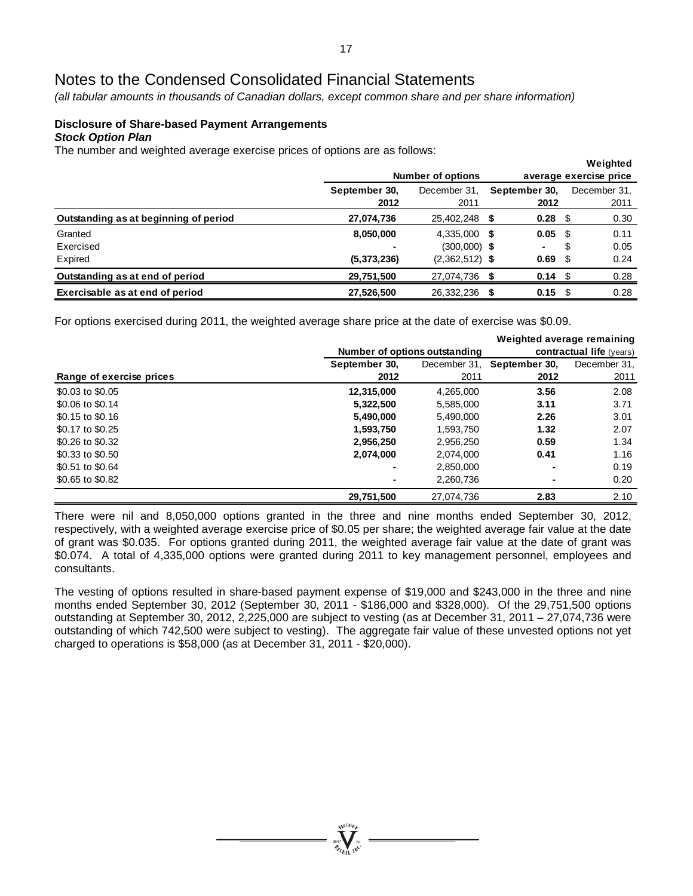# Notes to the Condensed Consolidated Financial Statements

*(all tabular amounts in thousands of Canadian dollars, except common share and per share information)*

**Disclosure of Share-based Payment Arrangements**

***Stock Option Plan***

The number and weighted average exercise prices of options are as follows:

| | Number of options | | Weighted average exercise price | |
|---|---|---|---|---|
| | **September 30, 2012** | December 31, 2011 | **September 30, 2012** | December 31, 2011 |
| **Outstanding as at beginning of period** | **27,074,736** | 25,402,248 | **$ 0.28** | $ 0.30 |
| Granted | **8,050,000** | 4,335,000 | **$ 0.05** | $ 0.11 |
| Exercised | **-** | (300,000) | **$ -** | $ 0.05 |
| Expired | **(5,373,236)** | (2,362,512) | **$ 0.69** | $ 0.24 |
| **Outstanding as at end of period** | **29,751,500** | 27,074,736 | **$ 0.14** | $ 0.28 |
| **Exercisable as at end of period** | **27,526,500** | 26,332,236 | **$ 0.15** | $ 0.28 |

For options exercised during 2011, the weighted average share price at the date of exercise was $0.09.

| | Number of options outstanding | | Weighted average remaining contractual life (years) | |
|---|---|---|---|---|
| **Range of exercise prices** | **September 30, 2012** | December 31, 2011 | **September 30, 2012** | December 31, 2011 |
| $0.03 to $0.05 | **12,315,000** | 4,265,000 | **3.56** | 2.08 |
| $0.06 to $0.14 | **5,322,500** | 5,585,000 | **3.11** | 3.71 |
| $0.15 to $0.16 | **5,490,000** | 5,490,000 | **2.26** | 3.01 |
| $0.17 to $0.25 | **1,593,750** | 1,593,750 | **1.32** | 2.07 |
| $0.26 to $0.32 | **2,956,250** | 2,956,250 | **0.59** | 1.34 |
| $0.33 to $0.50 | **2,074,000** | 2,074,000 | **0.41** | 1.16 |
| $0.51 to $0.64 | **-** | 2,850,000 | **-** | 0.19 |
| $0.65 to $0.82 | **-** | 2,260,736 | **-** | 0.20 |
| | **29,751,500** | 27,074,736 | **2.83** | 2.10 |

There were nil and 8,050,000 options granted in the three and nine months ended September 30, 2012, respectively, with a weighted average exercise price of $0.05 per share; the weighted average fair value at the date of grant was $0.035. For options granted during 2011, the weighted average fair value at the date of grant was $0.074. A total of 4,335,000 options were granted during 2011 to key management personnel, employees and consultants.

The vesting of options resulted in share-based payment expense of $19,000 and $243,000 in the three and nine months ended September 30, 2012 (September 30, 2011 - $186,000 and $328,000). Of the 29,751,500 options outstanding at September 30, 2012, 2,225,000 are subject to vesting (as at December 31, 2011 – 27,074,736 were outstanding of which 742,500 were subject to vesting). The aggregate fair value of these unvested options not yet charged to operations is $58,000 (as at December 31, 2011 - $20,000).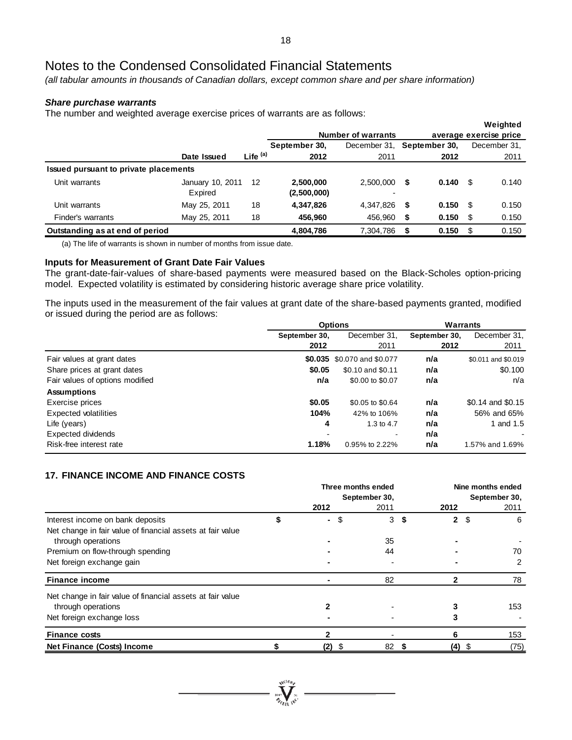# Notes to the Condensed Consolidated Financial Statements

*(all tabular amounts in thousands of Canadian dollars, except common share and per share information)*

### *Share purchase warrants*

The number and weighted average exercise prices of warrants are as follows:

| | Date Issued | Life [(a)] | Number of warrants September 30, 2012 | Number of warrants December 31, 2011 | Weighted average exercise price September 30, 2012 | Weighted average exercise price December 31, 2011 |
|---|---|---|---|---|---|---|
| **Issued pursuant to private placements** | | | | | | |
| Unit warrants | January 10, 2011 | 12 | **2,500,000** | 2,500,000 | **$ 0.140** | $ 0.140 |
| | Expired | | **(2,500,000)** | - | | |
| Unit warrants | May 25, 2011 | 18 | **4,347,826** | 4,347,826 | **$ 0.150** | $ 0.150 |
| Finder's warrants | May 25, 2011 | 18 | **456,960** | 456,960 | **$ 0.150** | $ 0.150 |
| **Outstanding as at end of period** | | | **4,804,786** | 7,304,786 | **$ 0.150** | $ 0.150 |

(a) The life of warrants is shown in number of months from issue date.

### Inputs for Measurement of Grant Date Fair Values

The grant-date-fair-values of share-based payments were measured based on the Black-Scholes option-pricing model. Expected volatility is estimated by considering historic average share price volatility.

The inputs used in the measurement of the fair values at grant date of the share-based payments granted, modified or issued during the period are as follows:

| | Options September 30, 2012 | Options December 31, 2011 | Warrants September 30, 2012 | Warrants December 31, 2011 |
|---|---|---|---|---|
| Fair values at grant dates | **$0.035** | $0.070 and $0.077 | **n/a** | $0.011 and $0.019 |
| Share prices at grant dates | **$0.05** | $0.10 and $0.11 | **n/a** | $0.100 |
| Fair values of options modified | **n/a** | $0.00 to $0.07 | **n/a** | n/a |
| **Assumptions** | | | | |
| Exercise prices | **$0.05** | $0.05 to $0.64 | **n/a** | $0.14 and $0.15 |
| Expected volatilities | **104%** | 42% to 106% | **n/a** | 56% and 65% |
| Life (years) | **4** | 1.3 to 4.7 | **n/a** | 1 and 1.5 |
| Expected dividends | - | - | **n/a** | - |
| Risk-free interest rate | **1.18%** | 0.95% to 2.22% | **n/a** | 1.57% and 1.69% |

## 17. FINANCE INCOME AND FINANCE COSTS

| | Three months ended September 30, 2012 | Three months ended September 30, 2011 | Nine months ended September 30, 2012 | Nine months ended September 30, 2011 |
|---|---|---|---|---|
| Interest income on bank deposits | **$ -** | $ 3 | **$ 2** | $ 6 |
| Net change in fair value of financial assets at fair value through operations | **-** | 35 | **-** | - |
| Premium on flow-through spending | **-** | 44 | **-** | 70 |
| Net foreign exchange gain | **-** | - | **-** | 2 |
| **Finance income** | **-** | 82 | **2** | 78 |
| Net change in fair value of financial assets at fair value through operations | **2** | - | **3** | 153 |
| Net foreign exchange loss | **-** | - | **3** | - |
| **Finance costs** | **2** | - | **6** | 153 |
| **Net Finance (Costs) Income** | **$ (2)** | $ 82 | **$ (4)** | $ (75) |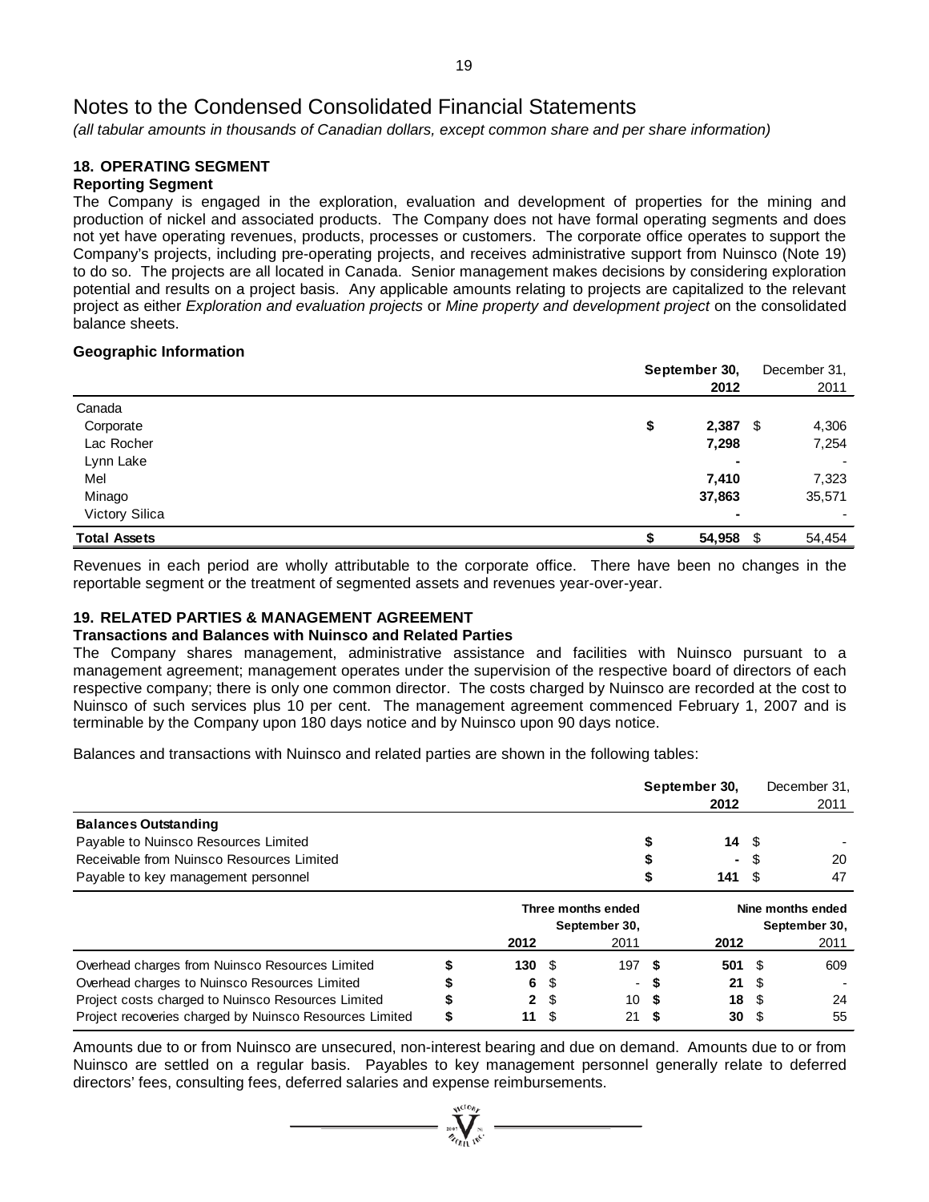# Notes to the Condensed Consolidated Financial Statements

*(all tabular amounts in thousands of Canadian dollars, except common share and per share information)*

## 18. OPERATING SEGMENT

### Reporting Segment

The Company is engaged in the exploration, evaluation and development of properties for the mining and production of nickel and associated products. The Company does not have formal operating segments and does not yet have operating revenues, products, processes or customers. The corporate office operates to support the Company's projects, including pre-operating projects, and receives administrative support from Nuinsco (Note 19) to do so. The projects are all located in Canada. Senior management makes decisions by considering exploration potential and results on a project basis. Any applicable amounts relating to projects are capitalized to the relevant project as either *Exploration and evaluation projects* or *Mine property and development project* on the consolidated balance sheets.

### Geographic Information

| | September 30, 2012 | December 31, 2011 |
|---|---|---|
| Canada | | |
| Corporate | $ 2,387 | $ 4,306 |
| Lac Rocher | 7,298 | 7,254 |
| Lynn Lake | - | - |
| Mel | 7,410 | 7,323 |
| Minago | 37,863 | 35,571 |
| Victory Silica | - | - |
| **Total Assets** | **$ 54,958** | $ 54,454 |

Revenues in each period are wholly attributable to the corporate office. There have been no changes in the reportable segment or the treatment of segmented assets and revenues year-over-year.

## 19. RELATED PARTIES & MANAGEMENT AGREEMENT

### Transactions and Balances with Nuinsco and Related Parties

The Company shares management, administrative assistance and facilities with Nuinsco pursuant to a management agreement; management operates under the supervision of the respective board of directors of each respective company; there is only one common director. The costs charged by Nuinsco are recorded at the cost to Nuinsco of such services plus 10 per cent. The management agreement commenced February 1, 2007 and is terminable by the Company upon 180 days notice and by Nuinsco upon 90 days notice.

Balances and transactions with Nuinsco and related parties are shown in the following tables:

| | September 30, 2012 | December 31, 2011 |
|---|---|---|
| **Balances Outstanding** | | |
| Payable to Nuinsco Resources Limited | $ 14 | $ - |
| Receivable from Nuinsco Resources Limited | $ - | $ 20 |
| Payable to key management personnel | $ 141 | $ 47 |

| | Three months ended September 30, | | Nine months ended September 30, | |
|---|---|---|---|---|
| | 2012 | 2011 | 2012 | 2011 |
| Overhead charges from Nuinsco Resources Limited | $ 130 | $ 197 | $ 501 | $ 609 |
| Overhead charges to Nuinsco Resources Limited | $ 6 | $ - | $ 21 | $ - |
| Project costs charged to Nuinsco Resources Limited | $ 2 | $ 10 | $ 18 | $ 24 |
| Project recoveries charged by Nuinsco Resources Limited | $ 11 | $ 21 | $ 30 | $ 55 |

Amounts due to or from Nuinsco are unsecured, non-interest bearing and due on demand. Amounts due to or from Nuinsco are settled on a regular basis. Payables to key management personnel generally relate to deferred directors' fees, consulting fees, deferred salaries and expense reimbursements.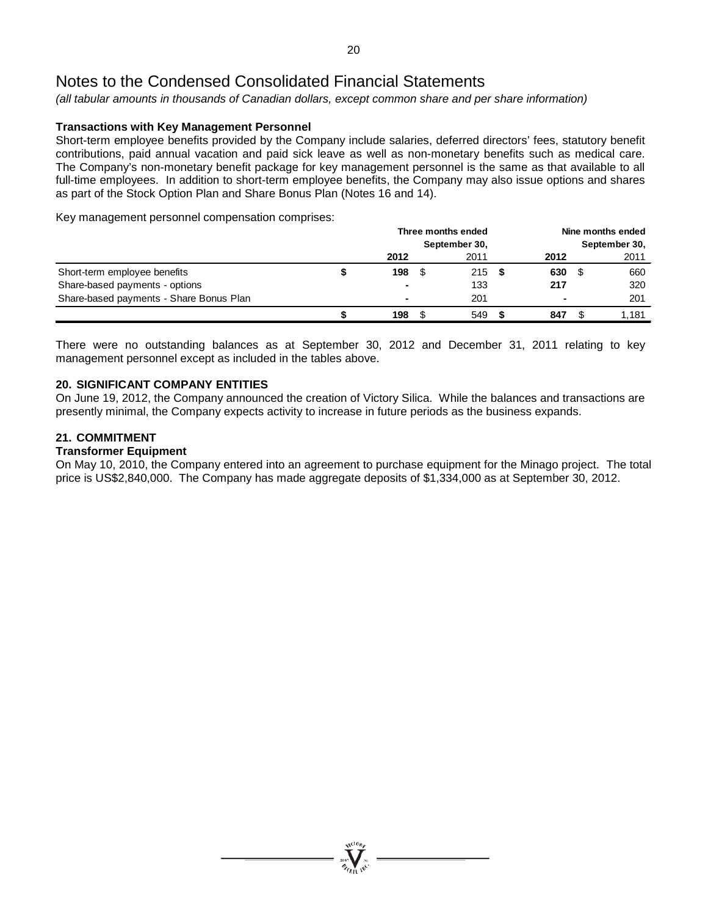# Notes to the Condensed Consolidated Financial Statements

*(all tabular amounts in thousands of Canadian dollars, except common share and per share information)*

**Transactions with Key Management Personnel**

Short-term employee benefits provided by the Company include salaries, deferred directors' fees, statutory benefit contributions, paid annual vacation and paid sick leave as well as non-monetary benefits such as medical care. The Company's non-monetary benefit package for key management personnel is the same as that available to all full-time employees. In addition to short-term employee benefits, the Company may also issue options and shares as part of the Stock Option Plan and Share Bonus Plan (Notes 16 and 14).

Key management personnel compensation comprises:

| | Three months ended September 30, | | Nine months ended September 30, | |
|---|---|---|---|---|
| | **2012** | 2011 | **2012** | 2011 |
| Short-term employee benefits | **$ 198** | $ 215 | **$ 630** | $ 660 |
| Share-based payments - options | **-** | 133 | **217** | 320 |
| Share-based payments - Share Bonus Plan | **-** | 201 | **-** | 201 |
| | **$ 198** | $ 549 | **$ 847** | $ 1,181 |

There were no outstanding balances as at September 30, 2012 and December 31, 2011 relating to key management personnel except as included in the tables above.

## 20. SIGNIFICANT COMPANY ENTITIES

On June 19, 2012, the Company announced the creation of Victory Silica. While the balances and transactions are presently minimal, the Company expects activity to increase in future periods as the business expands.

## 21. COMMITMENT

**Transformer Equipment**

On May 10, 2010, the Company entered into an agreement to purchase equipment for the Minago project. The total price is US$2,840,000. The Company has made aggregate deposits of $1,334,000 as at September 30, 2012.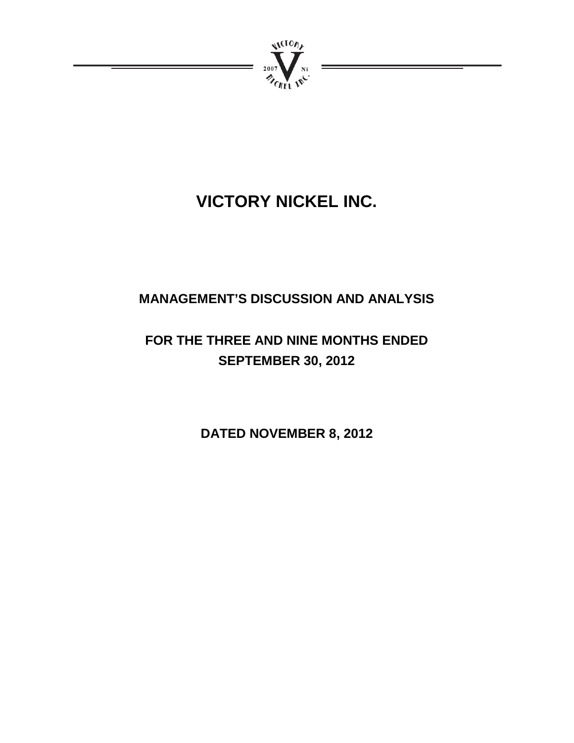# VICTORY NICKEL INC.

## MANAGEMENT'S DISCUSSION AND ANALYSIS

## FOR THE THREE AND NINE MONTHS ENDED SEPTEMBER 30, 2012

**DATED NOVEMBER 8, 2012**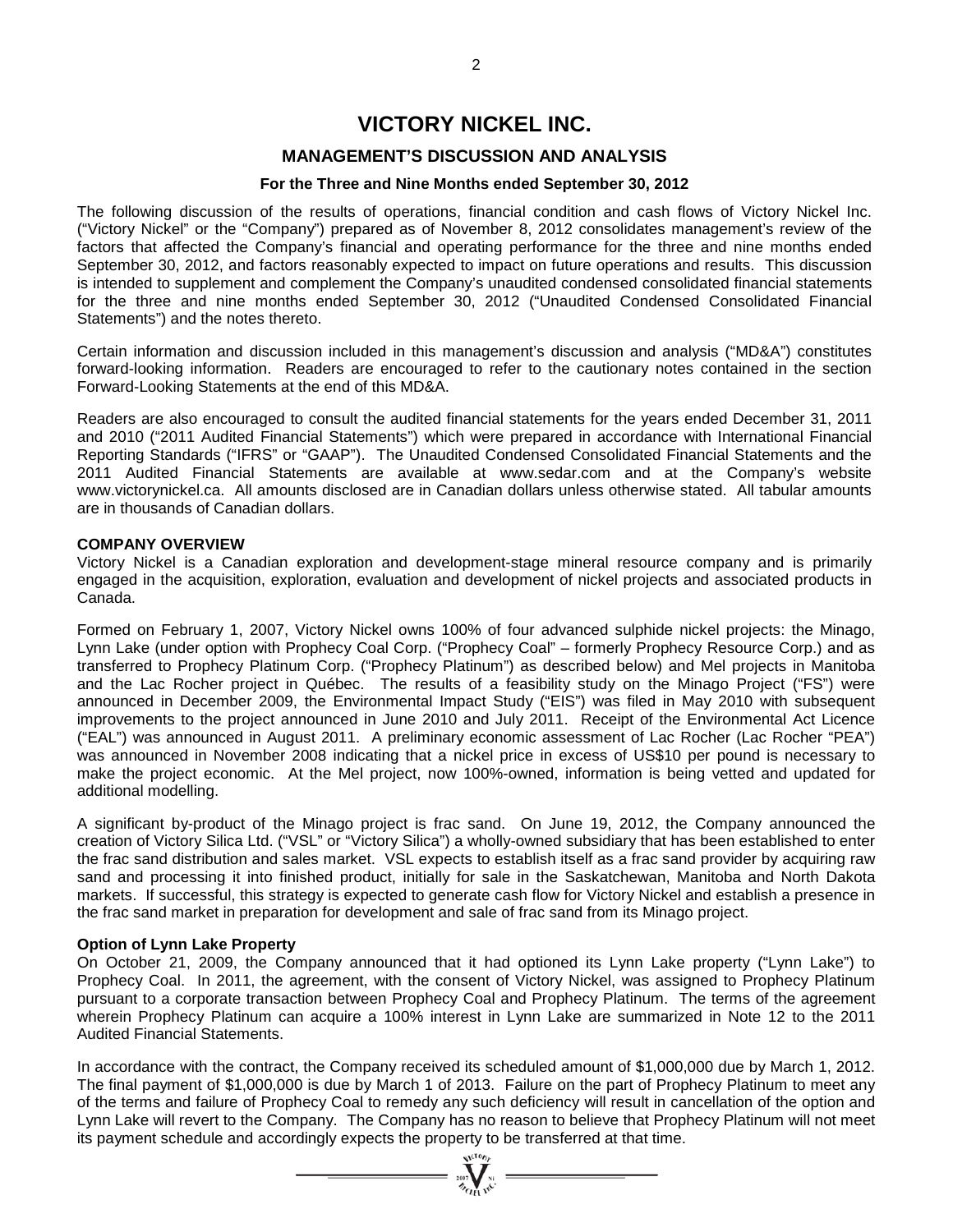# VICTORY NICKEL INC.

## MANAGEMENT'S DISCUSSION AND ANALYSIS

### For the Three and Nine Months ended September 30, 2012

The following discussion of the results of operations, financial condition and cash flows of Victory Nickel Inc. ("Victory Nickel" or the "Company") prepared as of November 8, 2012 consolidates management's review of the factors that affected the Company's financial and operating performance for the three and nine months ended September 30, 2012, and factors reasonably expected to impact on future operations and results. This discussion is intended to supplement and complement the Company's unaudited condensed consolidated financial statements for the three and nine months ended September 30, 2012 ("Unaudited Condensed Consolidated Financial Statements") and the notes thereto.

Certain information and discussion included in this management's discussion and analysis ("MD&A") constitutes forward-looking information. Readers are encouraged to refer to the cautionary notes contained in the section Forward-Looking Statements at the end of this MD&A.

Readers are also encouraged to consult the audited financial statements for the years ended December 31, 2011 and 2010 ("2011 Audited Financial Statements") which were prepared in accordance with International Financial Reporting Standards ("IFRS" or "GAAP"). The Unaudited Condensed Consolidated Financial Statements and the 2011 Audited Financial Statements are available at www.sedar.com and at the Company's website www.victorynickel.ca. All amounts disclosed are in Canadian dollars unless otherwise stated. All tabular amounts are in thousands of Canadian dollars.

**COMPANY OVERVIEW**

Victory Nickel is a Canadian exploration and development-stage mineral resource company and is primarily engaged in the acquisition, exploration, evaluation and development of nickel projects and associated products in Canada.

Formed on February 1, 2007, Victory Nickel owns 100% of four advanced sulphide nickel projects: the Minago, Lynn Lake (under option with Prophecy Coal Corp. ("Prophecy Coal" – formerly Prophecy Resource Corp.) and as transferred to Prophecy Platinum Corp. ("Prophecy Platinum") as described below) and Mel projects in Manitoba and the Lac Rocher project in Québec. The results of a feasibility study on the Minago Project ("FS") were announced in December 2009, the Environmental Impact Study ("EIS") was filed in May 2010 with subsequent improvements to the project announced in June 2010 and July 2011. Receipt of the Environmental Act Licence ("EAL") was announced in August 2011. A preliminary economic assessment of Lac Rocher (Lac Rocher "PEA") was announced in November 2008 indicating that a nickel price in excess of US$10 per pound is necessary to make the project economic. At the Mel project, now 100%-owned, information is being vetted and updated for additional modelling.

A significant by-product of the Minago project is frac sand. On June 19, 2012, the Company announced the creation of Victory Silica Ltd. ("VSL" or "Victory Silica") a wholly-owned subsidiary that has been established to enter the frac sand distribution and sales market. VSL expects to establish itself as a frac sand provider by acquiring raw sand and processing it into finished product, initially for sale in the Saskatchewan, Manitoba and North Dakota markets. If successful, this strategy is expected to generate cash flow for Victory Nickel and establish a presence in the frac sand market in preparation for development and sale of frac sand from its Minago project.

**Option of Lynn Lake Property**

On October 21, 2009, the Company announced that it had optioned its Lynn Lake property ("Lynn Lake") to Prophecy Coal. In 2011, the agreement, with the consent of Victory Nickel, was assigned to Prophecy Platinum pursuant to a corporate transaction between Prophecy Coal and Prophecy Platinum. The terms of the agreement wherein Prophecy Platinum can acquire a 100% interest in Lynn Lake are summarized in Note 12 to the 2011 Audited Financial Statements.

In accordance with the contract, the Company received its scheduled amount of $1,000,000 due by March 1, 2012. The final payment of $1,000,000 is due by March 1 of 2013. Failure on the part of Prophecy Platinum to meet any of the terms and failure of Prophecy Coal to remedy any such deficiency will result in cancellation of the option and Lynn Lake will revert to the Company. The Company has no reason to believe that Prophecy Platinum will not meet its payment schedule and accordingly expects the property to be transferred at that time.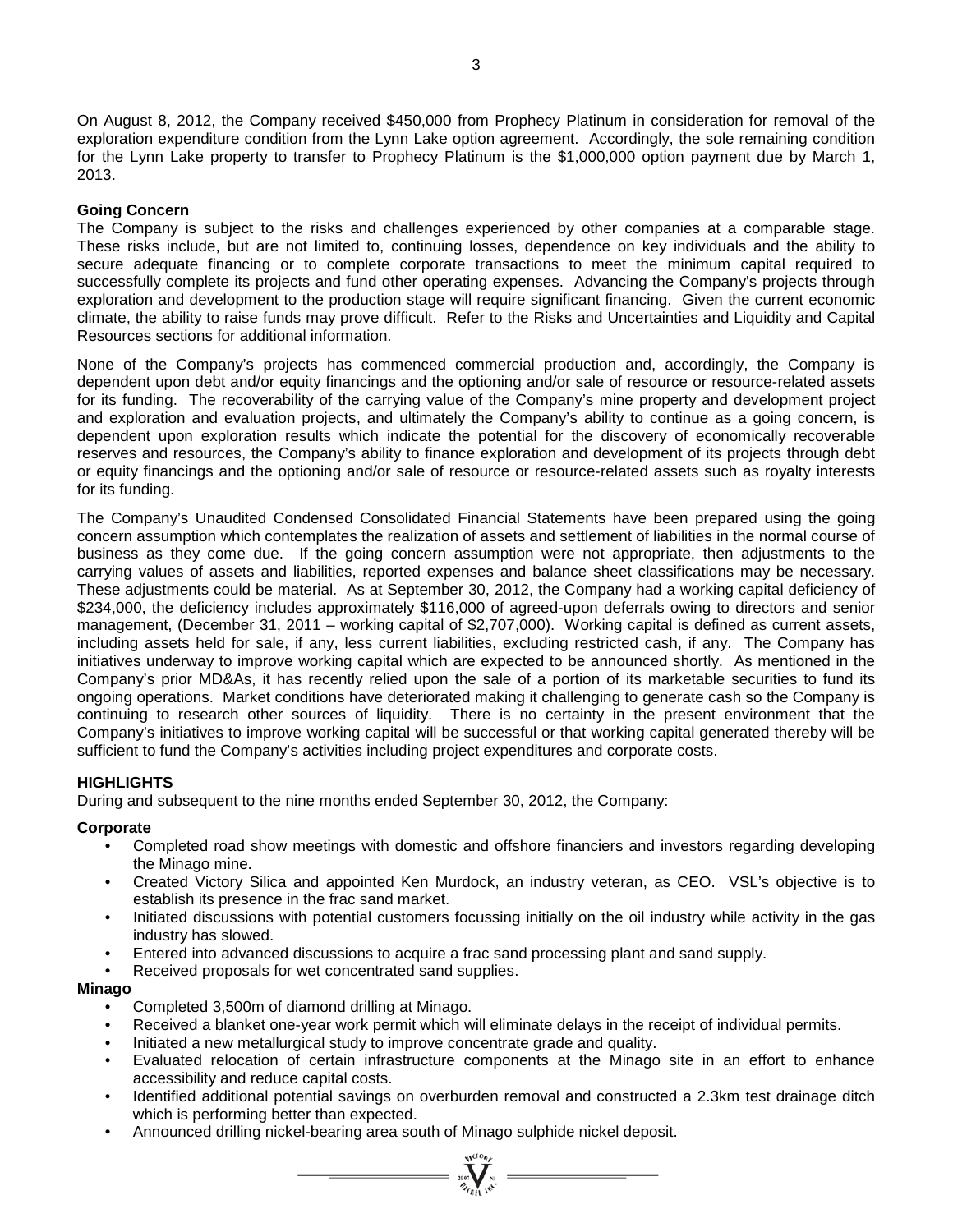On August 8, 2012, the Company received $450,000 from Prophecy Platinum in consideration for removal of the exploration expenditure condition from the Lynn Lake option agreement. Accordingly, the sole remaining condition for the Lynn Lake property to transfer to Prophecy Platinum is the $1,000,000 option payment due by March 1, 2013.

**Going Concern**

The Company is subject to the risks and challenges experienced by other companies at a comparable stage. These risks include, but are not limited to, continuing losses, dependence on key individuals and the ability to secure adequate financing or to complete corporate transactions to meet the minimum capital required to successfully complete its projects and fund other operating expenses. Advancing the Company's projects through exploration and development to the production stage will require significant financing. Given the current economic climate, the ability to raise funds may prove difficult. Refer to the Risks and Uncertainties and Liquidity and Capital Resources sections for additional information.

None of the Company's projects has commenced commercial production and, accordingly, the Company is dependent upon debt and/or equity financings and the optioning and/or sale of resource or resource-related assets for its funding. The recoverability of the carrying value of the Company's mine property and development project and exploration and evaluation projects, and ultimately the Company's ability to continue as a going concern, is dependent upon exploration results which indicate the potential for the discovery of economically recoverable reserves and resources, the Company's ability to finance exploration and development of its projects through debt or equity financings and the optioning and/or sale of resource or resource-related assets such as royalty interests for its funding.

The Company's Unaudited Condensed Consolidated Financial Statements have been prepared using the going concern assumption which contemplates the realization of assets and settlement of liabilities in the normal course of business as they come due. If the going concern assumption were not appropriate, then adjustments to the carrying values of assets and liabilities, reported expenses and balance sheet classifications may be necessary. These adjustments could be material. As at September 30, 2012, the Company had a working capital deficiency of $234,000, the deficiency includes approximately $116,000 of agreed-upon deferrals owing to directors and senior management, (December 31, 2011 – working capital of $2,707,000). Working capital is defined as current assets, including assets held for sale, if any, less current liabilities, excluding restricted cash, if any. The Company has initiatives underway to improve working capital which are expected to be announced shortly. As mentioned in the Company's prior MD&As, it has recently relied upon the sale of a portion of its marketable securities to fund its ongoing operations. Market conditions have deteriorated making it challenging to generate cash so the Company is continuing to research other sources of liquidity. There is no certainty in the present environment that the Company's initiatives to improve working capital will be successful or that working capital generated thereby will be sufficient to fund the Company's activities including project expenditures and corporate costs.

## HIGHLIGHTS

During and subsequent to the nine months ended September 30, 2012, the Company:

**Corporate**

- Completed road show meetings with domestic and offshore financiers and investors regarding developing the Minago mine.
- Created Victory Silica and appointed Ken Murdock, an industry veteran, as CEO. VSL's objective is to establish its presence in the frac sand market.
- Initiated discussions with potential customers focussing initially on the oil industry while activity in the gas industry has slowed.
- Entered into advanced discussions to acquire a frac sand processing plant and sand supply.
- Received proposals for wet concentrated sand supplies.

**Minago**

- Completed 3,500m of diamond drilling at Minago.
- Received a blanket one-year work permit which will eliminate delays in the receipt of individual permits.
- Initiated a new metallurgical study to improve concentrate grade and quality.
- Evaluated relocation of certain infrastructure components at the Minago site in an effort to enhance accessibility and reduce capital costs.
- Identified additional potential savings on overburden removal and constructed a 2.3km test drainage ditch which is performing better than expected.
- Announced drilling nickel-bearing area south of Minago sulphide nickel deposit.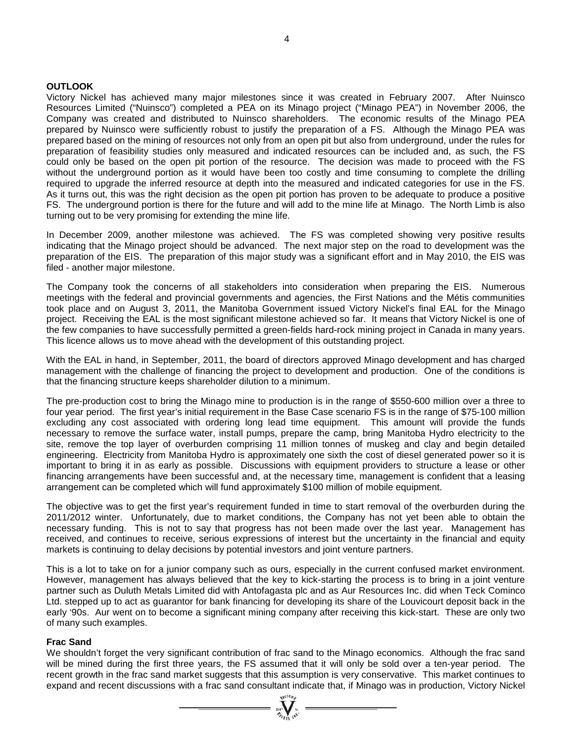**OUTLOOK**

Victory Nickel has achieved many major milestones since it was created in February 2007. After Nuinsco Resources Limited ("Nuinsco") completed a PEA on its Minago project ("Minago PEA") in November 2006, the Company was created and distributed to Nuinsco shareholders. The economic results of the Minago PEA prepared by Nuinsco were sufficiently robust to justify the preparation of a FS. Although the Minago PEA was prepared based on the mining of resources not only from an open pit but also from underground, under the rules for preparation of feasibility studies only measured and indicated resources can be included and, as such, the FS could only be based on the open pit portion of the resource. The decision was made to proceed with the FS without the underground portion as it would have been too costly and time consuming to complete the drilling required to upgrade the inferred resource at depth into the measured and indicated categories for use in the FS. As it turns out, this was the right decision as the open pit portion has proven to be adequate to produce a positive FS. The underground portion is there for the future and will add to the mine life at Minago. The North Limb is also turning out to be very promising for extending the mine life.

In December 2009, another milestone was achieved. The FS was completed showing very positive results indicating that the Minago project should be advanced. The next major step on the road to development was the preparation of the EIS. The preparation of this major study was a significant effort and in May 2010, the EIS was filed - another major milestone.

The Company took the concerns of all stakeholders into consideration when preparing the EIS. Numerous meetings with the federal and provincial governments and agencies, the First Nations and the Métis communities took place and on August 3, 2011, the Manitoba Government issued Victory Nickel's final EAL for the Minago project. Receiving the EAL is the most significant milestone achieved so far. It means that Victory Nickel is one of the few companies to have successfully permitted a green-fields hard-rock mining project in Canada in many years. This licence allows us to move ahead with the development of this outstanding project.

With the EAL in hand, in September, 2011, the board of directors approved Minago development and has charged management with the challenge of financing the project to development and production. One of the conditions is that the financing structure keeps shareholder dilution to a minimum.

The pre-production cost to bring the Minago mine to production is in the range of $550-600 million over a three to four year period. The first year's initial requirement in the Base Case scenario FS is in the range of $75-100 million excluding any cost associated with ordering long lead time equipment. This amount will provide the funds necessary to remove the surface water, install pumps, prepare the camp, bring Manitoba Hydro electricity to the site, remove the top layer of overburden comprising 11 million tonnes of muskeg and clay and begin detailed engineering. Electricity from Manitoba Hydro is approximately one sixth the cost of diesel generated power so it is important to bring it in as early as possible. Discussions with equipment providers to structure a lease or other financing arrangements have been successful and, at the necessary time, management is confident that a leasing arrangement can be completed which will fund approximately $100 million of mobile equipment.

The objective was to get the first year's requirement funded in time to start removal of the overburden during the 2011/2012 winter. Unfortunately, due to market conditions, the Company has not yet been able to obtain the necessary funding. This is not to say that progress has not been made over the last year. Management has received, and continues to receive, serious expressions of interest but the uncertainty in the financial and equity markets is continuing to delay decisions by potential investors and joint venture partners.

This is a lot to take on for a junior company such as ours, especially in the current confused market environment. However, management has always believed that the key to kick-starting the process is to bring in a joint venture partner such as Duluth Metals Limited did with Antofagasta plc and as Aur Resources Inc. did when Teck Cominco Ltd. stepped up to act as guarantor for bank financing for developing its share of the Louvicourt deposit back in the early '90s. Aur went on to become a significant mining company after receiving this kick-start. These are only two of many such examples.

**Frac Sand**

We shouldn't forget the very significant contribution of frac sand to the Minago economics. Although the frac sand will be mined during the first three years, the FS assumed that it will only be sold over a ten-year period. The recent growth in the frac sand market suggests that this assumption is very conservative. This market continues to expand and recent discussions with a frac sand consultant indicate that, if Minago was in production, Victory Nickel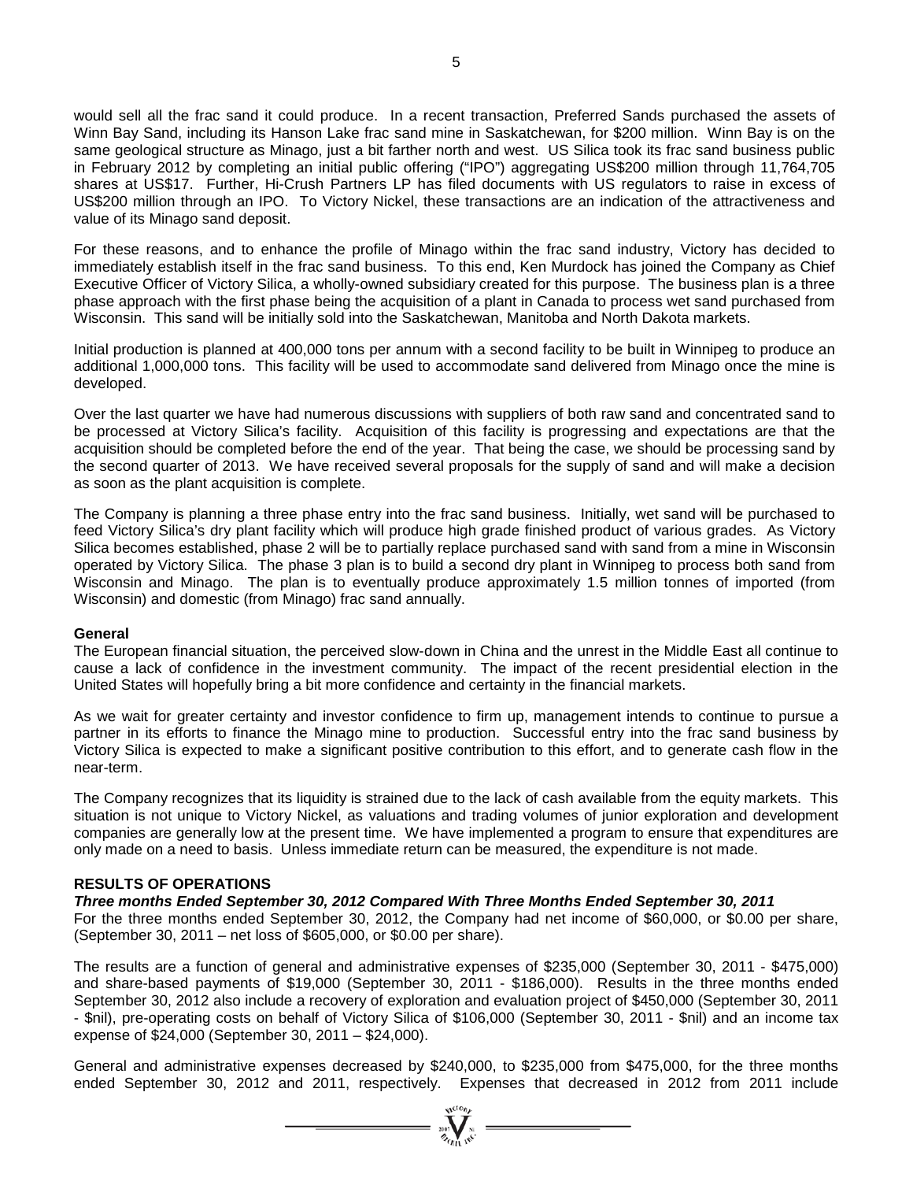would sell all the frac sand it could produce. In a recent transaction, Preferred Sands purchased the assets of Winn Bay Sand, including its Hanson Lake frac sand mine in Saskatchewan, for $200 million. Winn Bay is on the same geological structure as Minago, just a bit farther north and west. US Silica took its frac sand business public in February 2012 by completing an initial public offering ("IPO") aggregating US$200 million through 11,764,705 shares at US$17. Further, Hi-Crush Partners LP has filed documents with US regulators to raise in excess of US$200 million through an IPO. To Victory Nickel, these transactions are an indication of the attractiveness and value of its Minago sand deposit.

For these reasons, and to enhance the profile of Minago within the frac sand industry, Victory has decided to immediately establish itself in the frac sand business. To this end, Ken Murdock has joined the Company as Chief Executive Officer of Victory Silica, a wholly-owned subsidiary created for this purpose. The business plan is a three phase approach with the first phase being the acquisition of a plant in Canada to process wet sand purchased from Wisconsin. This sand will be initially sold into the Saskatchewan, Manitoba and North Dakota markets.

Initial production is planned at 400,000 tons per annum with a second facility to be built in Winnipeg to produce an additional 1,000,000 tons. This facility will be used to accommodate sand delivered from Minago once the mine is developed.

Over the last quarter we have had numerous discussions with suppliers of both raw sand and concentrated sand to be processed at Victory Silica's facility. Acquisition of this facility is progressing and expectations are that the acquisition should be completed before the end of the year. That being the case, we should be processing sand by the second quarter of 2013. We have received several proposals for the supply of sand and will make a decision as soon as the plant acquisition is complete.

The Company is planning a three phase entry into the frac sand business. Initially, wet sand will be purchased to feed Victory Silica's dry plant facility which will produce high grade finished product of various grades. As Victory Silica becomes established, phase 2 will be to partially replace purchased sand with sand from a mine in Wisconsin operated by Victory Silica. The phase 3 plan is to build a second dry plant in Winnipeg to process both sand from Wisconsin and Minago. The plan is to eventually produce approximately 1.5 million tonnes of imported (from Wisconsin) and domestic (from Minago) frac sand annually.

**General**

The European financial situation, the perceived slow-down in China and the unrest in the Middle East all continue to cause a lack of confidence in the investment community. The impact of the recent presidential election in the United States will hopefully bring a bit more confidence and certainty in the financial markets.

As we wait for greater certainty and investor confidence to firm up, management intends to continue to pursue a partner in its efforts to finance the Minago mine to production. Successful entry into the frac sand business by Victory Silica is expected to make a significant positive contribution to this effort, and to generate cash flow in the near-term.

The Company recognizes that its liquidity is strained due to the lack of cash available from the equity markets. This situation is not unique to Victory Nickel, as valuations and trading volumes of junior exploration and development companies are generally low at the present time. We have implemented a program to ensure that expenditures are only made on a need to basis. Unless immediate return can be measured, the expenditure is not made.

## RESULTS OF OPERATIONS

***Three months Ended September 30, 2012 Compared With Three Months Ended September 30, 2011***

For the three months ended September 30, 2012, the Company had net income of $60,000, or $0.00 per share, (September 30, 2011 – net loss of $605,000, or $0.00 per share).

The results are a function of general and administrative expenses of $235,000 (September 30, 2011 - $475,000) and share-based payments of $19,000 (September 30, 2011 - $186,000). Results in the three months ended September 30, 2012 also include a recovery of exploration and evaluation project of $450,000 (September 30, 2011 - $nil), pre-operating costs on behalf of Victory Silica of $106,000 (September 30, 2011 - $nil) and an income tax expense of $24,000 (September 30, 2011 – $24,000).

General and administrative expenses decreased by $240,000, to $235,000 from $475,000, for the three months ended September 30, 2012 and 2011, respectively. Expenses that decreased in 2012 from 2011 include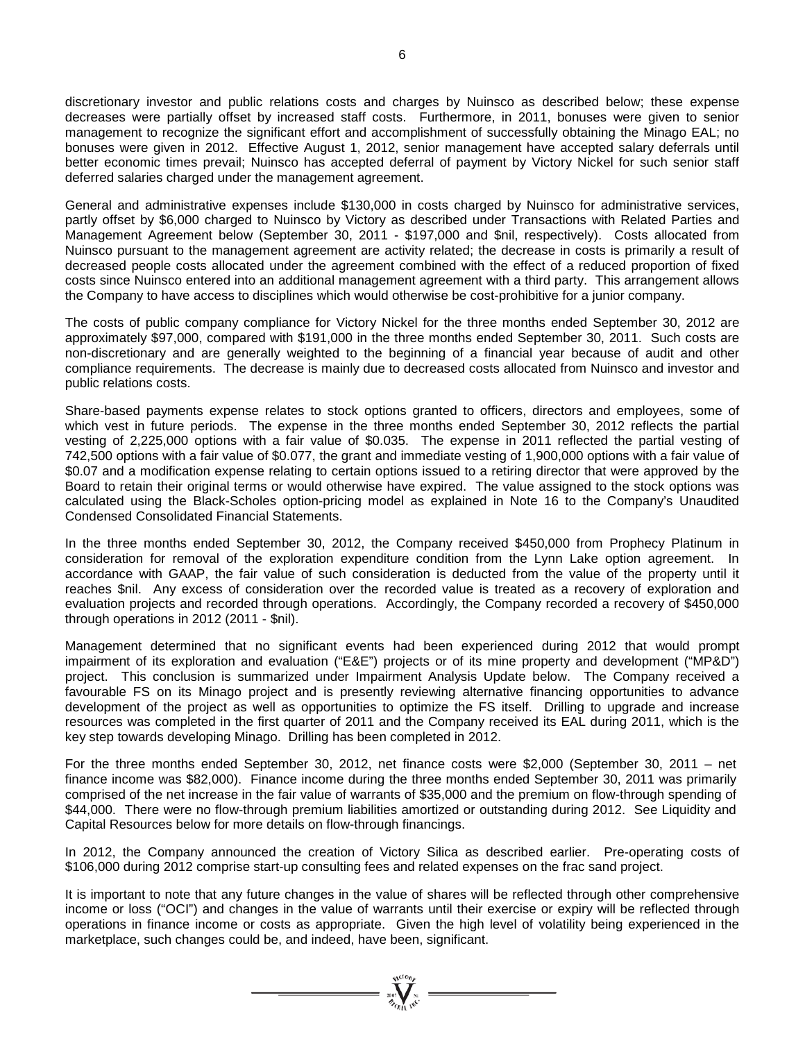discretionary investor and public relations costs and charges by Nuinsco as described below; these expense decreases were partially offset by increased staff costs. Furthermore, in 2011, bonuses were given to senior management to recognize the significant effort and accomplishment of successfully obtaining the Minago EAL; no bonuses were given in 2012. Effective August 1, 2012, senior management have accepted salary deferrals until better economic times prevail; Nuinsco has accepted deferral of payment by Victory Nickel for such senior staff deferred salaries charged under the management agreement.

General and administrative expenses include $130,000 in costs charged by Nuinsco for administrative services, partly offset by $6,000 charged to Nuinsco by Victory as described under Transactions with Related Parties and Management Agreement below (September 30, 2011 - $197,000 and $nil, respectively). Costs allocated from Nuinsco pursuant to the management agreement are activity related; the decrease in costs is primarily a result of decreased people costs allocated under the agreement combined with the effect of a reduced proportion of fixed costs since Nuinsco entered into an additional management agreement with a third party. This arrangement allows the Company to have access to disciplines which would otherwise be cost-prohibitive for a junior company.

The costs of public company compliance for Victory Nickel for the three months ended September 30, 2012 are approximately $97,000, compared with $191,000 in the three months ended September 30, 2011. Such costs are non-discretionary and are generally weighted to the beginning of a financial year because of audit and other compliance requirements. The decrease is mainly due to decreased costs allocated from Nuinsco and investor and public relations costs.

Share-based payments expense relates to stock options granted to officers, directors and employees, some of which vest in future periods. The expense in the three months ended September 30, 2012 reflects the partial vesting of 2,225,000 options with a fair value of $0.035. The expense in 2011 reflected the partial vesting of 742,500 options with a fair value of $0.077, the grant and immediate vesting of 1,900,000 options with a fair value of $0.07 and a modification expense relating to certain options issued to a retiring director that were approved by the Board to retain their original terms or would otherwise have expired. The value assigned to the stock options was calculated using the Black-Scholes option-pricing model as explained in Note 16 to the Company's Unaudited Condensed Consolidated Financial Statements.

In the three months ended September 30, 2012, the Company received $450,000 from Prophecy Platinum in consideration for removal of the exploration expenditure condition from the Lynn Lake option agreement. In accordance with GAAP, the fair value of such consideration is deducted from the value of the property until it reaches $nil. Any excess of consideration over the recorded value is treated as a recovery of exploration and evaluation projects and recorded through operations. Accordingly, the Company recorded a recovery of $450,000 through operations in 2012 (2011 - $nil).

Management determined that no significant events had been experienced during 2012 that would prompt impairment of its exploration and evaluation ("E&E") projects or of its mine property and development ("MP&D") project. This conclusion is summarized under Impairment Analysis Update below. The Company received a favourable FS on its Minago project and is presently reviewing alternative financing opportunities to advance development of the project as well as opportunities to optimize the FS itself. Drilling to upgrade and increase resources was completed in the first quarter of 2011 and the Company received its EAL during 2011, which is the key step towards developing Minago. Drilling has been completed in 2012.

For the three months ended September 30, 2012, net finance costs were $2,000 (September 30, 2011 – net finance income was $82,000). Finance income during the three months ended September 30, 2011 was primarily comprised of the net increase in the fair value of warrants of $35,000 and the premium on flow-through spending of $44,000. There were no flow-through premium liabilities amortized or outstanding during 2012. See Liquidity and Capital Resources below for more details on flow-through financings.

In 2012, the Company announced the creation of Victory Silica as described earlier. Pre-operating costs of $106,000 during 2012 comprise start-up consulting fees and related expenses on the frac sand project.

It is important to note that any future changes in the value of shares will be reflected through other comprehensive income or loss ("OCI") and changes in the value of warrants until their exercise or expiry will be reflected through operations in finance income or costs as appropriate. Given the high level of volatility being experienced in the marketplace, such changes could be, and indeed, have been, significant.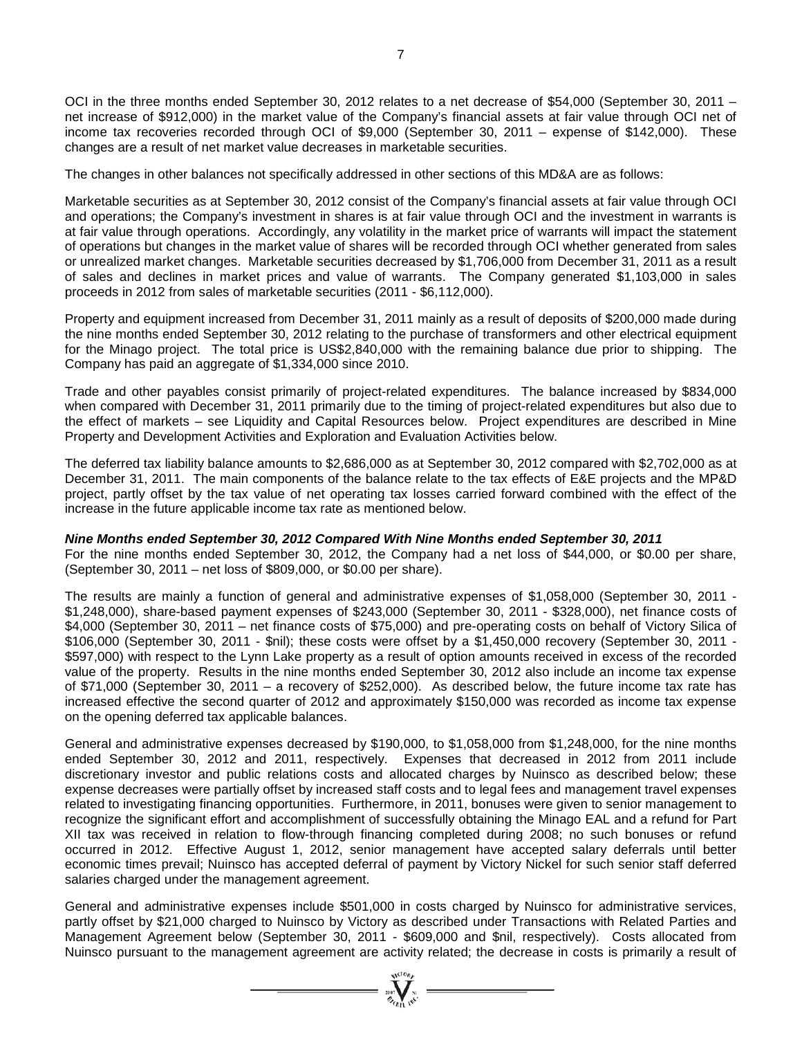OCI in the three months ended September 30, 2012 relates to a net decrease of $54,000 (September 30, 2011 – net increase of $912,000) in the market value of the Company's financial assets at fair value through OCI net of income tax recoveries recorded through OCI of $9,000 (September 30, 2011 – expense of $142,000). These changes are a result of net market value decreases in marketable securities.

The changes in other balances not specifically addressed in other sections of this MD&A are as follows:

Marketable securities as at September 30, 2012 consist of the Company's financial assets at fair value through OCI and operations; the Company's investment in shares is at fair value through OCI and the investment in warrants is at fair value through operations. Accordingly, any volatility in the market price of warrants will impact the statement of operations but changes in the market value of shares will be recorded through OCI whether generated from sales or unrealized market changes. Marketable securities decreased by $1,706,000 from December 31, 2011 as a result of sales and declines in market prices and value of warrants. The Company generated $1,103,000 in sales proceeds in 2012 from sales of marketable securities (2011 - $6,112,000).

Property and equipment increased from December 31, 2011 mainly as a result of deposits of $200,000 made during the nine months ended September 30, 2012 relating to the purchase of transformers and other electrical equipment for the Minago project. The total price is US$2,840,000 with the remaining balance due prior to shipping. The Company has paid an aggregate of $1,334,000 since 2010.

Trade and other payables consist primarily of project-related expenditures. The balance increased by $834,000 when compared with December 31, 2011 primarily due to the timing of project-related expenditures but also due to the effect of markets – see Liquidity and Capital Resources below. Project expenditures are described in Mine Property and Development Activities and Exploration and Evaluation Activities below.

The deferred tax liability balance amounts to $2,686,000 as at September 30, 2012 compared with $2,702,000 as at December 31, 2011. The main components of the balance relate to the tax effects of E&E projects and the MP&D project, partly offset by the tax value of net operating tax losses carried forward combined with the effect of the increase in the future applicable income tax rate as mentioned below.

***Nine Months ended September 30, 2012 Compared With Nine Months ended September 30, 2011***

For the nine months ended September 30, 2012, the Company had a net loss of $44,000, or $0.00 per share, (September 30, 2011 – net loss of $809,000, or $0.00 per share).

The results are mainly a function of general and administrative expenses of $1,058,000 (September 30, 2011 - $1,248,000), share-based payment expenses of $243,000 (September 30, 2011 - $328,000), net finance costs of $4,000 (September 30, 2011 – net finance costs of $75,000) and pre-operating costs on behalf of Victory Silica of $106,000 (September 30, 2011 - $nil); these costs were offset by a $1,450,000 recovery (September 30, 2011 - $597,000) with respect to the Lynn Lake property as a result of option amounts received in excess of the recorded value of the property. Results in the nine months ended September 30, 2012 also include an income tax expense of $71,000 (September 30, 2011 – a recovery of $252,000). As described below, the future income tax rate has increased effective the second quarter of 2012 and approximately $150,000 was recorded as income tax expense on the opening deferred tax applicable balances.

General and administrative expenses decreased by $190,000, to $1,058,000 from $1,248,000, for the nine months ended September 30, 2012 and 2011, respectively. Expenses that decreased in 2012 from 2011 include discretionary investor and public relations costs and allocated charges by Nuinsco as described below; these expense decreases were partially offset by increased staff costs and to legal fees and management travel expenses related to investigating financing opportunities. Furthermore, in 2011, bonuses were given to senior management to recognize the significant effort and accomplishment of successfully obtaining the Minago EAL and a refund for Part XII tax was received in relation to flow-through financing completed during 2008; no such bonuses or refund occurred in 2012. Effective August 1, 2012, senior management have accepted salary deferrals until better economic times prevail; Nuinsco has accepted deferral of payment by Victory Nickel for such senior staff deferred salaries charged under the management agreement.

General and administrative expenses include $501,000 in costs charged by Nuinsco for administrative services, partly offset by $21,000 charged to Nuinsco by Victory as described under Transactions with Related Parties and Management Agreement below (September 30, 2011 - $609,000 and $nil, respectively). Costs allocated from Nuinsco pursuant to the management agreement are activity related; the decrease in costs is primarily a result of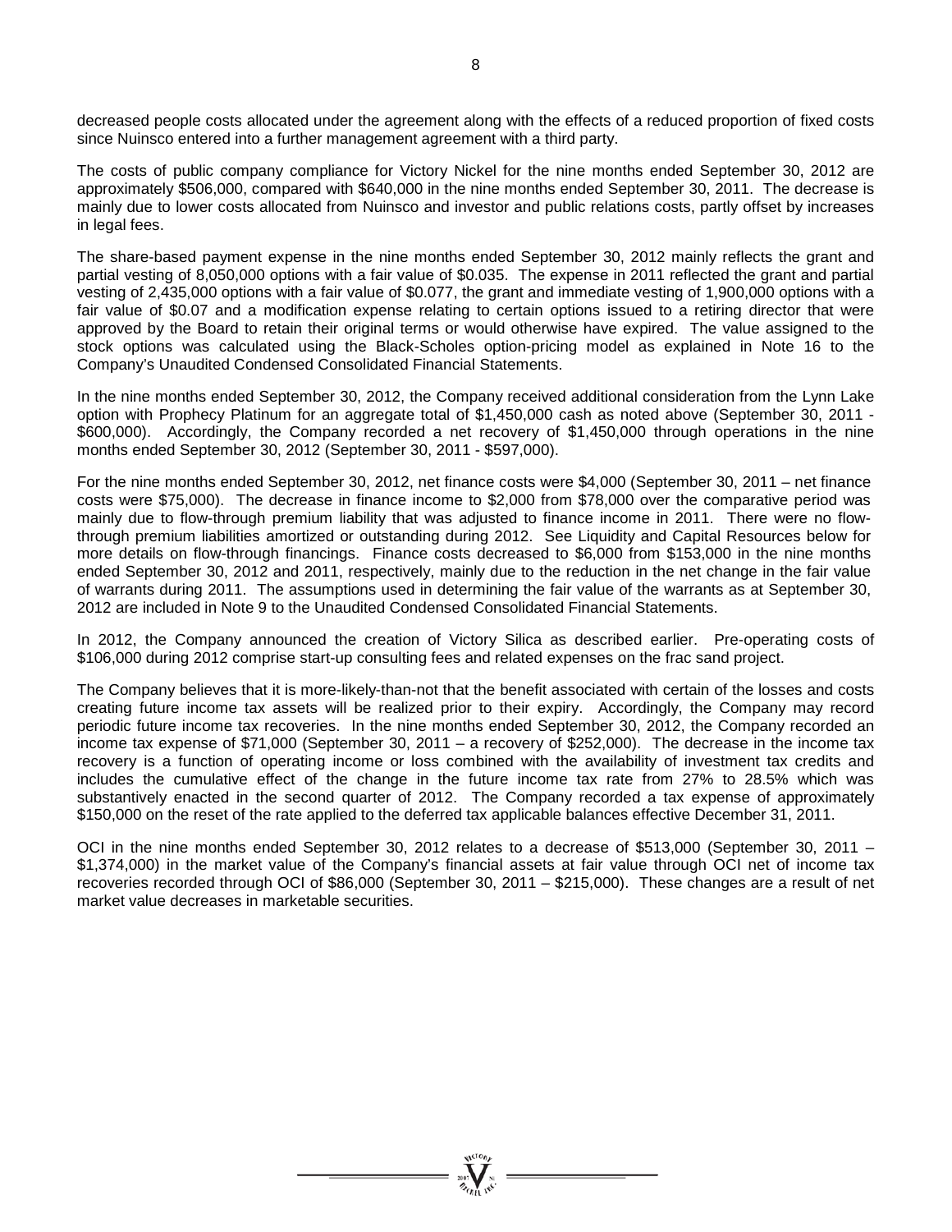decreased people costs allocated under the agreement along with the effects of a reduced proportion of fixed costs since Nuinsco entered into a further management agreement with a third party.

The costs of public company compliance for Victory Nickel for the nine months ended September 30, 2012 are approximately $506,000, compared with $640,000 in the nine months ended September 30, 2011. The decrease is mainly due to lower costs allocated from Nuinsco and investor and public relations costs, partly offset by increases in legal fees.

The share-based payment expense in the nine months ended September 30, 2012 mainly reflects the grant and partial vesting of 8,050,000 options with a fair value of $0.035. The expense in 2011 reflected the grant and partial vesting of 2,435,000 options with a fair value of $0.077, the grant and immediate vesting of 1,900,000 options with a fair value of $0.07 and a modification expense relating to certain options issued to a retiring director that were approved by the Board to retain their original terms or would otherwise have expired. The value assigned to the stock options was calculated using the Black-Scholes option-pricing model as explained in Note 16 to the Company's Unaudited Condensed Consolidated Financial Statements.

In the nine months ended September 30, 2012, the Company received additional consideration from the Lynn Lake option with Prophecy Platinum for an aggregate total of $1,450,000 cash as noted above (September 30, 2011 - $600,000). Accordingly, the Company recorded a net recovery of $1,450,000 through operations in the nine months ended September 30, 2012 (September 30, 2011 - $597,000).

For the nine months ended September 30, 2012, net finance costs were $4,000 (September 30, 2011 – net finance costs were $75,000). The decrease in finance income to $2,000 from $78,000 over the comparative period was mainly due to flow-through premium liability that was adjusted to finance income in 2011. There were no flow-through premium liabilities amortized or outstanding during 2012. See Liquidity and Capital Resources below for more details on flow-through financings. Finance costs decreased to $6,000 from $153,000 in the nine months ended September 30, 2012 and 2011, respectively, mainly due to the reduction in the net change in the fair value of warrants during 2011. The assumptions used in determining the fair value of the warrants as at September 30, 2012 are included in Note 9 to the Unaudited Condensed Consolidated Financial Statements.

In 2012, the Company announced the creation of Victory Silica as described earlier. Pre-operating costs of $106,000 during 2012 comprise start-up consulting fees and related expenses on the frac sand project.

The Company believes that it is more-likely-than-not that the benefit associated with certain of the losses and costs creating future income tax assets will be realized prior to their expiry. Accordingly, the Company may record periodic future income tax recoveries. In the nine months ended September 30, 2012, the Company recorded an income tax expense of $71,000 (September 30, 2011 – a recovery of $252,000). The decrease in the income tax recovery is a function of operating income or loss combined with the availability of investment tax credits and includes the cumulative effect of the change in the future income tax rate from 27% to 28.5% which was substantively enacted in the second quarter of 2012. The Company recorded a tax expense of approximately $150,000 on the reset of the rate applied to the deferred tax applicable balances effective December 31, 2011.

OCI in the nine months ended September 30, 2012 relates to a decrease of $513,000 (September 30, 2011 – $1,374,000) in the market value of the Company's financial assets at fair value through OCI net of income tax recoveries recorded through OCI of $86,000 (September 30, 2011 – $215,000). These changes are a result of net market value decreases in marketable securities.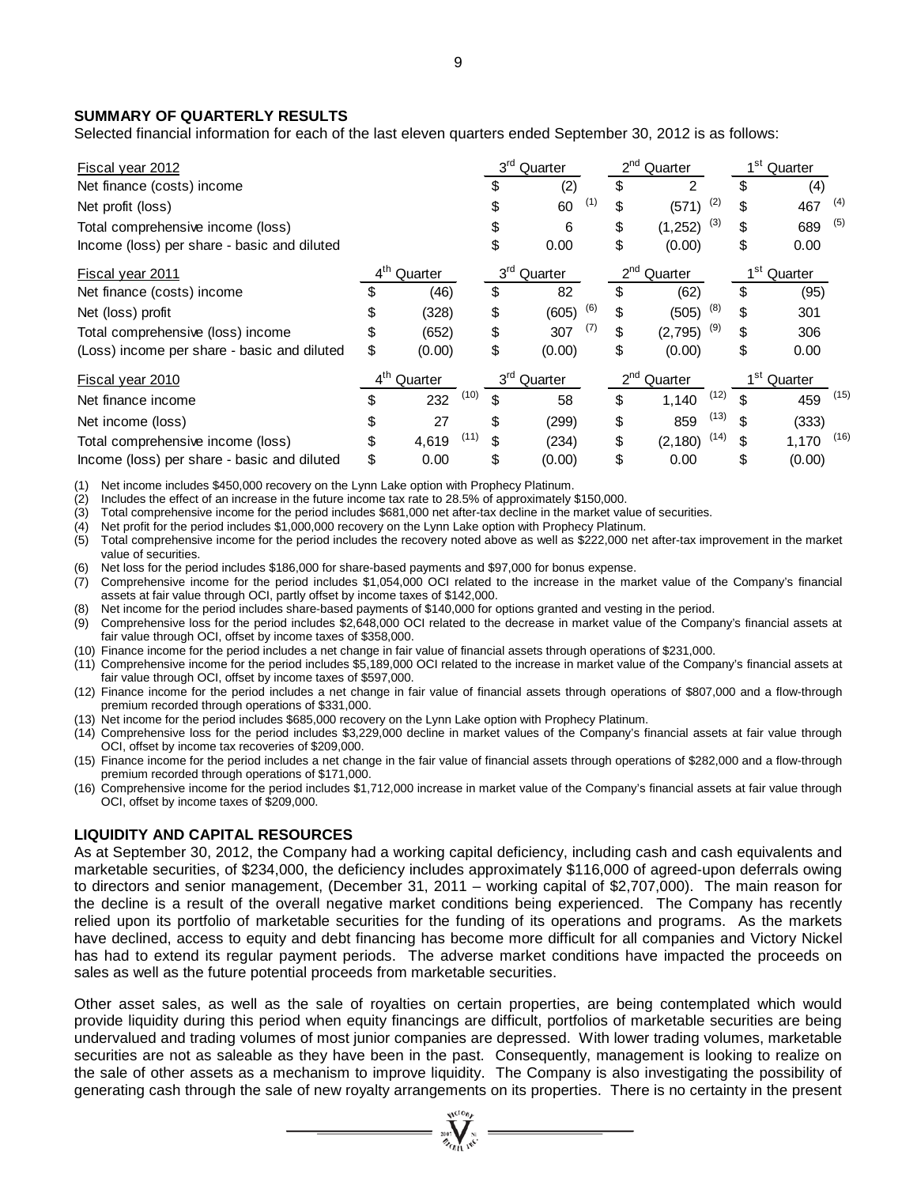## SUMMARY OF QUARTERLY RESULTS

Selected financial information for each of the last eleven quarters ended September 30, 2012 is as follows:

| Fiscal year 2012 | | 3rd Quarter | 2nd Quarter | 1st Quarter |
|---|---|---|---|---|
| Net finance (costs) income | | $ (2) | $ 2 | $ (4) |
| Net profit (loss) | | $ 60 (1) | $ (571) (2) | $ 467 (4) |
| Total comprehensive income (loss) | | $ 6 | $ (1,252) (3) | $ 689 (5) |
| Income (loss) per share - basic and diluted | | $ 0.00 | $ (0.00) | $ 0.00 |
| **Fiscal year 2011** | **4th Quarter** | **3rd Quarter** | **2nd Quarter** | **1st Quarter** |
| Net finance (costs) income | $ (46) | $ 82 | $ (62) | $ (95) |
| Net (loss) profit | $ (328) | $ (605) (6) | $ (505) (8) | $ 301 |
| Total comprehensive (loss) income | $ (652) | $ 307 (7) | $ (2,795) (9) | $ 306 |
| (Loss) income per share - basic and diluted | $ (0.00) | $ (0.00) | $ (0.00) | $ 0.00 |
| **Fiscal year 2010** | **4th Quarter** | **3rd Quarter** | **2nd Quarter** | **1st Quarter** |
| Net finance income | $ 232 (10) | $ 58 | $ 1,140 (12) | $ 459 (15) |
| Net income (loss) | $ 27 | $ (299) | $ 859 (13) | $ (333) |
| Total comprehensive income (loss) | $ 4,619 (11) | $ (234) | $ (2,180) (14) | $ 1,170 (16) |
| Income (loss) per share - basic and diluted | $ 0.00 | $ (0.00) | $ 0.00 | $ (0.00) |

(1) Net income includes $450,000 recovery on the Lynn Lake option with Prophecy Platinum.
(2) Includes the effect of an increase in the future income tax rate to 28.5% of approximately $150,000.
(3) Total comprehensive income for the period includes $681,000 net after-tax decline in the market value of securities.
(4) Net profit for the period includes $1,000,000 recovery on the Lynn Lake option with Prophecy Platinum.
(5) Total comprehensive income for the period includes the recovery noted above as well as $222,000 net after-tax improvement in the market value of securities.
(6) Net loss for the period includes $186,000 for share-based payments and $97,000 for bonus expense.
(7) Comprehensive income for the period includes $1,054,000 OCI related to the increase in the market value of the Company's financial assets at fair value through OCI, partly offset by income taxes of $142,000.
(8) Net income for the period includes share-based payments of $140,000 for options granted and vesting in the period.
(9) Comprehensive loss for the period includes $2,648,000 OCI related to the decrease in market value of the Company's financial assets at fair value through OCI, offset by income taxes of $358,000.
(10) Finance income for the period includes a net change in fair value of financial assets through operations of $231,000.
(11) Comprehensive income for the period includes $5,189,000 OCI related to the increase in market value of the Company's financial assets at fair value through OCI, offset by income taxes of $597,000.
(12) Finance income for the period includes a net change in fair value of financial assets through operations of $807,000 and a flow-through premium recorded through operations of $331,000.
(13) Net income for the period includes $685,000 recovery on the Lynn Lake option with Prophecy Platinum.
(14) Comprehensive loss for the period includes $3,229,000 decline in market values of the Company's financial assets at fair value through OCI, offset by income tax recoveries of $209,000.
(15) Finance income for the period includes a net change in the fair value of financial assets through operations of $282,000 and a flow-through premium recorded through operations of $171,000.
(16) Comprehensive income for the period includes $1,712,000 increase in market value of the Company's financial assets at fair value through OCI, offset by income taxes of $209,000.

## LIQUIDITY AND CAPITAL RESOURCES

As at September 30, 2012, the Company had a working capital deficiency, including cash and cash equivalents and marketable securities, of $234,000, the deficiency includes approximately $116,000 of agreed-upon deferrals owing to directors and senior management, (December 31, 2011 – working capital of $2,707,000). The main reason for the decline is a result of the overall negative market conditions being experienced. The Company has recently relied upon its portfolio of marketable securities for the funding of its operations and programs. As the markets have declined, access to equity and debt financing has become more difficult for all companies and Victory Nickel has had to extend its regular payment periods. The adverse market conditions have impacted the proceeds on sales as well as the future potential proceeds from marketable securities.

Other asset sales, as well as the sale of royalties on certain properties, are being contemplated which would provide liquidity during this period when equity financings are difficult, portfolios of marketable securities are being undervalued and trading volumes of most junior companies are depressed. With lower trading volumes, marketable securities are not as saleable as they have been in the past. Consequently, management is looking to realize on the sale of other assets as a mechanism to improve liquidity. The Company is also investigating the possibility of generating cash through the sale of new royalty arrangements on its properties. There is no certainty in the present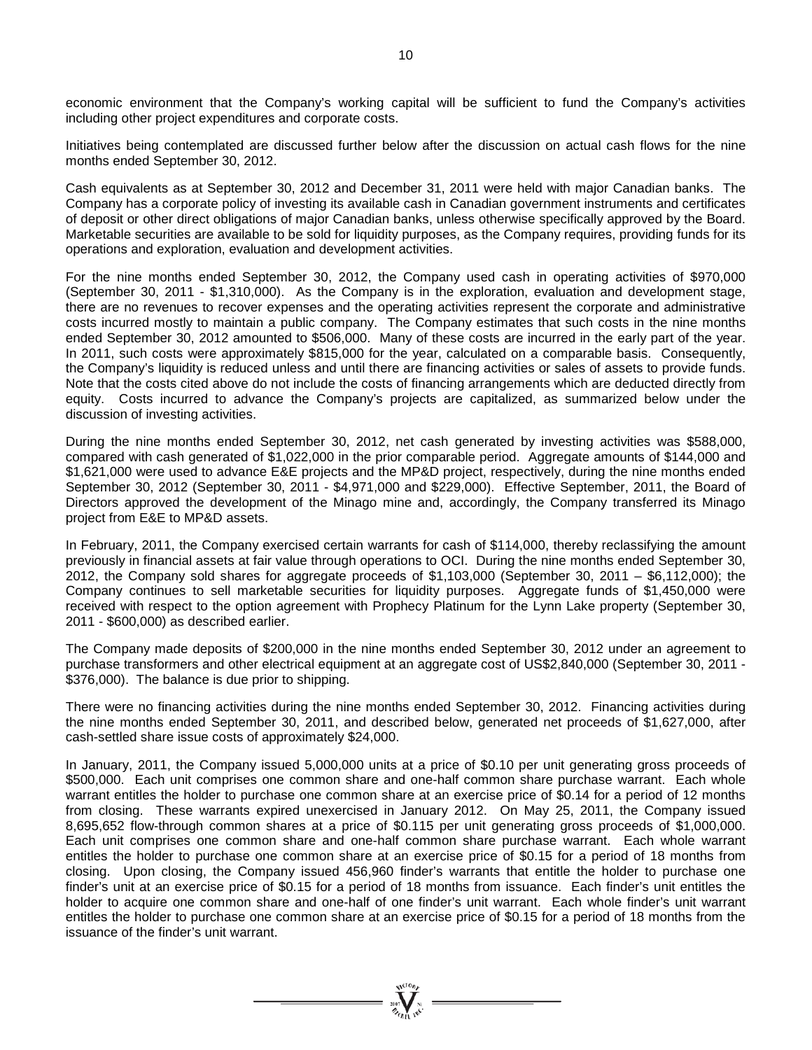economic environment that the Company's working capital will be sufficient to fund the Company's activities including other project expenditures and corporate costs.

Initiatives being contemplated are discussed further below after the discussion on actual cash flows for the nine months ended September 30, 2012.

Cash equivalents as at September 30, 2012 and December 31, 2011 were held with major Canadian banks. The Company has a corporate policy of investing its available cash in Canadian government instruments and certificates of deposit or other direct obligations of major Canadian banks, unless otherwise specifically approved by the Board. Marketable securities are available to be sold for liquidity purposes, as the Company requires, providing funds for its operations and exploration, evaluation and development activities.

For the nine months ended September 30, 2012, the Company used cash in operating activities of $970,000 (September 30, 2011 - $1,310,000). As the Company is in the exploration, evaluation and development stage, there are no revenues to recover expenses and the operating activities represent the corporate and administrative costs incurred mostly to maintain a public company. The Company estimates that such costs in the nine months ended September 30, 2012 amounted to $506,000. Many of these costs are incurred in the early part of the year. In 2011, such costs were approximately $815,000 for the year, calculated on a comparable basis. Consequently, the Company's liquidity is reduced unless and until there are financing activities or sales of assets to provide funds. Note that the costs cited above do not include the costs of financing arrangements which are deducted directly from equity. Costs incurred to advance the Company's projects are capitalized, as summarized below under the discussion of investing activities.

During the nine months ended September 30, 2012, net cash generated by investing activities was $588,000, compared with cash generated of $1,022,000 in the prior comparable period. Aggregate amounts of $144,000 and $1,621,000 were used to advance E&E projects and the MP&D project, respectively, during the nine months ended September 30, 2012 (September 30, 2011 - $4,971,000 and $229,000). Effective September, 2011, the Board of Directors approved the development of the Minago mine and, accordingly, the Company transferred its Minago project from E&E to MP&D assets.

In February, 2011, the Company exercised certain warrants for cash of $114,000, thereby reclassifying the amount previously in financial assets at fair value through operations to OCI. During the nine months ended September 30, 2012, the Company sold shares for aggregate proceeds of $1,103,000 (September 30, 2011 – $6,112,000); the Company continues to sell marketable securities for liquidity purposes. Aggregate funds of $1,450,000 were received with respect to the option agreement with Prophecy Platinum for the Lynn Lake property (September 30, 2011 - $600,000) as described earlier.

The Company made deposits of $200,000 in the nine months ended September 30, 2012 under an agreement to purchase transformers and other electrical equipment at an aggregate cost of US$2,840,000 (September 30, 2011 - $376,000). The balance is due prior to shipping.

There were no financing activities during the nine months ended September 30, 2012. Financing activities during the nine months ended September 30, 2011, and described below, generated net proceeds of $1,627,000, after cash-settled share issue costs of approximately $24,000.

In January, 2011, the Company issued 5,000,000 units at a price of $0.10 per unit generating gross proceeds of $500,000. Each unit comprises one common share and one-half common share purchase warrant. Each whole warrant entitles the holder to purchase one common share at an exercise price of $0.14 for a period of 12 months from closing. These warrants expired unexercised in January 2012. On May 25, 2011, the Company issued 8,695,652 flow-through common shares at a price of $0.115 per unit generating gross proceeds of $1,000,000. Each unit comprises one common share and one-half common share purchase warrant. Each whole warrant entitles the holder to purchase one common share at an exercise price of $0.15 for a period of 18 months from closing. Upon closing, the Company issued 456,960 finder's warrants that entitle the holder to purchase one finder's unit at an exercise price of $0.15 for a period of 18 months from issuance. Each finder's unit entitles the holder to acquire one common share and one-half of one finder's unit warrant. Each whole finder's unit warrant entitles the holder to purchase one common share at an exercise price of $0.15 for a period of 18 months from the issuance of the finder's unit warrant.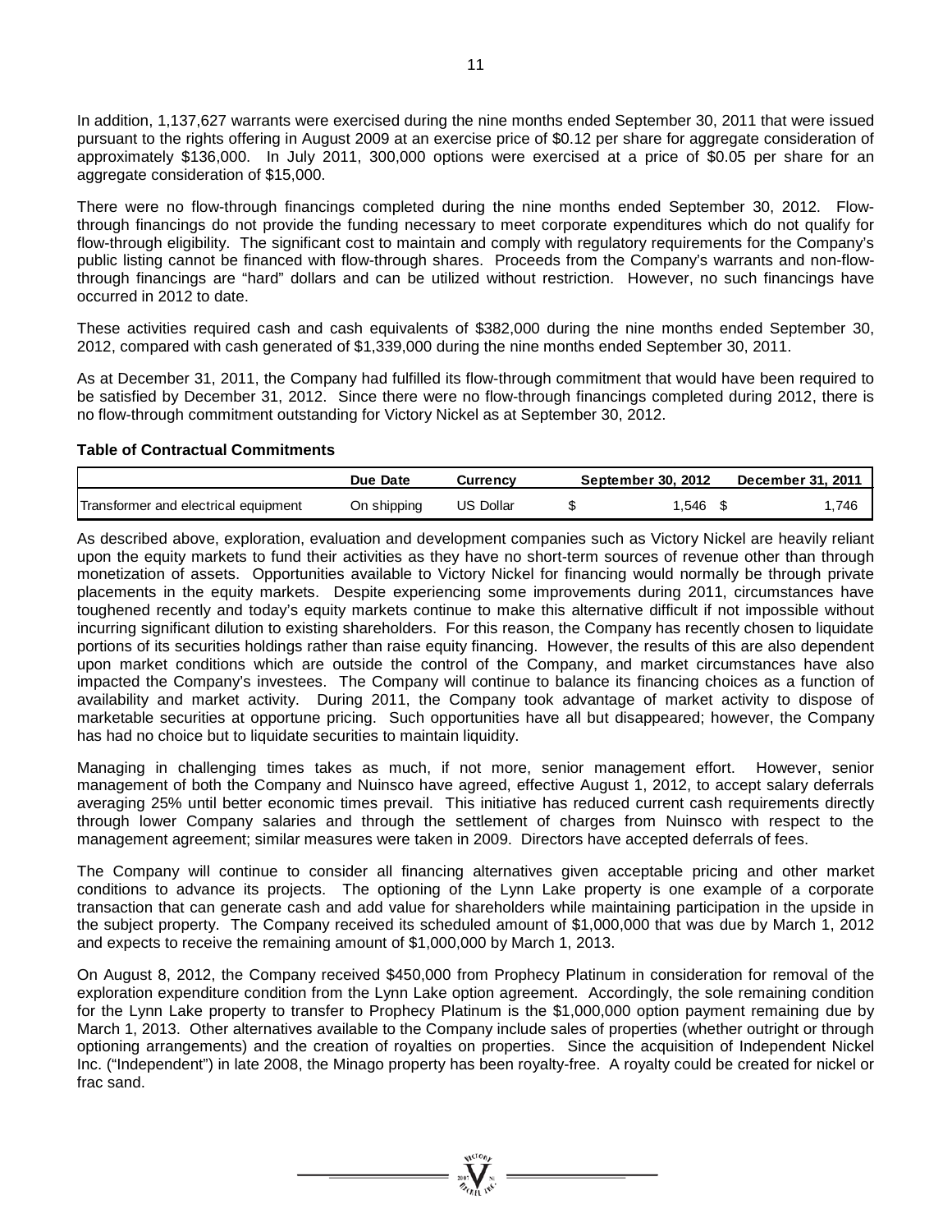In addition, 1,137,627 warrants were exercised during the nine months ended September 30, 2011 that were issued pursuant to the rights offering in August 2009 at an exercise price of $0.12 per share for aggregate consideration of approximately $136,000. In July 2011, 300,000 options were exercised at a price of $0.05 per share for an aggregate consideration of $15,000.

There were no flow-through financings completed during the nine months ended September 30, 2012. Flow-through financings do not provide the funding necessary to meet corporate expenditures which do not qualify for flow-through eligibility. The significant cost to maintain and comply with regulatory requirements for the Company's public listing cannot be financed with flow-through shares. Proceeds from the Company's warrants and non-flow-through financings are "hard" dollars and can be utilized without restriction. However, no such financings have occurred in 2012 to date.

These activities required cash and cash equivalents of $382,000 during the nine months ended September 30, 2012, compared with cash generated of $1,339,000 during the nine months ended September 30, 2011.

As at December 31, 2011, the Company had fulfilled its flow-through commitment that would have been required to be satisfied by December 31, 2012. Since there were no flow-through financings completed during 2012, there is no flow-through commitment outstanding for Victory Nickel as at September 30, 2012.

**Table of Contractual Commitments**

| | Due Date | Currency | September 30, 2012 | December 31, 2011 |
|---|---|---|---|---|
| Transformer and electrical equipment | On shipping | US Dollar | $ 1,546 | $ 1,746 |

As described above, exploration, evaluation and development companies such as Victory Nickel are heavily reliant upon the equity markets to fund their activities as they have no short-term sources of revenue other than through monetization of assets. Opportunities available to Victory Nickel for financing would normally be through private placements in the equity markets. Despite experiencing some improvements during 2011, circumstances have toughened recently and today's equity markets continue to make this alternative difficult if not impossible without incurring significant dilution to existing shareholders. For this reason, the Company has recently chosen to liquidate portions of its securities holdings rather than raise equity financing. However, the results of this are also dependent upon market conditions which are outside the control of the Company, and market circumstances have also impacted the Company's investees. The Company will continue to balance its financing choices as a function of availability and market activity. During 2011, the Company took advantage of market activity to dispose of marketable securities at opportune pricing. Such opportunities have all but disappeared; however, the Company has had no choice but to liquidate securities to maintain liquidity.

Managing in challenging times takes as much, if not more, senior management effort. However, senior management of both the Company and Nuinsco have agreed, effective August 1, 2012, to accept salary deferrals averaging 25% until better economic times prevail. This initiative has reduced current cash requirements directly through lower Company salaries and through the settlement of charges from Nuinsco with respect to the management agreement; similar measures were taken in 2009. Directors have accepted deferrals of fees.

The Company will continue to consider all financing alternatives given acceptable pricing and other market conditions to advance its projects. The optioning of the Lynn Lake property is one example of a corporate transaction that can generate cash and add value for shareholders while maintaining participation in the upside in the subject property. The Company received its scheduled amount of $1,000,000 that was due by March 1, 2012 and expects to receive the remaining amount of $1,000,000 by March 1, 2013.

On August 8, 2012, the Company received $450,000 from Prophecy Platinum in consideration for removal of the exploration expenditure condition from the Lynn Lake option agreement. Accordingly, the sole remaining condition for the Lynn Lake property to transfer to Prophecy Platinum is the $1,000,000 option payment remaining due by March 1, 2013. Other alternatives available to the Company include sales of properties (whether outright or through optioning arrangements) and the creation of royalties on properties. Since the acquisition of Independent Nickel Inc. ("Independent") in late 2008, the Minago property has been royalty-free. A royalty could be created for nickel or frac sand.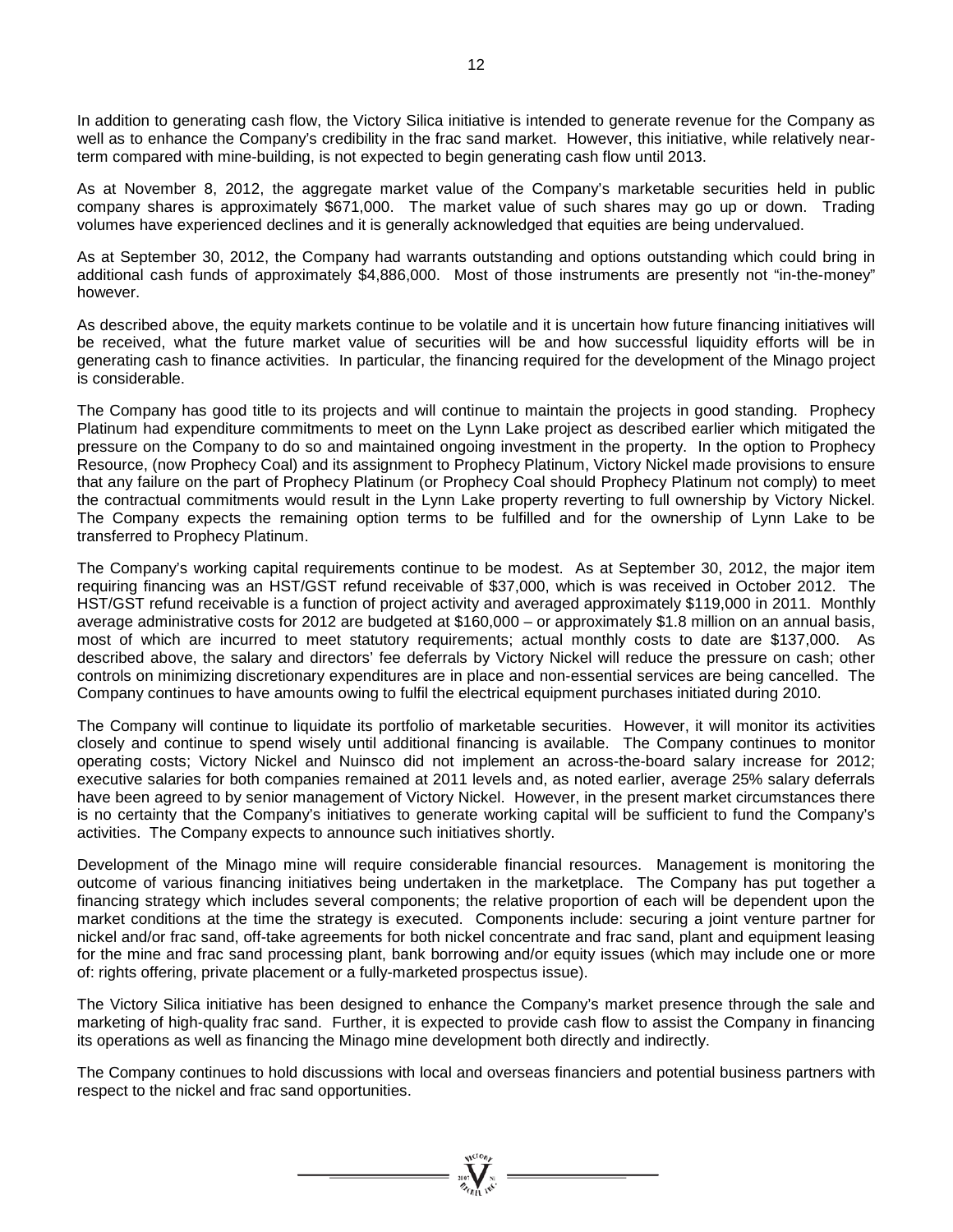In addition to generating cash flow, the Victory Silica initiative is intended to generate revenue for the Company as well as to enhance the Company's credibility in the frac sand market. However, this initiative, while relatively near-term compared with mine-building, is not expected to begin generating cash flow until 2013.

As at November 8, 2012, the aggregate market value of the Company's marketable securities held in public company shares is approximately $671,000. The market value of such shares may go up or down. Trading volumes have experienced declines and it is generally acknowledged that equities are being undervalued.

As at September 30, 2012, the Company had warrants outstanding and options outstanding which could bring in additional cash funds of approximately $4,886,000. Most of those instruments are presently not "in-the-money" however.

As described above, the equity markets continue to be volatile and it is uncertain how future financing initiatives will be received, what the future market value of securities will be and how successful liquidity efforts will be in generating cash to finance activities. In particular, the financing required for the development of the Minago project is considerable.

The Company has good title to its projects and will continue to maintain the projects in good standing. Prophecy Platinum had expenditure commitments to meet on the Lynn Lake project as described earlier which mitigated the pressure on the Company to do so and maintained ongoing investment in the property. In the option to Prophecy Resource, (now Prophecy Coal) and its assignment to Prophecy Platinum, Victory Nickel made provisions to ensure that any failure on the part of Prophecy Platinum (or Prophecy Coal should Prophecy Platinum not comply) to meet the contractual commitments would result in the Lynn Lake property reverting to full ownership by Victory Nickel. The Company expects the remaining option terms to be fulfilled and for the ownership of Lynn Lake to be transferred to Prophecy Platinum.

The Company's working capital requirements continue to be modest. As at September 30, 2012, the major item requiring financing was an HST/GST refund receivable of $37,000, which is was received in October 2012. The HST/GST refund receivable is a function of project activity and averaged approximately $119,000 in 2011. Monthly average administrative costs for 2012 are budgeted at $160,000 – or approximately $1.8 million on an annual basis, most of which are incurred to meet statutory requirements; actual monthly costs to date are $137,000. As described above, the salary and directors' fee deferrals by Victory Nickel will reduce the pressure on cash; other controls on minimizing discretionary expenditures are in place and non-essential services are being cancelled. The Company continues to have amounts owing to fulfil the electrical equipment purchases initiated during 2010.

The Company will continue to liquidate its portfolio of marketable securities. However, it will monitor its activities closely and continue to spend wisely until additional financing is available. The Company continues to monitor operating costs; Victory Nickel and Nuinsco did not implement an across-the-board salary increase for 2012; executive salaries for both companies remained at 2011 levels and, as noted earlier, average 25% salary deferrals have been agreed to by senior management of Victory Nickel. However, in the present market circumstances there is no certainty that the Company's initiatives to generate working capital will be sufficient to fund the Company's activities. The Company expects to announce such initiatives shortly.

Development of the Minago mine will require considerable financial resources. Management is monitoring the outcome of various financing initiatives being undertaken in the marketplace. The Company has put together a financing strategy which includes several components; the relative proportion of each will be dependent upon the market conditions at the time the strategy is executed. Components include: securing a joint venture partner for nickel and/or frac sand, off-take agreements for both nickel concentrate and frac sand, plant and equipment leasing for the mine and frac sand processing plant, bank borrowing and/or equity issues (which may include one or more of: rights offering, private placement or a fully-marketed prospectus issue).

The Victory Silica initiative has been designed to enhance the Company's market presence through the sale and marketing of high-quality frac sand. Further, it is expected to provide cash flow to assist the Company in financing its operations as well as financing the Minago mine development both directly and indirectly.

The Company continues to hold discussions with local and overseas financiers and potential business partners with respect to the nickel and frac sand opportunities.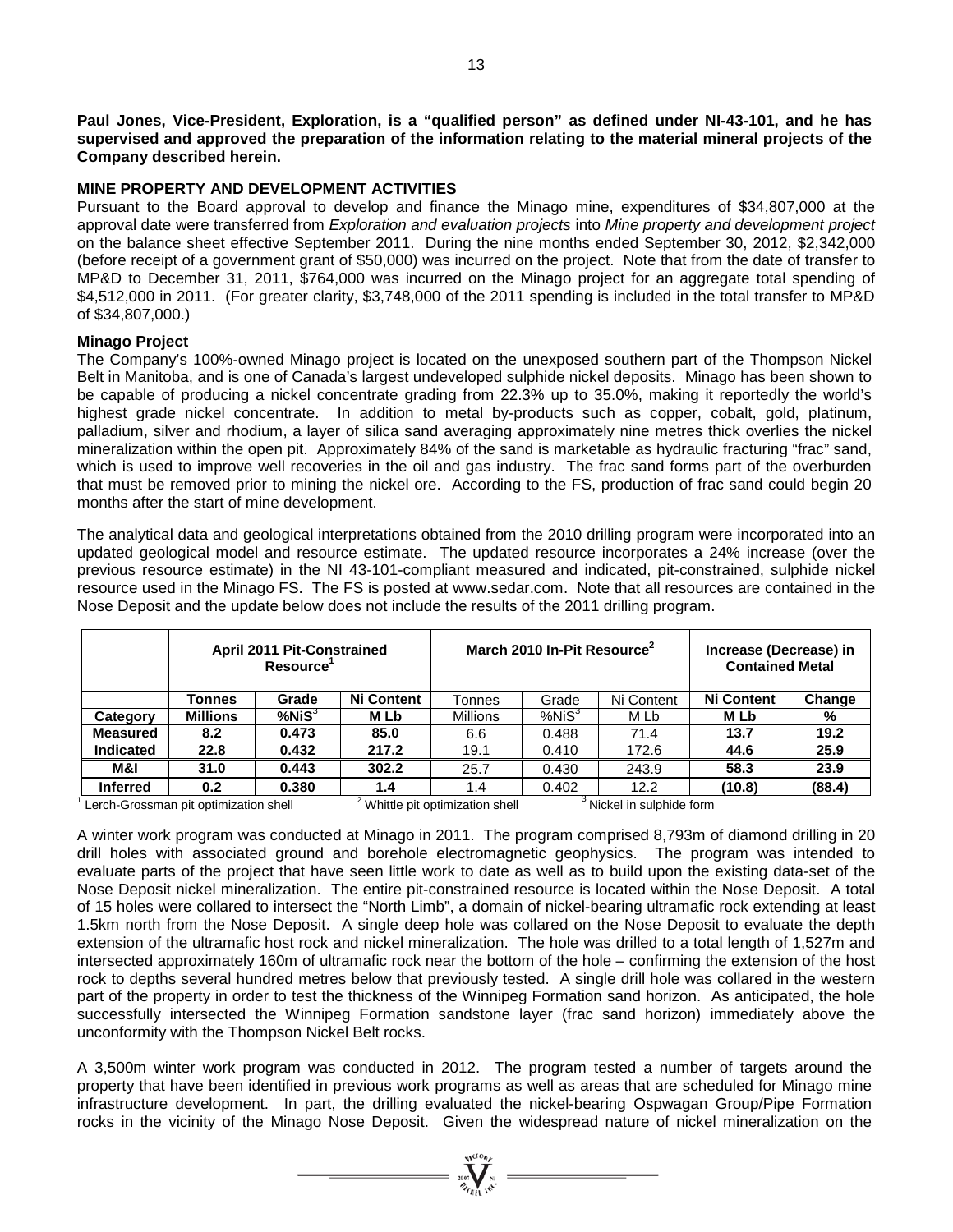**Paul Jones, Vice-President, Exploration, is a "qualified person" as defined under NI-43-101, and he has supervised and approved the preparation of the information relating to the material mineral projects of the Company described herein.**

**MINE PROPERTY AND DEVELOPMENT ACTIVITIES**

Pursuant to the Board approval to develop and finance the Minago mine, expenditures of $34,807,000 at the approval date were transferred from *Exploration and evaluation projects* into *Mine property and development project* on the balance sheet effective September 2011. During the nine months ended September 30, 2012, $2,342,000 (before receipt of a government grant of $50,000) was incurred on the project. Note that from the date of transfer to MP&D to December 31, 2011, $764,000 was incurred on the Minago project for an aggregate total spending of $4,512,000 in 2011. (For greater clarity, $3,748,000 of the 2011 spending is included in the total transfer to MP&D of $34,807,000.)

**Minago Project**

The Company's 100%-owned Minago project is located on the unexposed southern part of the Thompson Nickel Belt in Manitoba, and is one of Canada's largest undeveloped sulphide nickel deposits. Minago has been shown to be capable of producing a nickel concentrate grading from 22.3% up to 35.0%, making it reportedly the world's highest grade nickel concentrate. In addition to metal by-products such as copper, cobalt, gold, platinum, palladium, silver and rhodium, a layer of silica sand averaging approximately nine metres thick overlies the nickel mineralization within the open pit. Approximately 84% of the sand is marketable as hydraulic fracturing "frac" sand, which is used to improve well recoveries in the oil and gas industry. The frac sand forms part of the overburden that must be removed prior to mining the nickel ore. According to the FS, production of frac sand could begin 20 months after the start of mine development.

The analytical data and geological interpretations obtained from the 2010 drilling program were incorporated into an updated geological model and resource estimate. The updated resource incorporates a 24% increase (over the previous resource estimate) in the NI 43-101-compliant measured and indicated, pit-constrained, sulphide nickel resource used in the Minago FS. The FS is posted at www.sedar.com. Note that all resources are contained in the Nose Deposit and the update below does not include the results of the 2011 drilling program.

| | **April 2011 Pit-Constrained Resource[1]** | | | **March 2010 In-Pit Resource[2]** | | | **Increase (Decrease) in Contained Metal** | |
|---|---|---|---|---|---|---|---|---|
| | **Tonnes** | **Grade** | **Ni Content** | Tonnes | Grade | Ni Content | **Ni Content** | **Change** |
| **Category** | **Millions** | **%NiS[3]** | **M Lb** | Millions | %NiS[3] | M Lb | **M Lb** | **%** |
| **Measured** | **8.2** | **0.473** | **85.0** | 6.6 | 0.488 | 71.4 | **13.7** | **19.2** |
| **Indicated** | **22.8** | **0.432** | **217.2** | 19.1 | 0.410 | 172.6 | **44.6** | **25.9** |
| **M&I** | **31.0** | **0.443** | **302.2** | 25.7 | 0.430 | 243.9 | **58.3** | **23.9** |
| **Inferred** | **0.2** | **0.380** | **1.4** | 1.4 | 0.402 | 12.2 | **(10.8)** | **(88.4)** |

[1] Lerch-Grossman pit optimization shell [2] Whittle pit optimization shell [3] Nickel in sulphide form

A winter work program was conducted at Minago in 2011. The program comprised 8,793m of diamond drilling in 20 drill holes with associated ground and borehole electromagnetic geophysics. The program was intended to evaluate parts of the project that have seen little work to date as well as to build upon the existing data-set of the Nose Deposit nickel mineralization. The entire pit-constrained resource is located within the Nose Deposit. A total of 15 holes were collared to intersect the "North Limb", a domain of nickel-bearing ultramafic rock extending at least 1.5km north from the Nose Deposit. A single deep hole was collared on the Nose Deposit to evaluate the depth extension of the ultramafic host rock and nickel mineralization. The hole was drilled to a total length of 1,527m and intersected approximately 160m of ultramafic rock near the bottom of the hole – confirming the extension of the host rock to depths several hundred metres below that previously tested. A single drill hole was collared in the western part of the property in order to test the thickness of the Winnipeg Formation sand horizon. As anticipated, the hole successfully intersected the Winnipeg Formation sandstone layer (frac sand horizon) immediately above the unconformity with the Thompson Nickel Belt rocks.

A 3,500m winter work program was conducted in 2012. The program tested a number of targets around the property that have been identified in previous work programs as well as areas that are scheduled for Minago mine infrastructure development. In part, the drilling evaluated the nickel-bearing Ospwagan Group/Pipe Formation rocks in the vicinity of the Minago Nose Deposit. Given the widespread nature of nickel mineralization on the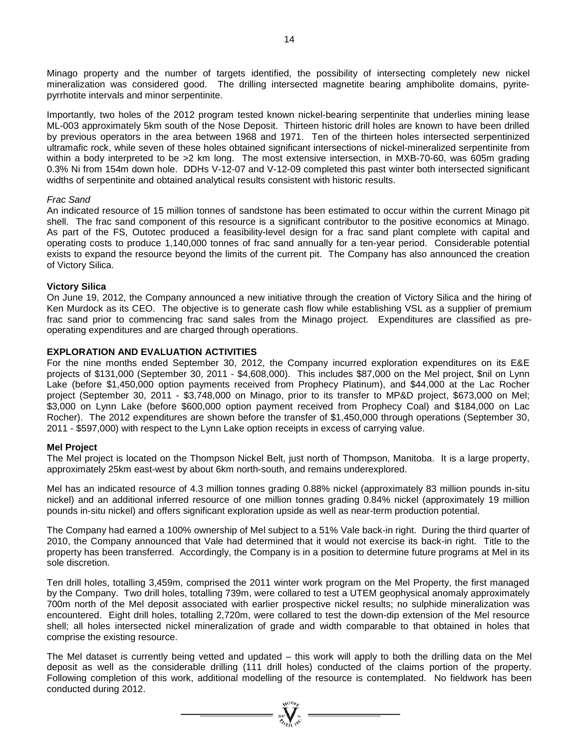Minago property and the number of targets identified, the possibility of intersecting completely new nickel mineralization was considered good. The drilling intersected magnetite bearing amphibolite domains, pyrite-pyrrhotite intervals and minor serpentinite.

Importantly, two holes of the 2012 program tested known nickel-bearing serpentinite that underlies mining lease ML-003 approximately 5km south of the Nose Deposit. Thirteen historic drill holes are known to have been drilled by previous operators in the area between 1968 and 1971. Ten of the thirteen holes intersected serpentinized ultramafic rock, while seven of these holes obtained significant intersections of nickel-mineralized serpentinite from within a body interpreted to be >2 km long. The most extensive intersection, in MXB-70-60, was 605m grading 0.3% Ni from 154m down hole. DDHs V-12-07 and V-12-09 completed this past winter both intersected significant widths of serpentinite and obtained analytical results consistent with historic results.

*Frac Sand*

An indicated resource of 15 million tonnes of sandstone has been estimated to occur within the current Minago pit shell. The frac sand component of this resource is a significant contributor to the positive economics at Minago. As part of the FS, Outotec produced a feasibility-level design for a frac sand plant complete with capital and operating costs to produce 1,140,000 tonnes of frac sand annually for a ten-year period. Considerable potential exists to expand the resource beyond the limits of the current pit. The Company has also announced the creation of Victory Silica.

**Victory Silica**

On June 19, 2012, the Company announced a new initiative through the creation of Victory Silica and the hiring of Ken Murdock as its CEO. The objective is to generate cash flow while establishing VSL as a supplier of premium frac sand prior to commencing frac sand sales from the Minago project. Expenditures are classified as pre-operating expenditures and are charged through operations.

**EXPLORATION AND EVALUATION ACTIVITIES**

For the nine months ended September 30, 2012, the Company incurred exploration expenditures on its E&E projects of $131,000 (September 30, 2011 - $4,608,000). This includes $87,000 on the Mel project, $nil on Lynn Lake (before $1,450,000 option payments received from Prophecy Platinum), and $44,000 at the Lac Rocher project (September 30, 2011 - $3,748,000 on Minago, prior to its transfer to MP&D project, $673,000 on Mel; $3,000 on Lynn Lake (before $600,000 option payment received from Prophecy Coal) and $184,000 on Lac Rocher). The 2012 expenditures are shown before the transfer of $1,450,000 through operations (September 30, 2011 - $597,000) with respect to the Lynn Lake option receipts in excess of carrying value.

**Mel Project**

The Mel project is located on the Thompson Nickel Belt, just north of Thompson, Manitoba. It is a large property, approximately 25km east-west by about 6km north-south, and remains underexplored.

Mel has an indicated resource of 4.3 million tonnes grading 0.88% nickel (approximately 83 million pounds in-situ nickel) and an additional inferred resource of one million tonnes grading 0.84% nickel (approximately 19 million pounds in-situ nickel) and offers significant exploration upside as well as near-term production potential.

The Company had earned a 100% ownership of Mel subject to a 51% Vale back-in right. During the third quarter of 2010, the Company announced that Vale had determined that it would not exercise its back-in right. Title to the property has been transferred. Accordingly, the Company is in a position to determine future programs at Mel in its sole discretion.

Ten drill holes, totalling 3,459m, comprised the 2011 winter work program on the Mel Property, the first managed by the Company. Two drill holes, totalling 739m, were collared to test a UTEM geophysical anomaly approximately 700m north of the Mel deposit associated with earlier prospective nickel results; no sulphide mineralization was encountered. Eight drill holes, totalling 2,720m, were collared to test the down-dip extension of the Mel resource shell; all holes intersected nickel mineralization of grade and width comparable to that obtained in holes that comprise the existing resource.

The Mel dataset is currently being vetted and updated – this work will apply to both the drilling data on the Mel deposit as well as the considerable drilling (111 drill holes) conducted of the claims portion of the property. Following completion of this work, additional modelling of the resource is contemplated. No fieldwork has been conducted during 2012.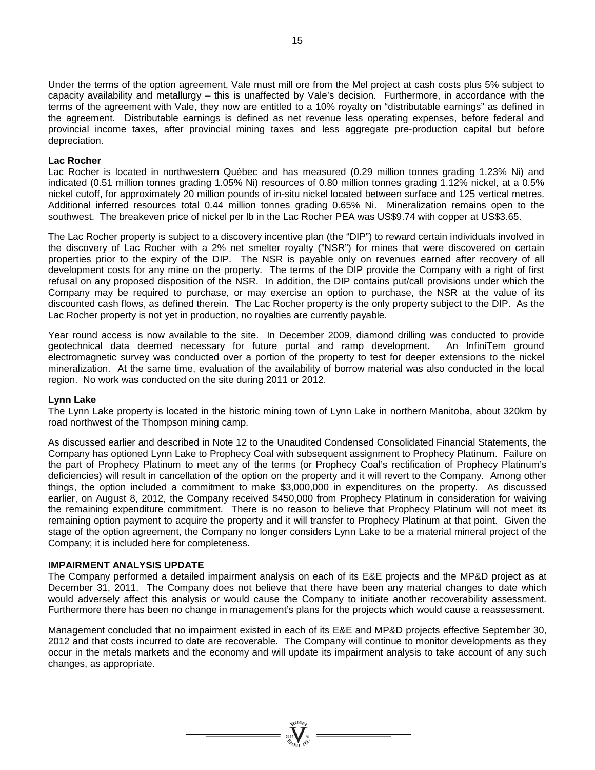Under the terms of the option agreement, Vale must mill ore from the Mel project at cash costs plus 5% subject to capacity availability and metallurgy – this is unaffected by Vale's decision. Furthermore, in accordance with the terms of the agreement with Vale, they now are entitled to a 10% royalty on "distributable earnings" as defined in the agreement. Distributable earnings is defined as net revenue less operating expenses, before federal and provincial income taxes, after provincial mining taxes and less aggregate pre-production capital but before depreciation.

**Lac Rocher**

Lac Rocher is located in northwestern Québec and has measured (0.29 million tonnes grading 1.23% Ni) and indicated (0.51 million tonnes grading 1.05% Ni) resources of 0.80 million tonnes grading 1.12% nickel, at a 0.5% nickel cutoff, for approximately 20 million pounds of in-situ nickel located between surface and 125 vertical metres. Additional inferred resources total 0.44 million tonnes grading 0.65% Ni. Mineralization remains open to the southwest. The breakeven price of nickel per lb in the Lac Rocher PEA was US$9.74 with copper at US$3.65.

The Lac Rocher property is subject to a discovery incentive plan (the "DIP") to reward certain individuals involved in the discovery of Lac Rocher with a 2% net smelter royalty ("NSR") for mines that were discovered on certain properties prior to the expiry of the DIP. The NSR is payable only on revenues earned after recovery of all development costs for any mine on the property. The terms of the DIP provide the Company with a right of first refusal on any proposed disposition of the NSR. In addition, the DIP contains put/call provisions under which the Company may be required to purchase, or may exercise an option to purchase, the NSR at the value of its discounted cash flows, as defined therein. The Lac Rocher property is the only property subject to the DIP. As the Lac Rocher property is not yet in production, no royalties are currently payable.

Year round access is now available to the site. In December 2009, diamond drilling was conducted to provide geotechnical data deemed necessary for future portal and ramp development. An InfiniTem ground electromagnetic survey was conducted over a portion of the property to test for deeper extensions to the nickel mineralization. At the same time, evaluation of the availability of borrow material was also conducted in the local region. No work was conducted on the site during 2011 or 2012.

**Lynn Lake**

The Lynn Lake property is located in the historic mining town of Lynn Lake in northern Manitoba, about 320km by road northwest of the Thompson mining camp.

As discussed earlier and described in Note 12 to the Unaudited Condensed Consolidated Financial Statements, the Company has optioned Lynn Lake to Prophecy Coal with subsequent assignment to Prophecy Platinum. Failure on the part of Prophecy Platinum to meet any of the terms (or Prophecy Coal's rectification of Prophecy Platinum's deficiencies) will result in cancellation of the option on the property and it will revert to the Company. Among other things, the option included a commitment to make $3,000,000 in expenditures on the property. As discussed earlier, on August 8, 2012, the Company received $450,000 from Prophecy Platinum in consideration for waiving the remaining expenditure commitment. There is no reason to believe that Prophecy Platinum will not meet its remaining option payment to acquire the property and it will transfer to Prophecy Platinum at that point. Given the stage of the option agreement, the Company no longer considers Lynn Lake to be a material mineral project of the Company; it is included here for completeness.

**IMPAIRMENT ANALYSIS UPDATE**

The Company performed a detailed impairment analysis on each of its E&E projects and the MP&D project as at December 31, 2011. The Company does not believe that there have been any material changes to date which would adversely affect this analysis or would cause the Company to initiate another recoverability assessment. Furthermore there has been no change in management's plans for the projects which would cause a reassessment.

Management concluded that no impairment existed in each of its E&E and MP&D projects effective September 30, 2012 and that costs incurred to date are recoverable. The Company will continue to monitor developments as they occur in the metals markets and the economy and will update its impairment analysis to take account of any such changes, as appropriate.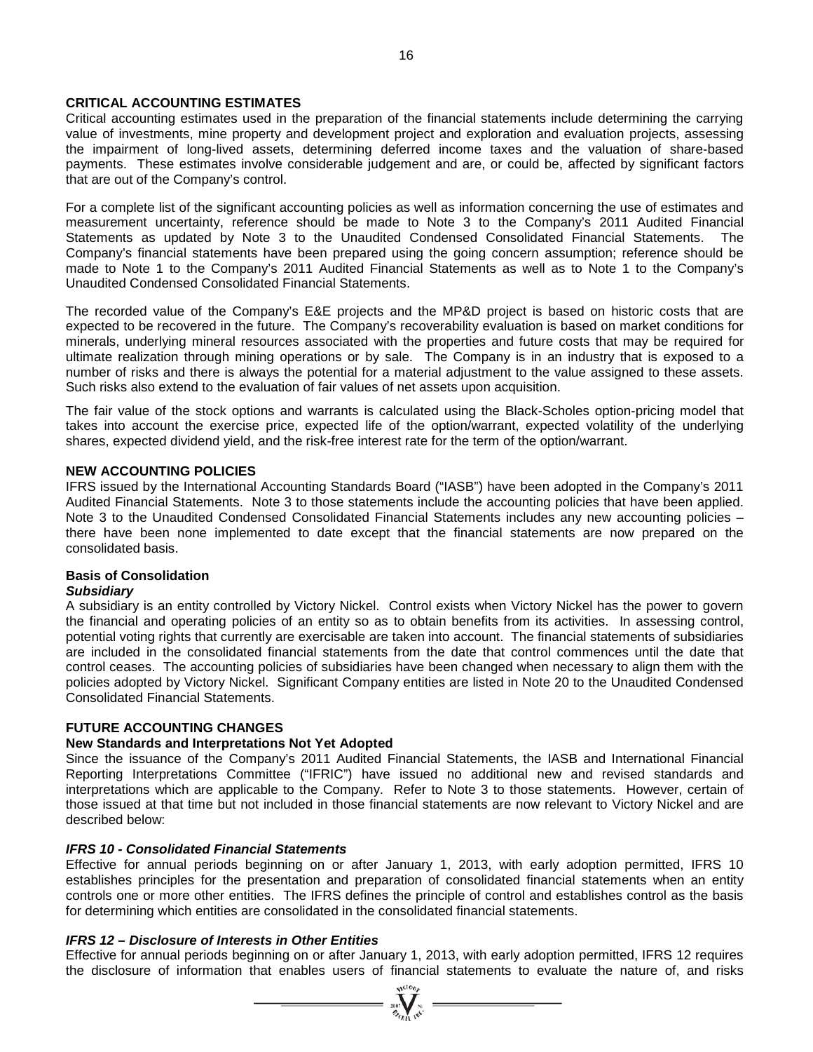## CRITICAL ACCOUNTING ESTIMATES

Critical accounting estimates used in the preparation of the financial statements include determining the carrying value of investments, mine property and development project and exploration and evaluation projects, assessing the impairment of long-lived assets, determining deferred income taxes and the valuation of share-based payments. These estimates involve considerable judgement and are, or could be, affected by significant factors that are out of the Company's control.

For a complete list of the significant accounting policies as well as information concerning the use of estimates and measurement uncertainty, reference should be made to Note 3 to the Company's 2011 Audited Financial Statements as updated by Note 3 to the Unaudited Condensed Consolidated Financial Statements. The Company's financial statements have been prepared using the going concern assumption; reference should be made to Note 1 to the Company's 2011 Audited Financial Statements as well as to Note 1 to the Company's Unaudited Condensed Consolidated Financial Statements.

The recorded value of the Company's E&E projects and the MP&D project is based on historic costs that are expected to be recovered in the future. The Company's recoverability evaluation is based on market conditions for minerals, underlying mineral resources associated with the properties and future costs that may be required for ultimate realization through mining operations or by sale. The Company is in an industry that is exposed to a number of risks and there is always the potential for a material adjustment to the value assigned to these assets. Such risks also extend to the evaluation of fair values of net assets upon acquisition.

The fair value of the stock options and warrants is calculated using the Black-Scholes option-pricing model that takes into account the exercise price, expected life of the option/warrant, expected volatility of the underlying shares, expected dividend yield, and the risk-free interest rate for the term of the option/warrant.

## NEW ACCOUNTING POLICIES

IFRS issued by the International Accounting Standards Board ("IASB") have been adopted in the Company's 2011 Audited Financial Statements. Note 3 to those statements include the accounting policies that have been applied. Note 3 to the Unaudited Condensed Consolidated Financial Statements includes any new accounting policies – there have been none implemented to date except that the financial statements are now prepared on the consolidated basis.

### Basis of Consolidation

***Subsidiary***

A subsidiary is an entity controlled by Victory Nickel. Control exists when Victory Nickel has the power to govern the financial and operating policies of an entity so as to obtain benefits from its activities. In assessing control, potential voting rights that currently are exercisable are taken into account. The financial statements of subsidiaries are included in the consolidated financial statements from the date that control commences until the date that control ceases. The accounting policies of subsidiaries have been changed when necessary to align them with the policies adopted by Victory Nickel. Significant Company entities are listed in Note 20 to the Unaudited Condensed Consolidated Financial Statements.

## FUTURE ACCOUNTING CHANGES

### New Standards and Interpretations Not Yet Adopted

Since the issuance of the Company's 2011 Audited Financial Statements, the IASB and International Financial Reporting Interpretations Committee ("IFRIC") have issued no additional new and revised standards and interpretations which are applicable to the Company. Refer to Note 3 to those statements. However, certain of those issued at that time but not included in those financial statements are now relevant to Victory Nickel and are described below:

***IFRS 10 - Consolidated Financial Statements***

Effective for annual periods beginning on or after January 1, 2013, with early adoption permitted, IFRS 10 establishes principles for the presentation and preparation of consolidated financial statements when an entity controls one or more other entities. The IFRS defines the principle of control and establishes control as the basis for determining which entities are consolidated in the consolidated financial statements.

***IFRS 12 – Disclosure of Interests in Other Entities***

Effective for annual periods beginning on or after January 1, 2013, with early adoption permitted, IFRS 12 requires the disclosure of information that enables users of financial statements to evaluate the nature of, and risks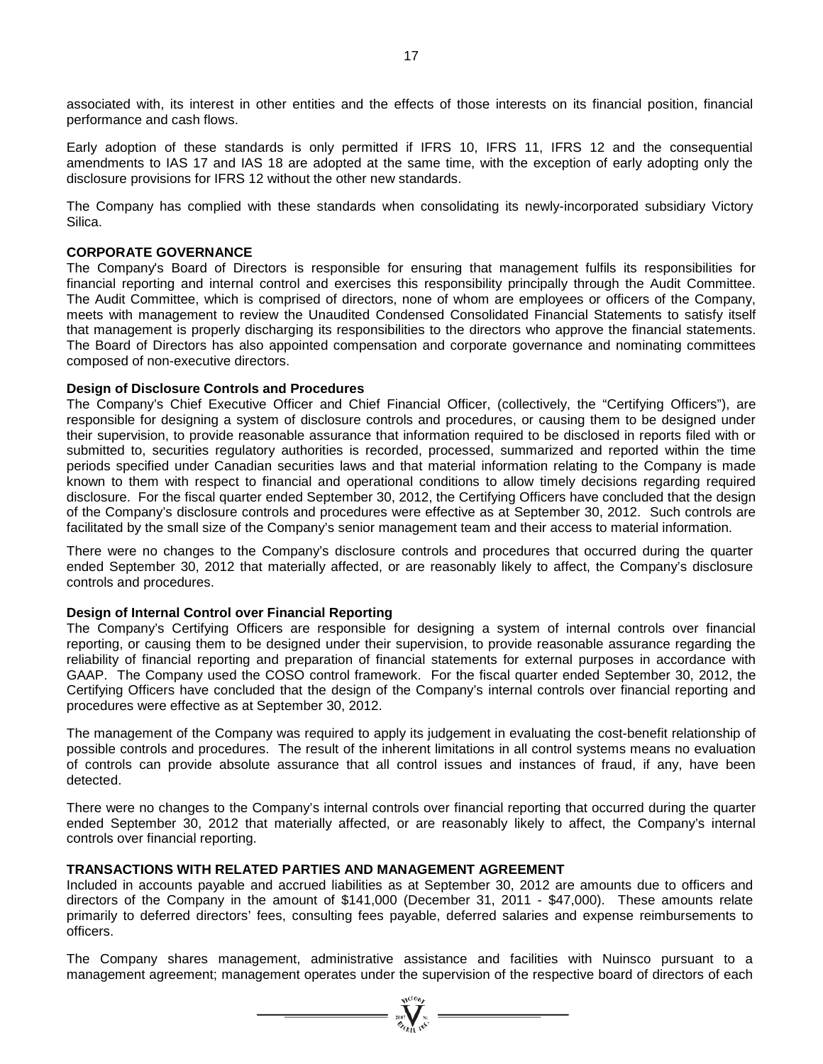associated with, its interest in other entities and the effects of those interests on its financial position, financial performance and cash flows.

Early adoption of these standards is only permitted if IFRS 10, IFRS 11, IFRS 12 and the consequential amendments to IAS 17 and IAS 18 are adopted at the same time, with the exception of early adopting only the disclosure provisions for IFRS 12 without the other new standards.

The Company has complied with these standards when consolidating its newly-incorporated subsidiary Victory Silica.

## CORPORATE GOVERNANCE

The Company's Board of Directors is responsible for ensuring that management fulfils its responsibilities for financial reporting and internal control and exercises this responsibility principally through the Audit Committee. The Audit Committee, which is comprised of directors, none of whom are employees or officers of the Company, meets with management to review the Unaudited Condensed Consolidated Financial Statements to satisfy itself that management is properly discharging its responsibilities to the directors who approve the financial statements. The Board of Directors has also appointed compensation and corporate governance and nominating committees composed of non-executive directors.

### Design of Disclosure Controls and Procedures

The Company's Chief Executive Officer and Chief Financial Officer, (collectively, the "Certifying Officers"), are responsible for designing a system of disclosure controls and procedures, or causing them to be designed under their supervision, to provide reasonable assurance that information required to be disclosed in reports filed with or submitted to, securities regulatory authorities is recorded, processed, summarized and reported within the time periods specified under Canadian securities laws and that material information relating to the Company is made known to them with respect to financial and operational conditions to allow timely decisions regarding required disclosure. For the fiscal quarter ended September 30, 2012, the Certifying Officers have concluded that the design of the Company's disclosure controls and procedures were effective as at September 30, 2012. Such controls are facilitated by the small size of the Company's senior management team and their access to material information.

There were no changes to the Company's disclosure controls and procedures that occurred during the quarter ended September 30, 2012 that materially affected, or are reasonably likely to affect, the Company's disclosure controls and procedures.

### Design of Internal Control over Financial Reporting

The Company's Certifying Officers are responsible for designing a system of internal controls over financial reporting, or causing them to be designed under their supervision, to provide reasonable assurance regarding the reliability of financial reporting and preparation of financial statements for external purposes in accordance with GAAP. The Company used the COSO control framework. For the fiscal quarter ended September 30, 2012, the Certifying Officers have concluded that the design of the Company's internal controls over financial reporting and procedures were effective as at September 30, 2012.

The management of the Company was required to apply its judgement in evaluating the cost-benefit relationship of possible controls and procedures. The result of the inherent limitations in all control systems means no evaluation of controls can provide absolute assurance that all control issues and instances of fraud, if any, have been detected.

There were no changes to the Company's internal controls over financial reporting that occurred during the quarter ended September 30, 2012 that materially affected, or are reasonably likely to affect, the Company's internal controls over financial reporting.

## TRANSACTIONS WITH RELATED PARTIES AND MANAGEMENT AGREEMENT

Included in accounts payable and accrued liabilities as at September 30, 2012 are amounts due to officers and directors of the Company in the amount of $141,000 (December 31, 2011 - $47,000). These amounts relate primarily to deferred directors' fees, consulting fees payable, deferred salaries and expense reimbursements to officers.

The Company shares management, administrative assistance and facilities with Nuinsco pursuant to a management agreement; management operates under the supervision of the respective board of directors of each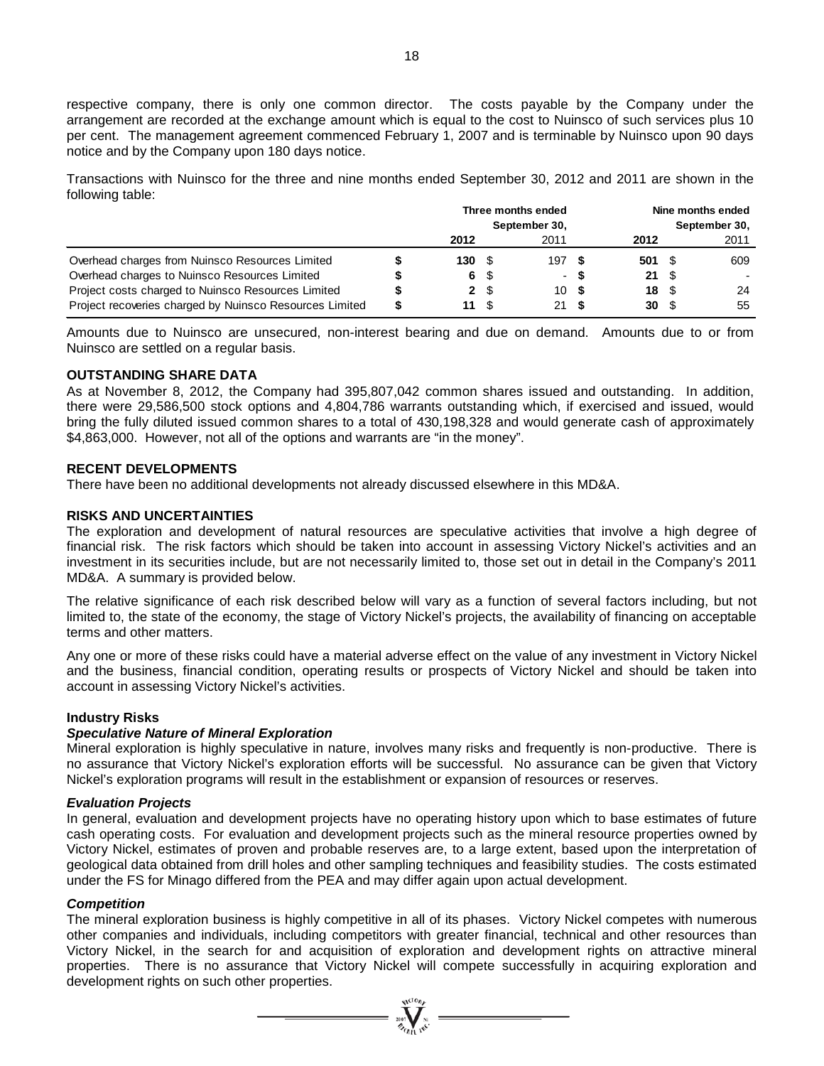respective company, there is only one common director. The costs payable by the Company under the arrangement are recorded at the exchange amount which is equal to the cost to Nuinsco of such services plus 10 per cent. The management agreement commenced February 1, 2007 and is terminable by Nuinsco upon 90 days notice and by the Company upon 180 days notice.

Transactions with Nuinsco for the three and nine months ended September 30, 2012 and 2011 are shown in the following table:

| | Three months ended September 30, | | Nine months ended September 30, | |
|---|---|---|---|---|
| | **2012** | 2011 | **2012** | 2011 |
| Overhead charges from Nuinsco Resources Limited | **$ 130** | $ 197 | **$ 501** | $ 609 |
| Overhead charges to Nuinsco Resources Limited | **$ 6** | $ - | **$ 21** | $ - |
| Project costs charged to Nuinsco Resources Limited | **$ 2** | $ 10 | **$ 18** | $ 24 |
| Project recoveries charged by Nuinsco Resources Limited | **$ 11** | $ 21 | **$ 30** | $ 55 |

Amounts due to Nuinsco are unsecured, non-interest bearing and due on demand. Amounts due to or from Nuinsco are settled on a regular basis.

## OUTSTANDING SHARE DATA

As at November 8, 2012, the Company had 395,807,042 common shares issued and outstanding. In addition, there were 29,586,500 stock options and 4,804,786 warrants outstanding which, if exercised and issued, would bring the fully diluted issued common shares to a total of 430,198,328 and would generate cash of approximately $4,863,000. However, not all of the options and warrants are "in the money".

## RECENT DEVELOPMENTS

There have been no additional developments not already discussed elsewhere in this MD&A.

## RISKS AND UNCERTAINTIES

The exploration and development of natural resources are speculative activities that involve a high degree of financial risk. The risk factors which should be taken into account in assessing Victory Nickel's activities and an investment in its securities include, but are not necessarily limited to, those set out in detail in the Company's 2011 MD&A. A summary is provided below.

The relative significance of each risk described below will vary as a function of several factors including, but not limited to, the state of the economy, the stage of Victory Nickel's projects, the availability of financing on acceptable terms and other matters.

Any one or more of these risks could have a material adverse effect on the value of any investment in Victory Nickel and the business, financial condition, operating results or prospects of Victory Nickel and should be taken into account in assessing Victory Nickel's activities.

### Industry Risks

#### *Speculative Nature of Mineral Exploration*

Mineral exploration is highly speculative in nature, involves many risks and frequently is non-productive. There is no assurance that Victory Nickel's exploration efforts will be successful. No assurance can be given that Victory Nickel's exploration programs will result in the establishment or expansion of resources or reserves.

#### *Evaluation Projects*

In general, evaluation and development projects have no operating history upon which to base estimates of future cash operating costs. For evaluation and development projects such as the mineral resource properties owned by Victory Nickel, estimates of proven and probable reserves are, to a large extent, based upon the interpretation of geological data obtained from drill holes and other sampling techniques and feasibility studies. The costs estimated under the FS for Minago differed from the PEA and may differ again upon actual development.

#### *Competition*

The mineral exploration business is highly competitive in all of its phases. Victory Nickel competes with numerous other companies and individuals, including competitors with greater financial, technical and other resources than Victory Nickel, in the search for and acquisition of exploration and development rights on attractive mineral properties. There is no assurance that Victory Nickel will compete successfully in acquiring exploration and development rights on such other properties.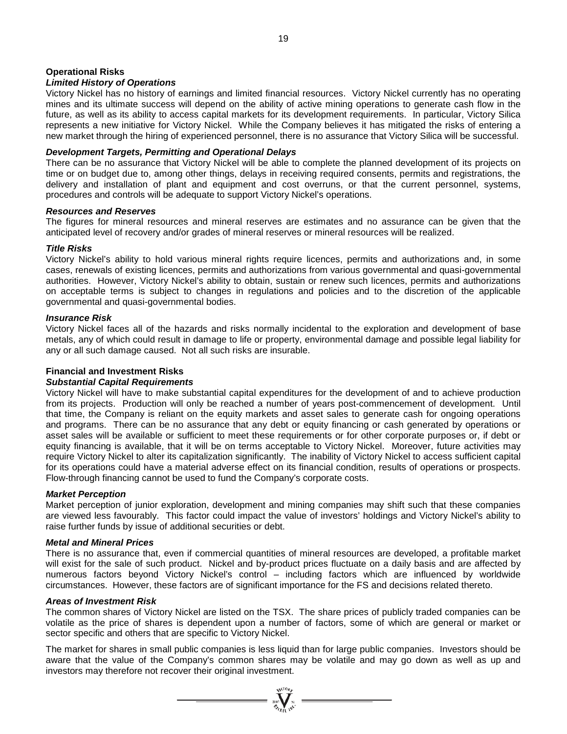**Operational Risks**

***Limited History of Operations***

Victory Nickel has no history of earnings and limited financial resources. Victory Nickel currently has no operating mines and its ultimate success will depend on the ability of active mining operations to generate cash flow in the future, as well as its ability to access capital markets for its development requirements. In particular, Victory Silica represents a new initiative for Victory Nickel. While the Company believes it has mitigated the risks of entering a new market through the hiring of experienced personnel, there is no assurance that Victory Silica will be successful.

***Development Targets, Permitting and Operational Delays***

There can be no assurance that Victory Nickel will be able to complete the planned development of its projects on time or on budget due to, among other things, delays in receiving required consents, permits and registrations, the delivery and installation of plant and equipment and cost overruns, or that the current personnel, systems, procedures and controls will be adequate to support Victory Nickel's operations.

***Resources and Reserves***

The figures for mineral resources and mineral reserves are estimates and no assurance can be given that the anticipated level of recovery and/or grades of mineral reserves or mineral resources will be realized.

***Title Risks***

Victory Nickel's ability to hold various mineral rights require licences, permits and authorizations and, in some cases, renewals of existing licences, permits and authorizations from various governmental and quasi-governmental authorities. However, Victory Nickel's ability to obtain, sustain or renew such licences, permits and authorizations on acceptable terms is subject to changes in regulations and policies and to the discretion of the applicable governmental and quasi-governmental bodies.

***Insurance Risk***

Victory Nickel faces all of the hazards and risks normally incidental to the exploration and development of base metals, any of which could result in damage to life or property, environmental damage and possible legal liability for any or all such damage caused. Not all such risks are insurable.

**Financial and Investment Risks**

***Substantial Capital Requirements***

Victory Nickel will have to make substantial capital expenditures for the development of and to achieve production from its projects. Production will only be reached a number of years post-commencement of development. Until that time, the Company is reliant on the equity markets and asset sales to generate cash for ongoing operations and programs. There can be no assurance that any debt or equity financing or cash generated by operations or asset sales will be available or sufficient to meet these requirements or for other corporate purposes or, if debt or equity financing is available, that it will be on terms acceptable to Victory Nickel. Moreover, future activities may require Victory Nickel to alter its capitalization significantly. The inability of Victory Nickel to access sufficient capital for its operations could have a material adverse effect on its financial condition, results of operations or prospects. Flow-through financing cannot be used to fund the Company's corporate costs.

***Market Perception***

Market perception of junior exploration, development and mining companies may shift such that these companies are viewed less favourably. This factor could impact the value of investors' holdings and Victory Nickel's ability to raise further funds by issue of additional securities or debt.

***Metal and Mineral Prices***

There is no assurance that, even if commercial quantities of mineral resources are developed, a profitable market will exist for the sale of such product. Nickel and by-product prices fluctuate on a daily basis and are affected by numerous factors beyond Victory Nickel's control – including factors which are influenced by worldwide circumstances. However, these factors are of significant importance for the FS and decisions related thereto.

***Areas of Investment Risk***

The common shares of Victory Nickel are listed on the TSX. The share prices of publicly traded companies can be volatile as the price of shares is dependent upon a number of factors, some of which are general or market or sector specific and others that are specific to Victory Nickel.

The market for shares in small public companies is less liquid than for large public companies. Investors should be aware that the value of the Company's common shares may be volatile and may go down as well as up and investors may therefore not recover their original investment.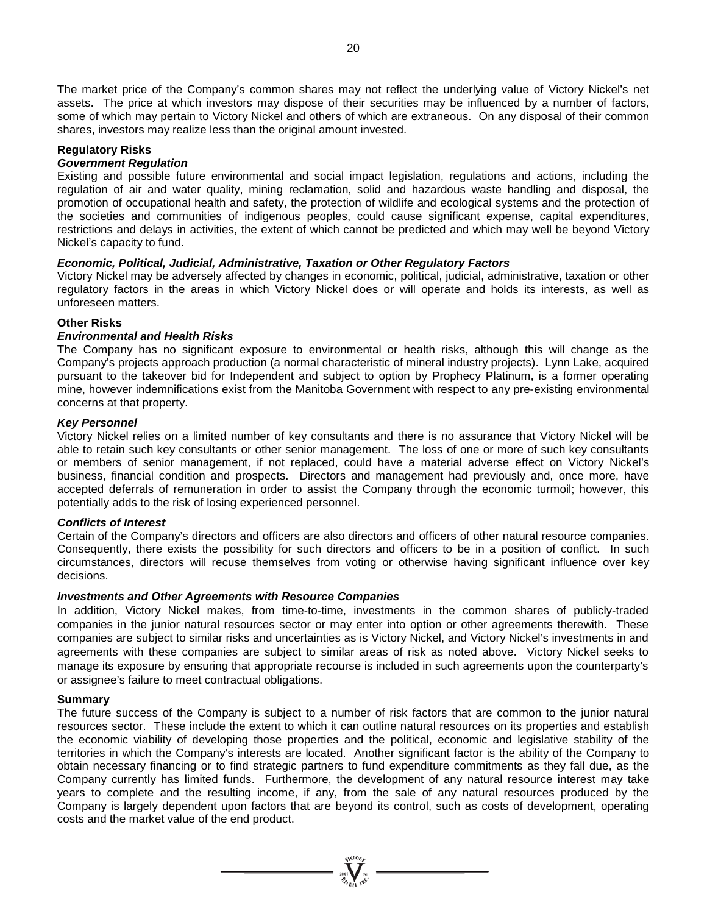The market price of the Company's common shares may not reflect the underlying value of Victory Nickel's net assets. The price at which investors may dispose of their securities may be influenced by a number of factors, some of which may pertain to Victory Nickel and others of which are extraneous. On any disposal of their common shares, investors may realize less than the original amount invested.

**Regulatory Risks**

***Government Regulation***

Existing and possible future environmental and social impact legislation, regulations and actions, including the regulation of air and water quality, mining reclamation, solid and hazardous waste handling and disposal, the promotion of occupational health and safety, the protection of wildlife and ecological systems and the protection of the societies and communities of indigenous peoples, could cause significant expense, capital expenditures, restrictions and delays in activities, the extent of which cannot be predicted and which may well be beyond Victory Nickel's capacity to fund.

***Economic, Political, Judicial, Administrative, Taxation or Other Regulatory Factors***

Victory Nickel may be adversely affected by changes in economic, political, judicial, administrative, taxation or other regulatory factors in the areas in which Victory Nickel does or will operate and holds its interests, as well as unforeseen matters.

**Other Risks**

***Environmental and Health Risks***

The Company has no significant exposure to environmental or health risks, although this will change as the Company's projects approach production (a normal characteristic of mineral industry projects). Lynn Lake, acquired pursuant to the takeover bid for Independent and subject to option by Prophecy Platinum, is a former operating mine, however indemnifications exist from the Manitoba Government with respect to any pre-existing environmental concerns at that property.

***Key Personnel***

Victory Nickel relies on a limited number of key consultants and there is no assurance that Victory Nickel will be able to retain such key consultants or other senior management. The loss of one or more of such key consultants or members of senior management, if not replaced, could have a material adverse effect on Victory Nickel's business, financial condition and prospects. Directors and management had previously and, once more, have accepted deferrals of remuneration in order to assist the Company through the economic turmoil; however, this potentially adds to the risk of losing experienced personnel.

***Conflicts of Interest***

Certain of the Company's directors and officers are also directors and officers of other natural resource companies. Consequently, there exists the possibility for such directors and officers to be in a position of conflict. In such circumstances, directors will recuse themselves from voting or otherwise having significant influence over key decisions.

***Investments and Other Agreements with Resource Companies***

In addition, Victory Nickel makes, from time-to-time, investments in the common shares of publicly-traded companies in the junior natural resources sector or may enter into option or other agreements therewith. These companies are subject to similar risks and uncertainties as is Victory Nickel, and Victory Nickel's investments in and agreements with these companies are subject to similar areas of risk as noted above. Victory Nickel seeks to manage its exposure by ensuring that appropriate recourse is included in such agreements upon the counterparty's or assignee's failure to meet contractual obligations.

**Summary**

The future success of the Company is subject to a number of risk factors that are common to the junior natural resources sector. These include the extent to which it can outline natural resources on its properties and establish the economic viability of developing those properties and the political, economic and legislative stability of the territories in which the Company's interests are located. Another significant factor is the ability of the Company to obtain necessary financing or to find strategic partners to fund expenditure commitments as they fall due, as the Company currently has limited funds. Furthermore, the development of any natural resource interest may take years to complete and the resulting income, if any, from the sale of any natural resources produced by the Company is largely dependent upon factors that are beyond its control, such as costs of development, operating costs and the market value of the end product.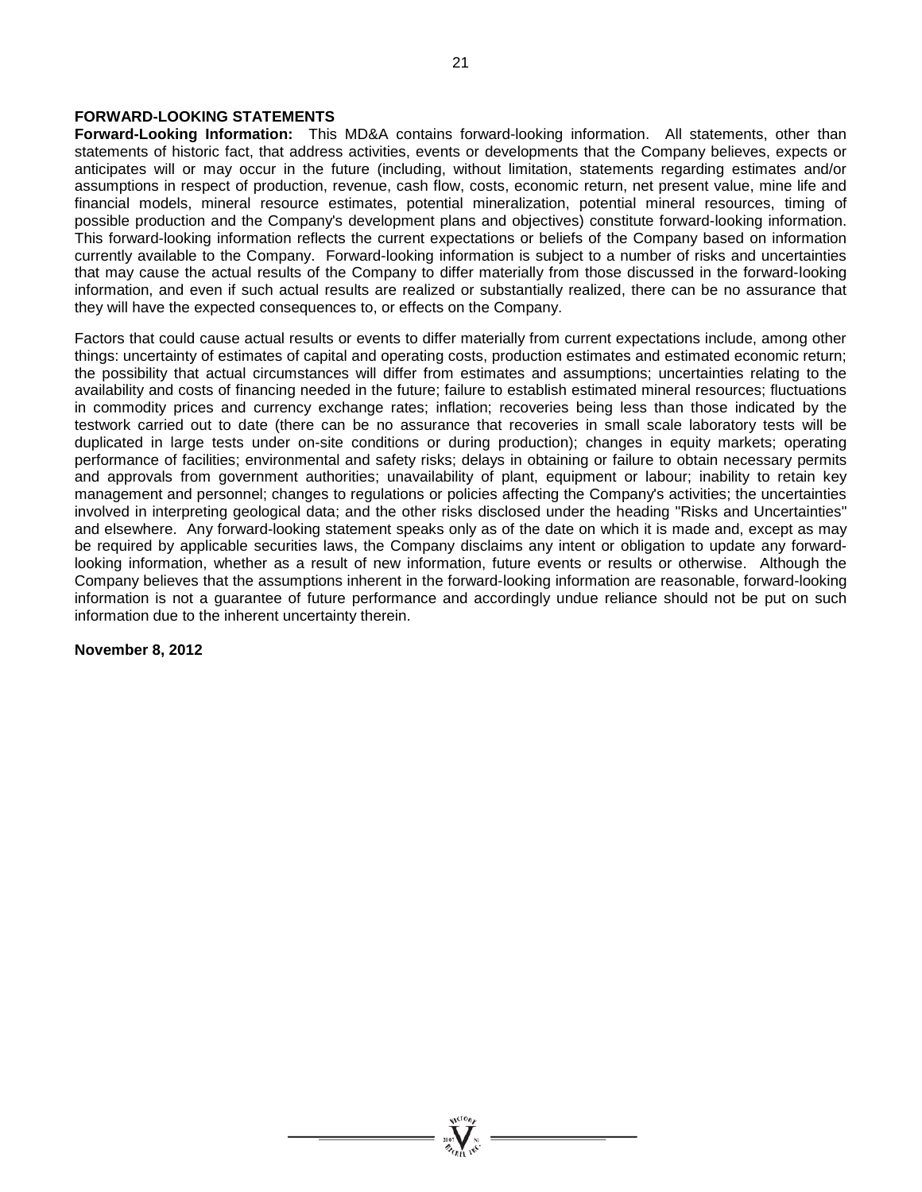**FORWARD-LOOKING STATEMENTS**

**Forward-Looking Information:** This MD&A contains forward-looking information. All statements, other than statements of historic fact, that address activities, events or developments that the Company believes, expects or anticipates will or may occur in the future (including, without limitation, statements regarding estimates and/or assumptions in respect of production, revenue, cash flow, costs, economic return, net present value, mine life and financial models, mineral resource estimates, potential mineralization, potential mineral resources, timing of possible production and the Company's development plans and objectives) constitute forward-looking information. This forward-looking information reflects the current expectations or beliefs of the Company based on information currently available to the Company. Forward-looking information is subject to a number of risks and uncertainties that may cause the actual results of the Company to differ materially from those discussed in the forward-looking information, and even if such actual results are realized or substantially realized, there can be no assurance that they will have the expected consequences to, or effects on the Company.

Factors that could cause actual results or events to differ materially from current expectations include, among other things: uncertainty of estimates of capital and operating costs, production estimates and estimated economic return; the possibility that actual circumstances will differ from estimates and assumptions; uncertainties relating to the availability and costs of financing needed in the future; failure to establish estimated mineral resources; fluctuations in commodity prices and currency exchange rates; inflation; recoveries being less than those indicated by the testwork carried out to date (there can be no assurance that recoveries in small scale laboratory tests will be duplicated in large tests under on-site conditions or during production); changes in equity markets; operating performance of facilities; environmental and safety risks; delays in obtaining or failure to obtain necessary permits and approvals from government authorities; unavailability of plant, equipment or labour; inability to retain key management and personnel; changes to regulations or policies affecting the Company's activities; the uncertainties involved in interpreting geological data; and the other risks disclosed under the heading "Risks and Uncertainties" and elsewhere. Any forward-looking statement speaks only as of the date on which it is made and, except as may be required by applicable securities laws, the Company disclaims any intent or obligation to update any forward-looking information, whether as a result of new information, future events or results or otherwise. Although the Company believes that the assumptions inherent in the forward-looking information are reasonable, forward-looking information is not a guarantee of future performance and accordingly undue reliance should not be put on such information due to the inherent uncertainty therein.

**November 8, 2012**